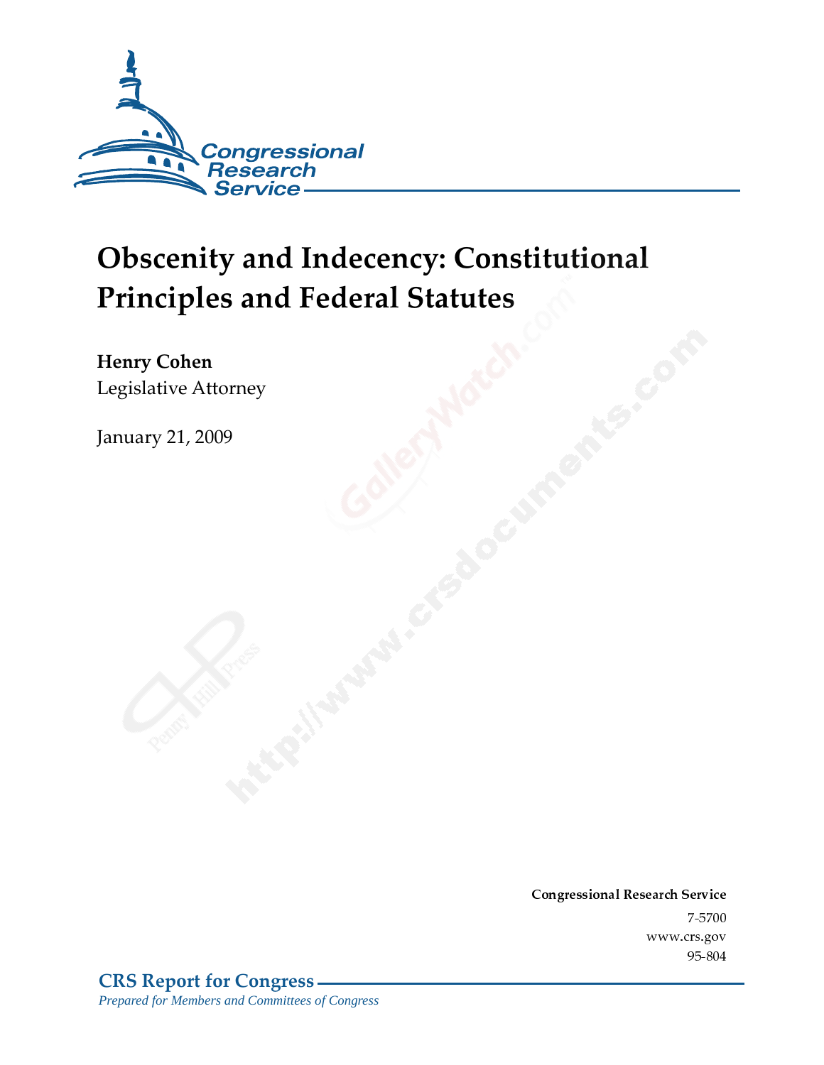Congressional Research Service

# Obscenity and Indecency: Constitutional Principles and Federal Statutes

**Henry Cohen**
Legislative Attorney

January 21, 2009

**Congressional Research Service**
7-5700
www.crs.gov
95-804

**CRS Report for Congress**
*Prepared for Members and Committees of Congress*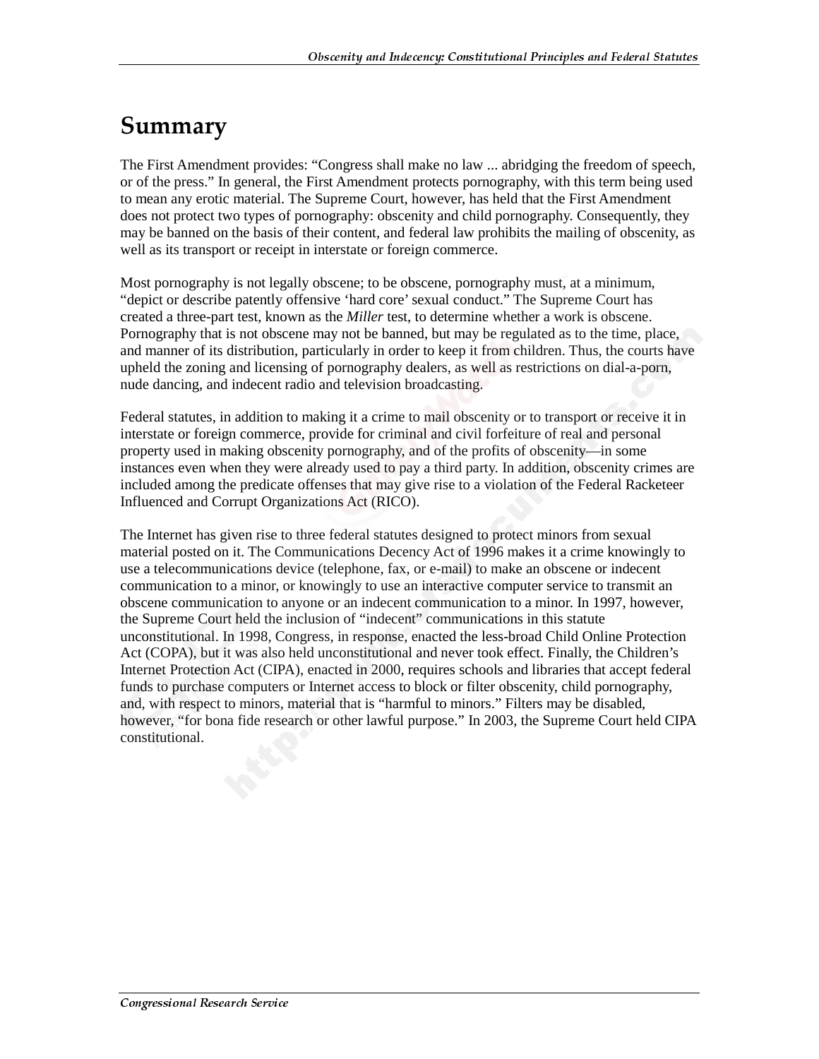# Summary

The First Amendment provides: "Congress shall make no law ... abridging the freedom of speech, or of the press." In general, the First Amendment protects pornography, with this term being used to mean any erotic material. The Supreme Court, however, has held that the First Amendment does not protect two types of pornography: obscenity and child pornography. Consequently, they may be banned on the basis of their content, and federal law prohibits the mailing of obscenity, as well as its transport or receipt in interstate or foreign commerce.

Most pornography is not legally obscene; to be obscene, pornography must, at a minimum, "depict or describe patently offensive 'hard core' sexual conduct." The Supreme Court has created a three-part test, known as the *Miller* test, to determine whether a work is obscene. Pornography that is not obscene may not be banned, but may be regulated as to the time, place, and manner of its distribution, particularly in order to keep it from children. Thus, the courts have upheld the zoning and licensing of pornography dealers, as well as restrictions on dial-a-porn, nude dancing, and indecent radio and television broadcasting.

Federal statutes, in addition to making it a crime to mail obscenity or to transport or receive it in interstate or foreign commerce, provide for criminal and civil forfeiture of real and personal property used in making obscenity pornography, and of the profits of obscenity—in some instances even when they were already used to pay a third party. In addition, obscenity crimes are included among the predicate offenses that may give rise to a violation of the Federal Racketeer Influenced and Corrupt Organizations Act (RICO).

The Internet has given rise to three federal statutes designed to protect minors from sexual material posted on it. The Communications Decency Act of 1996 makes it a crime knowingly to use a telecommunications device (telephone, fax, or e-mail) to make an obscene or indecent communication to a minor, or knowingly to use an interactive computer service to transmit an obscene communication to anyone or an indecent communication to a minor. In 1997, however, the Supreme Court held the inclusion of "indecent" communications in this statute unconstitutional. In 1998, Congress, in response, enacted the less-broad Child Online Protection Act (COPA), but it was also held unconstitutional and never took effect. Finally, the Children's Internet Protection Act (CIPA), enacted in 2000, requires schools and libraries that accept federal funds to purchase computers or Internet access to block or filter obscenity, child pornography, and, with respect to minors, material that is "harmful to minors." Filters may be disabled, however, "for bona fide research or other lawful purpose." In 2003, the Supreme Court held CIPA constitutional.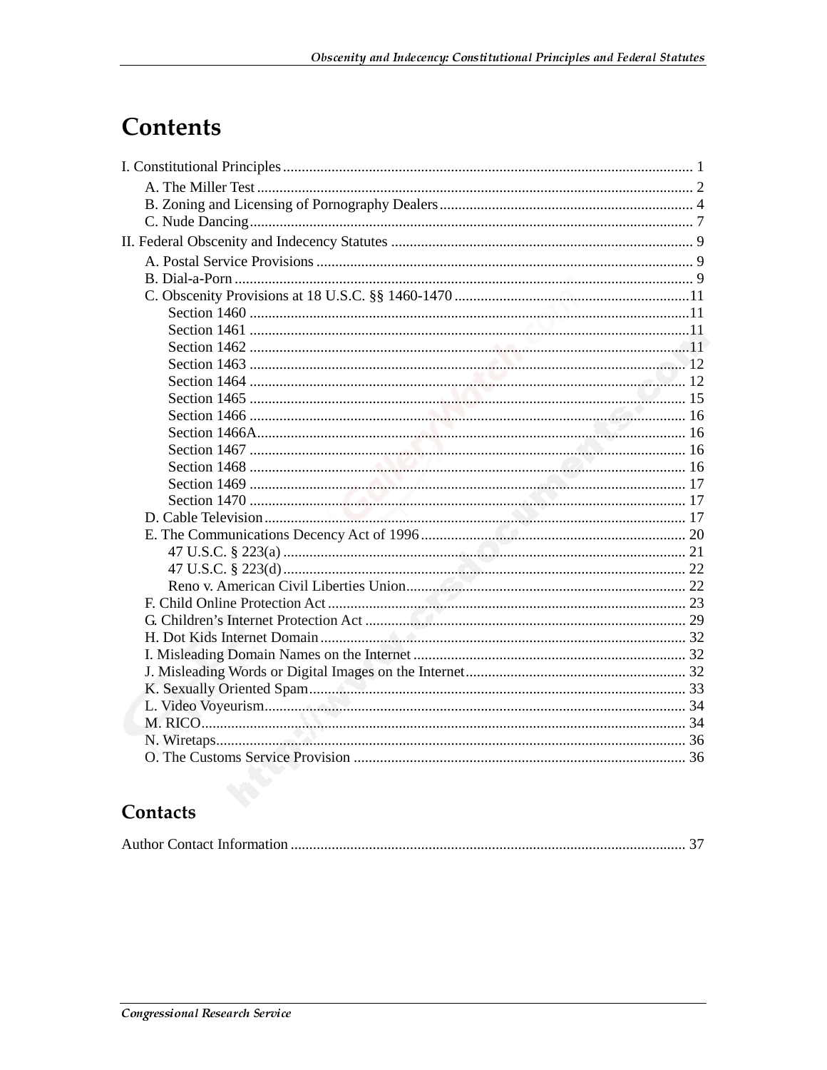# Contents

I. Constitutional Principles .... 1
- A. The Miller Test .... 2
- B. Zoning and Licensing of Pornography Dealers .... 4
- C. Nude Dancing .... 7

II. Federal Obscenity and Indecency Statutes .... 9
- A. Postal Service Provisions .... 9
- B. Dial-a-Porn .... 9
- C. Obscenity Provisions at 18 U.S.C. §§ 1460-1470 .... 11
  - Section 1460 .... 11
  - Section 1461 .... 11
  - Section 1462 .... 11
  - Section 1463 .... 12
  - Section 1464 .... 12
  - Section 1465 .... 15
  - Section 1466 .... 16
  - Section 1466A .... 16
  - Section 1467 .... 16
  - Section 1468 .... 16
  - Section 1469 .... 17
  - Section 1470 .... 17
- D. Cable Television .... 17
- E. The Communications Decency Act of 1996 .... 20
  - 47 U.S.C. § 223(a) .... 21
  - 47 U.S.C. § 223(d) .... 22
  - Reno v. American Civil Liberties Union .... 22
- F. Child Online Protection Act .... 23
- G. Children's Internet Protection Act .... 29
- H. Dot Kids Internet Domain .... 32
- I. Misleading Domain Names on the Internet .... 32
- J. Misleading Words or Digital Images on the Internet .... 32
- K. Sexually Oriented Spam .... 33
- L. Video Voyeurism .... 34
- M. RICO .... 34
- N. Wiretaps .... 36
- O. The Customs Service Provision .... 36

# Contacts

Author Contact Information .... 37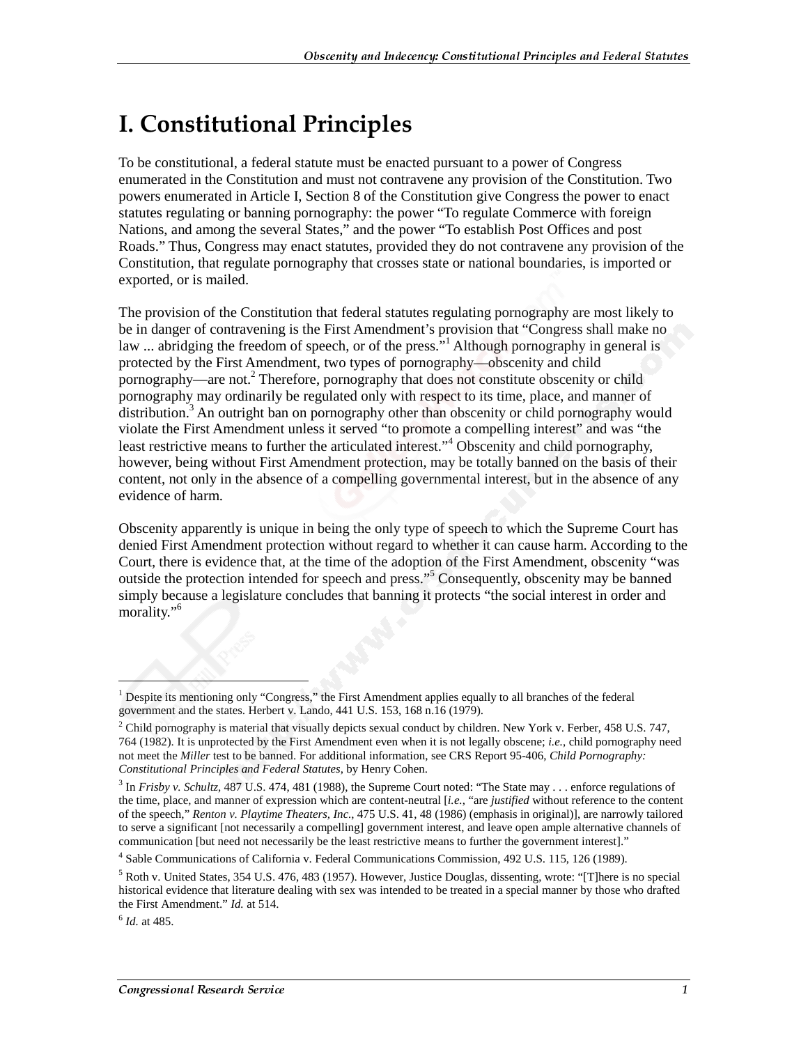# I. Constitutional Principles

To be constitutional, a federal statute must be enacted pursuant to a power of Congress enumerated in the Constitution and must not contravene any provision of the Constitution. Two powers enumerated in Article I, Section 8 of the Constitution give Congress the power to enact statutes regulating or banning pornography: the power "To regulate Commerce with foreign Nations, and among the several States," and the power "To establish Post Offices and post Roads." Thus, Congress may enact statutes, provided they do not contravene any provision of the Constitution, that regulate pornography that crosses state or national boundaries, is imported or exported, or is mailed.

The provision of the Constitution that federal statutes regulating pornography are most likely to be in danger of contravening is the First Amendment's provision that "Congress shall make no law ... abridging the freedom of speech, or of the press."[1] Although pornography in general is protected by the First Amendment, two types of pornography—obscenity and child pornography—are not.[2] Therefore, pornography that does not constitute obscenity or child pornography may ordinarily be regulated only with respect to its time, place, and manner of distribution.[3] An outright ban on pornography other than obscenity or child pornography would violate the First Amendment unless it served "to promote a compelling interest" and was "the least restrictive means to further the articulated interest."[4] Obscenity and child pornography, however, being without First Amendment protection, may be totally banned on the basis of their content, not only in the absence of a compelling governmental interest, but in the absence of any evidence of harm.

Obscenity apparently is unique in being the only type of speech to which the Supreme Court has denied First Amendment protection without regard to whether it can cause harm. According to the Court, there is evidence that, at the time of the adoption of the First Amendment, obscenity "was outside the protection intended for speech and press."[5] Consequently, obscenity may be banned simply because a legislature concludes that banning it protects "the social interest in order and morality."[6]

---

[1] Despite its mentioning only "Congress," the First Amendment applies equally to all branches of the federal government and the states. Herbert v. Lando, 441 U.S. 153, 168 n.16 (1979).

[2] Child pornography is material that visually depicts sexual conduct by children. New York v. Ferber, 458 U.S. 747, 764 (1982). It is unprotected by the First Amendment even when it is not legally obscene; *i.e.*, child pornography need not meet the *Miller* test to be banned. For additional information, see CRS Report 95-406, *Child Pornography: Constitutional Principles and Federal Statutes*, by Henry Cohen.

[3] In *Frisby v. Schultz*, 487 U.S. 474, 481 (1988), the Supreme Court noted: "The State may . . . enforce regulations of the time, place, and manner of expression which are content-neutral [*i.e.*, "are *justified* without reference to the content of the speech," *Renton v. Playtime Theaters, Inc.*, 475 U.S. 41, 48 (1986) (emphasis in original)], are narrowly tailored to serve a significant [not necessarily a compelling] government interest, and leave open ample alternative channels of communication [but need not necessarily be the least restrictive means to further the government interest]."

[4] Sable Communications of California v. Federal Communications Commission, 492 U.S. 115, 126 (1989).

[5] Roth v. United States, 354 U.S. 476, 483 (1957). However, Justice Douglas, dissenting, wrote: "[T]here is no special historical evidence that literature dealing with sex was intended to be treated in a special manner by those who drafted the First Amendment." *Id.* at 514.

[6] *Id.* at 485.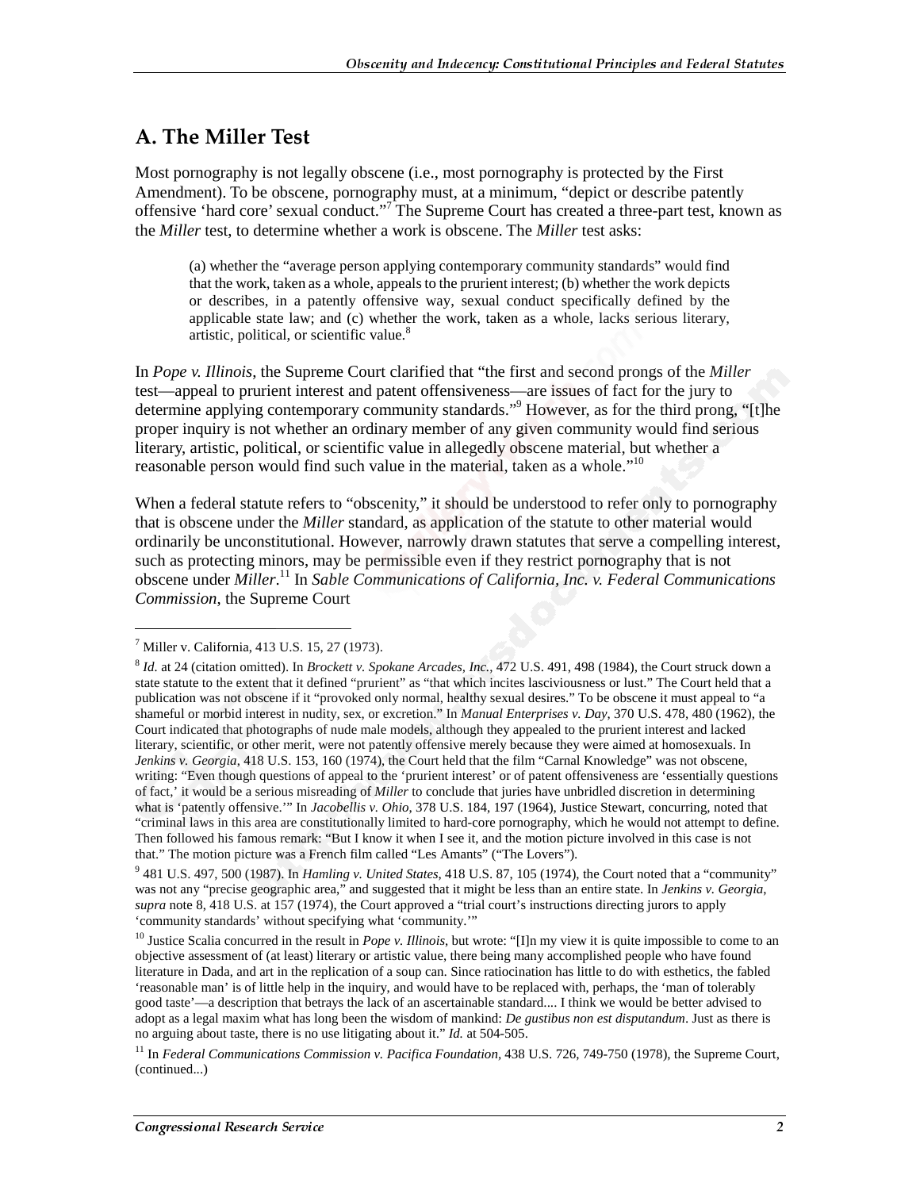## A. The Miller Test

Most pornography is not legally obscene (i.e., most pornography is protected by the First Amendment). To be obscene, pornography must, at a minimum, "depict or describe patently offensive 'hard core' sexual conduct."[7] The Supreme Court has created a three-part test, known as the *Miller* test, to determine whether a work is obscene. The *Miller* test asks:

> (a) whether the "average person applying contemporary community standards" would find that the work, taken as a whole, appeals to the prurient interest; (b) whether the work depicts or describes, in a patently offensive way, sexual conduct specifically defined by the applicable state law; and (c) whether the work, taken as a whole, lacks serious literary, artistic, political, or scientific value.[8]

In *Pope v. Illinois*, the Supreme Court clarified that "the first and second prongs of the *Miller* test—appeal to prurient interest and patent offensiveness—are issues of fact for the jury to determine applying contemporary community standards."[9] However, as for the third prong, "[t]he proper inquiry is not whether an ordinary member of any given community would find serious literary, artistic, political, or scientific value in allegedly obscene material, but whether a reasonable person would find such value in the material, taken as a whole."[10]

When a federal statute refers to "obscenity," it should be understood to refer only to pornography that is obscene under the *Miller* standard, as application of the statute to other material would ordinarily be unconstitutional. However, narrowly drawn statutes that serve a compelling interest, such as protecting minors, may be permissible even if they restrict pornography that is not obscene under *Miller*.[11] In *Sable Communications of California, Inc. v. Federal Communications Commission*, the Supreme Court

---

[7] Miller v. California, 413 U.S. 15, 27 (1973).

[8] *Id.* at 24 (citation omitted). In *Brockett v. Spokane Arcades, Inc.*, 472 U.S. 491, 498 (1984), the Court struck down a state statute to the extent that it defined "prurient" as "that which incites lasciviousness or lust." The Court held that a publication was not obscene if it "provoked only normal, healthy sexual desires." To be obscene it must appeal to "a shameful or morbid interest in nudity, sex, or excretion." In *Manual Enterprises v. Day*, 370 U.S. 478, 480 (1962), the Court indicated that photographs of nude male models, although they appealed to the prurient interest and lacked literary, scientific, or other merit, were not patently offensive merely because they were aimed at homosexuals. In *Jenkins v. Georgia*, 418 U.S. 153, 160 (1974), the Court held that the film "Carnal Knowledge" was not obscene, writing: "Even though questions of appeal to the 'prurient interest' or of patent offensiveness are 'essentially questions of fact,' it would be a serious misreading of *Miller* to conclude that juries have unbridled discretion in determining what is 'patently offensive.'" In *Jacobellis v. Ohio*, 378 U.S. 184, 197 (1964), Justice Stewart, concurring, noted that "criminal laws in this area are constitutionally limited to hard-core pornography, which he would not attempt to define. Then followed his famous remark: "But I know it when I see it, and the motion picture involved in this case is not that." The motion picture was a French film called "Les Amants" ("The Lovers").

[9] 481 U.S. 497, 500 (1987). In *Hamling v. United States*, 418 U.S. 87, 105 (1974), the Court noted that a "community" was not any "precise geographic area," and suggested that it might be less than an entire state. In *Jenkins v. Georgia*, *supra* note 8, 418 U.S. at 157 (1974), the Court approved a "trial court's instructions directing jurors to apply 'community standards' without specifying what 'community.'"

[10] Justice Scalia concurred in the result in *Pope v. Illinois*, but wrote: "[I]n my view it is quite impossible to come to an objective assessment of (at least) literary or artistic value, there being many accomplished people who have found literature in Dada, and art in the replication of a soup can. Since ratiocination has little to do with esthetics, the fabled 'reasonable man' is of little help in the inquiry, and would have to be replaced with, perhaps, the 'man of tolerably good taste'—a description that betrays the lack of an ascertainable standard.... I think we would be better advised to adopt as a legal maxim what has long been the wisdom of mankind: *De gustibus non est disputandum*. Just as there is no arguing about taste, there is no use litigating about it." *Id.* at 504-505.

[11] In *Federal Communications Commission v. Pacifica Foundation*, 438 U.S. 726, 749-750 (1978), the Supreme Court, (continued...)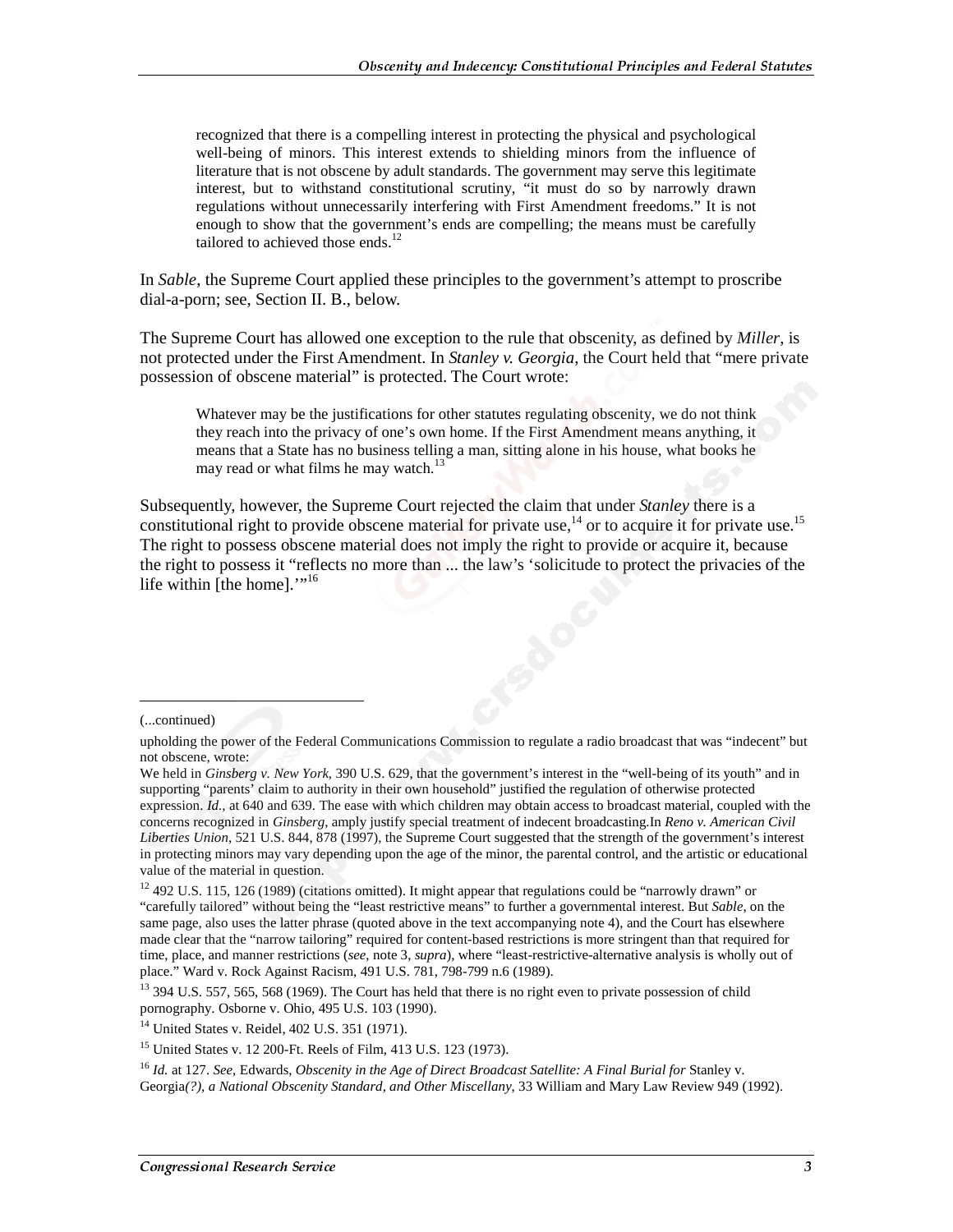recognized that there is a compelling interest in protecting the physical and psychological well-being of minors. This interest extends to shielding minors from the influence of literature that is not obscene by adult standards. The government may serve this legitimate interest, but to withstand constitutional scrutiny, "it must do so by narrowly drawn regulations without unnecessarily interfering with First Amendment freedoms." It is not enough to show that the government's ends are compelling; the means must be carefully tailored to achieved those ends.[12]

In *Sable*, the Supreme Court applied these principles to the government's attempt to proscribe dial-a-porn; see, Section II. B., below.

The Supreme Court has allowed one exception to the rule that obscenity, as defined by *Miller*, is not protected under the First Amendment. In *Stanley v. Georgia*, the Court held that "mere private possession of obscene material" is protected. The Court wrote:

> Whatever may be the justifications for other statutes regulating obscenity, we do not think they reach into the privacy of one's own home. If the First Amendment means anything, it means that a State has no business telling a man, sitting alone in his house, what books he may read or what films he may watch.[13]

Subsequently, however, the Supreme Court rejected the claim that under *Stanley* there is a constitutional right to provide obscene material for private use,[14] or to acquire it for private use.[15] The right to possess obscene material does not imply the right to provide or acquire it, because the right to possess it "reflects no more than ... the law's 'solicitude to protect the privacies of the life within [the home].'"[16]

---

(...continued)

upholding the power of the Federal Communications Commission to regulate a radio broadcast that was "indecent" but not obscene, wrote:

We held in *Ginsberg v. New York*, 390 U.S. 629, that the government's interest in the "well-being of its youth" and in supporting "parents' claim to authority in their own household" justified the regulation of otherwise protected expression. *Id.*, at 640 and 639. The ease with which children may obtain access to broadcast material, coupled with the concerns recognized in *Ginsberg*, amply justify special treatment of indecent broadcasting.In *Reno v. American Civil Liberties Union*, 521 U.S. 844, 878 (1997), the Supreme Court suggested that the strength of the government's interest in protecting minors may vary depending upon the age of the minor, the parental control, and the artistic or educational value of the material in question.

[12] 492 U.S. 115, 126 (1989) (citations omitted). It might appear that regulations could be "narrowly drawn" or "carefully tailored" without being the "least restrictive means" to further a governmental interest. But *Sable*, on the same page, also uses the latter phrase (quoted above in the text accompanying note 4), and the Court has elsewhere made clear that the "narrow tailoring" required for content-based restrictions is more stringent than that required for time, place, and manner restrictions (*see*, note 3, *supra*), where "least-restrictive-alternative analysis is wholly out of place." Ward v. Rock Against Racism, 491 U.S. 781, 798-799 n.6 (1989).

[13] 394 U.S. 557, 565, 568 (1969). The Court has held that there is no right even to private possession of child pornography. Osborne v. Ohio, 495 U.S. 103 (1990).

[14] United States v. Reidel, 402 U.S. 351 (1971).

[15] United States v. 12 200-Ft. Reels of Film, 413 U.S. 123 (1973).

[16] *Id.* at 127. *See*, Edwards, *Obscenity in the Age of Direct Broadcast Satellite: A Final Burial for* Stanley v. Georgia*(?), a National Obscenity Standard, and Other Miscellany*, 33 William and Mary Law Review 949 (1992).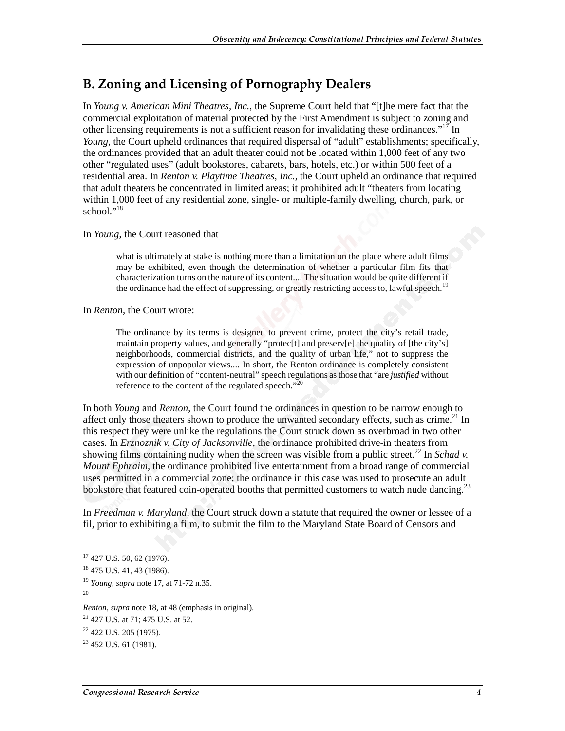## B. Zoning and Licensing of Pornography Dealers

In *Young v. American Mini Theatres, Inc.*, the Supreme Court held that "[t]he mere fact that the commercial exploitation of material protected by the First Amendment is subject to zoning and other licensing requirements is not a sufficient reason for invalidating these ordinances."[17] In *Young*, the Court upheld ordinances that required dispersal of "adult" establishments; specifically, the ordinances provided that an adult theater could not be located within 1,000 feet of any two other "regulated uses" (adult bookstores, cabarets, bars, hotels, etc.) or within 500 feet of a residential area. In *Renton v. Playtime Theatres, Inc.*, the Court upheld an ordinance that required that adult theaters be concentrated in limited areas; it prohibited adult "theaters from locating within 1,000 feet of any residential zone, single- or multiple-family dwelling, church, park, or school."[18]

In *Young*, the Court reasoned that

> what is ultimately at stake is nothing more than a limitation on the place where adult films may be exhibited, even though the determination of whether a particular film fits that characterization turns on the nature of its content.... The situation would be quite different if the ordinance had the effect of suppressing, or greatly restricting access to, lawful speech.[19]

In *Renton*, the Court wrote:

> The ordinance by its terms is designed to prevent crime, protect the city's retail trade, maintain property values, and generally "protec[t] and preserv[e] the quality of [the city's] neighborhoods, commercial districts, and the quality of urban life," not to suppress the expression of unpopular views.... In short, the Renton ordinance is completely consistent with our definition of "content-neutral" speech regulations as those that "are *justified* without reference to the content of the regulated speech."[20]

In both *Young* and *Renton*, the Court found the ordinances in question to be narrow enough to affect only those theaters shown to produce the unwanted secondary effects, such as crime.[21] In this respect they were unlike the regulations the Court struck down as overbroad in two other cases. In *Erznoznik v. City of Jacksonville*, the ordinance prohibited drive-in theaters from showing films containing nudity when the screen was visible from a public street.[22] In *Schad v. Mount Ephraim*, the ordinance prohibited live entertainment from a broad range of commercial uses permitted in a commercial zone; the ordinance in this case was used to prosecute an adult bookstore that featured coin-operated booths that permitted customers to watch nude dancing.[23]

In *Freedman v. Maryland*, the Court struck down a statute that required the owner or lessee of a fil, prior to exhibiting a film, to submit the film to the Maryland State Board of Censors and

---

[17] 427 U.S. 50, 62 (1976).

[18] 475 U.S. 41, 43 (1986).

[19] *Young*, *supra* note 17, at 71-72 n.35.

[20] *Renton*, *supra* note 18, at 48 (emphasis in original).

[21] 427 U.S. at 71; 475 U.S. at 52.

[22] 422 U.S. 205 (1975).

[23] 452 U.S. 61 (1981).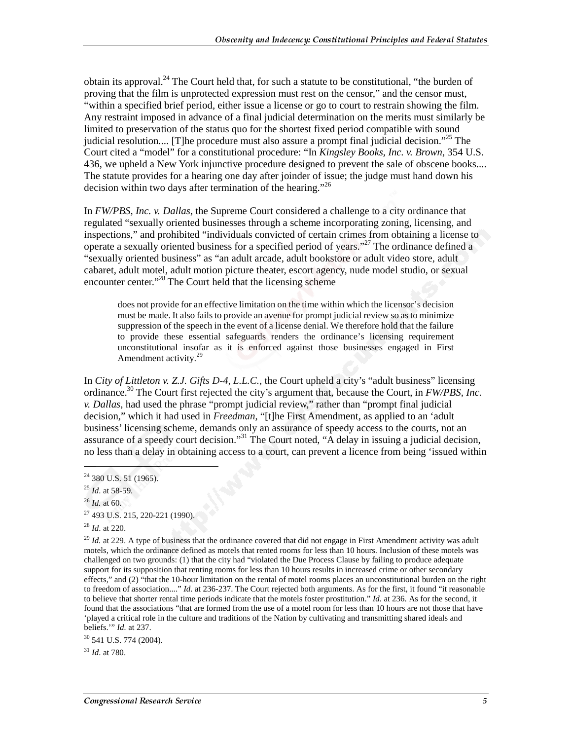obtain its approval.[24] The Court held that, for such a statute to be constitutional, "the burden of proving that the film is unprotected expression must rest on the censor," and the censor must, "within a specified brief period, either issue a license or go to court to restrain showing the film. Any restraint imposed in advance of a final judicial determination on the merits must similarly be limited to preservation of the status quo for the shortest fixed period compatible with sound judicial resolution.... [T]he procedure must also assure a prompt final judicial decision."[25] The Court cited a "model" for a constitutional procedure: "In *Kingsley Books, Inc. v. Brown*, 354 U.S. 436, we upheld a New York injunctive procedure designed to prevent the sale of obscene books.... The statute provides for a hearing one day after joinder of issue; the judge must hand down his decision within two days after termination of the hearing."[26]

In *FW/PBS, Inc. v. Dallas*, the Supreme Court considered a challenge to a city ordinance that regulated "sexually oriented businesses through a scheme incorporating zoning, licensing, and inspections," and prohibited "individuals convicted of certain crimes from obtaining a license to operate a sexually oriented business for a specified period of years."[27] The ordinance defined a "sexually oriented business" as "an adult arcade, adult bookstore or adult video store, adult cabaret, adult motel, adult motion picture theater, escort agency, nude model studio, or sexual encounter center."[28] The Court held that the licensing scheme

> does not provide for an effective limitation on the time within which the licensor's decision must be made. It also fails to provide an avenue for prompt judicial review so as to minimize suppression of the speech in the event of a license denial. We therefore hold that the failure to provide these essential safeguards renders the ordinance's licensing requirement unconstitutional insofar as it is enforced against those businesses engaged in First Amendment activity.[29]

In *City of Littleton v. Z.J. Gifts D-4, L.L.C.*, the Court upheld a city's "adult business" licensing ordinance.[30] The Court first rejected the city's argument that, because the Court, in *FW/PBS, Inc. v. Dallas*, had used the phrase "prompt judicial review," rather than "prompt final judicial decision," which it had used in *Freedman*, "[t]he First Amendment, as applied to an 'adult business' licensing scheme, demands only an assurance of speedy access to the courts, not an assurance of a speedy court decision."[31] The Court noted, "A delay in issuing a judicial decision, no less than a delay in obtaining access to a court, can prevent a licence from being 'issued within

---

[24] 380 U.S. 51 (1965).

[25] *Id*. at 58-59.

[26] *Id.* at 60.

[27] 493 U.S. 215, 220-221 (1990).

[28] *Id*. at 220.

[29] *Id.* at 229. A type of business that the ordinance covered that did not engage in First Amendment activity was adult motels, which the ordinance defined as motels that rented rooms for less than 10 hours. Inclusion of these motels was challenged on two grounds: (1) that the city had "violated the Due Process Clause by failing to produce adequate support for its supposition that renting rooms for less than 10 hours results in increased crime or other secondary effects," and (2) "that the 10-hour limitation on the rental of motel rooms places an unconstitutional burden on the right to freedom of association...." *Id*. at 236-237. The Court rejected both arguments. As for the first, it found "it reasonable to believe that shorter rental time periods indicate that the motels foster prostitution." *Id*. at 236. As for the second, it found that the associations "that are formed from the use of a motel room for less than 10 hours are not those that have 'played a critical role in the culture and traditions of the Nation by cultivating and transmitting shared ideals and beliefs.'" *Id.* at 237.

[30] 541 U.S. 774 (2004).

[31] *Id*. at 780.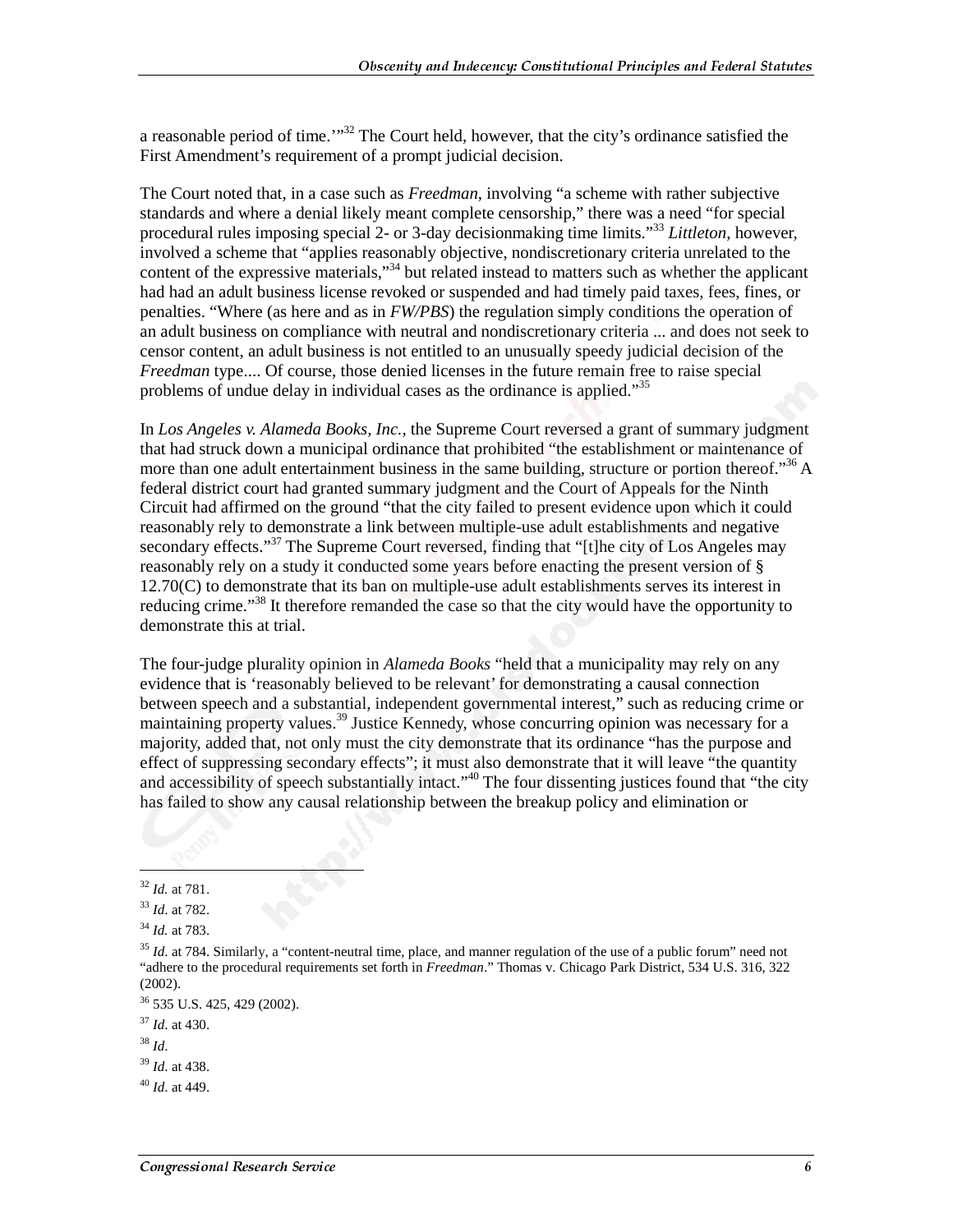a reasonable period of time.'"[32] The Court held, however, that the city's ordinance satisfied the First Amendment's requirement of a prompt judicial decision.

The Court noted that, in a case such as *Freedman*, involving "a scheme with rather subjective standards and where a denial likely meant complete censorship," there was a need "for special procedural rules imposing special 2- or 3-day decisionmaking time limits."[33] *Littleton*, however, involved a scheme that "applies reasonably objective, nondiscretionary criteria unrelated to the content of the expressive materials,"[34] but related instead to matters such as whether the applicant had had an adult business license revoked or suspended and had timely paid taxes, fees, fines, or penalties. "Where (as here and as in *FW/PBS*) the regulation simply conditions the operation of an adult business on compliance with neutral and nondiscretionary criteria ... and does not seek to censor content, an adult business is not entitled to an unusually speedy judicial decision of the *Freedman* type.... Of course, those denied licenses in the future remain free to raise special problems of undue delay in individual cases as the ordinance is applied."[35]

In *Los Angeles v. Alameda Books, Inc.*, the Supreme Court reversed a grant of summary judgment that had struck down a municipal ordinance that prohibited "the establishment or maintenance of more than one adult entertainment business in the same building, structure or portion thereof."[36] A federal district court had granted summary judgment and the Court of Appeals for the Ninth Circuit had affirmed on the ground "that the city failed to present evidence upon which it could reasonably rely to demonstrate a link between multiple-use adult establishments and negative secondary effects."[37] The Supreme Court reversed, finding that "[t]he city of Los Angeles may reasonably rely on a study it conducted some years before enacting the present version of § 12.70(C) to demonstrate that its ban on multiple-use adult establishments serves its interest in reducing crime."[38] It therefore remanded the case so that the city would have the opportunity to demonstrate this at trial.

The four-judge plurality opinion in *Alameda Books* "held that a municipality may rely on any evidence that is 'reasonably believed to be relevant' for demonstrating a causal connection between speech and a substantial, independent governmental interest," such as reducing crime or maintaining property values.[39] Justice Kennedy, whose concurring opinion was necessary for a majority, added that, not only must the city demonstrate that its ordinance "has the purpose and effect of suppressing secondary effects"; it must also demonstrate that it will leave "the quantity and accessibility of speech substantially intact."[40] The four dissenting justices found that "the city has failed to show any causal relationship between the breakup policy and elimination or

---

[32] *Id.* at 781.

[33] *Id.* at 782.

[34] *Id.* at 783.

[35] *Id.* at 784. Similarly, a "content-neutral time, place, and manner regulation of the use of a public forum" need not "adhere to the procedural requirements set forth in *Freedman*." Thomas v. Chicago Park District, 534 U.S. 316, 322 (2002).

[36] 535 U.S. 425, 429 (2002).

[37] *Id.* at 430.

[38] *Id.*

[39] *Id.* at 438.

[40] *Id.* at 449.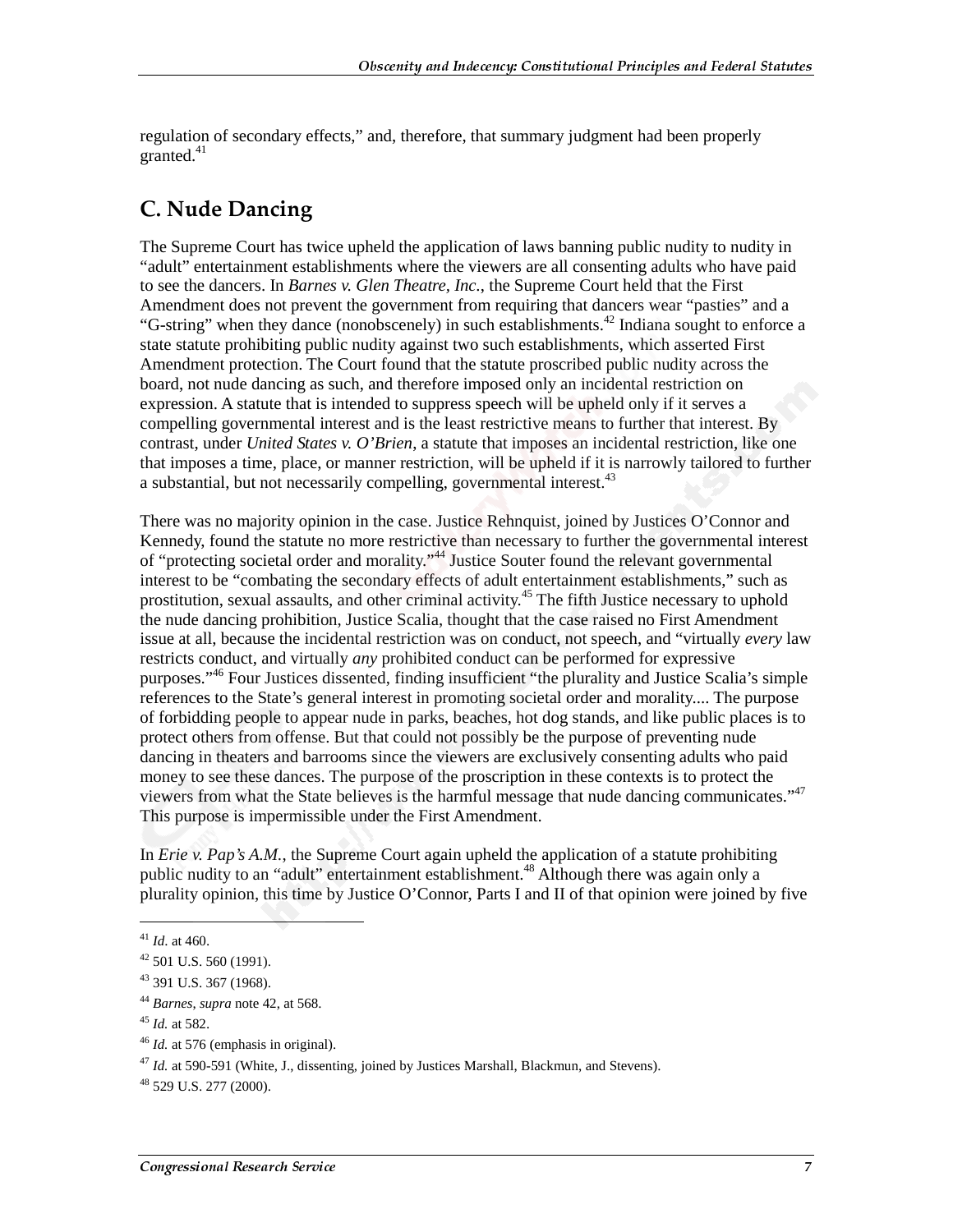regulation of secondary effects," and, therefore, that summary judgment had been properly granted.[41]

## C. Nude Dancing

The Supreme Court has twice upheld the application of laws banning public nudity to nudity in "adult" entertainment establishments where the viewers are all consenting adults who have paid to see the dancers. In *Barnes v. Glen Theatre, Inc.*, the Supreme Court held that the First Amendment does not prevent the government from requiring that dancers wear "pasties" and a "G-string" when they dance (nonobscenely) in such establishments.[42] Indiana sought to enforce a state statute prohibiting public nudity against two such establishments, which asserted First Amendment protection. The Court found that the statute proscribed public nudity across the board, not nude dancing as such, and therefore imposed only an incidental restriction on expression. A statute that is intended to suppress speech will be upheld only if it serves a compelling governmental interest and is the least restrictive means to further that interest. By contrast, under *United States v. O'Brien*, a statute that imposes an incidental restriction, like one that imposes a time, place, or manner restriction, will be upheld if it is narrowly tailored to further a substantial, but not necessarily compelling, governmental interest.[43]

There was no majority opinion in the case. Justice Rehnquist, joined by Justices O'Connor and Kennedy, found the statute no more restrictive than necessary to further the governmental interest of "protecting societal order and morality."[44] Justice Souter found the relevant governmental interest to be "combating the secondary effects of adult entertainment establishments," such as prostitution, sexual assaults, and other criminal activity.[45] The fifth Justice necessary to uphold the nude dancing prohibition, Justice Scalia, thought that the case raised no First Amendment issue at all, because the incidental restriction was on conduct, not speech, and "virtually *every* law restricts conduct, and virtually *any* prohibited conduct can be performed for expressive purposes."[46] Four Justices dissented, finding insufficient "the plurality and Justice Scalia's simple references to the State's general interest in promoting societal order and morality.... The purpose of forbidding people to appear nude in parks, beaches, hot dog stands, and like public places is to protect others from offense. But that could not possibly be the purpose of preventing nude dancing in theaters and barrooms since the viewers are exclusively consenting adults who paid money to see these dances. The purpose of the proscription in these contexts is to protect the viewers from what the State believes is the harmful message that nude dancing communicates."[47] This purpose is impermissible under the First Amendment.

In *Erie v. Pap's A.M.*, the Supreme Court again upheld the application of a statute prohibiting public nudity to an "adult" entertainment establishment.[48] Although there was again only a plurality opinion, this time by Justice O'Connor, Parts I and II of that opinion were joined by five

---

[41] *Id.* at 460.

[42] 501 U.S. 560 (1991).

[43] 391 U.S. 367 (1968).

[44] *Barnes*, *supra* note 42, at 568.

[45] *Id.* at 582.

[46] *Id.* at 576 (emphasis in original).

[47] *Id.* at 590-591 (White, J., dissenting, joined by Justices Marshall, Blackmun, and Stevens).

[48] 529 U.S. 277 (2000).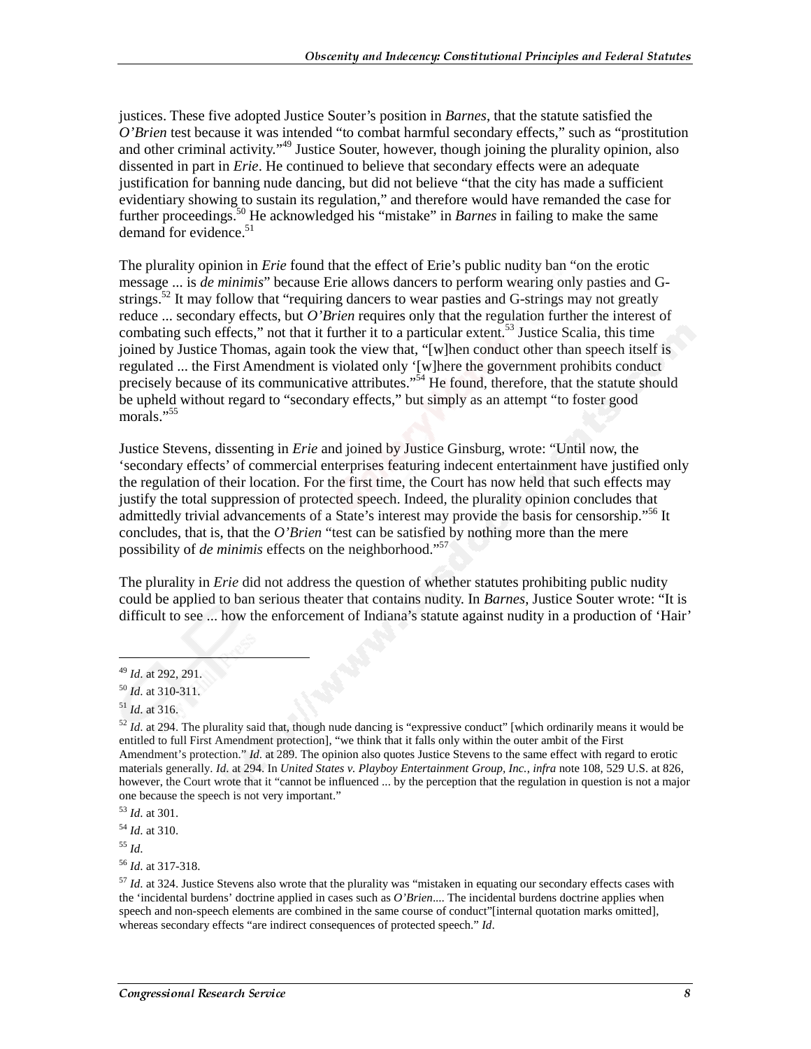justices. These five adopted Justice Souter's position in *Barnes*, that the statute satisfied the *O'Brien* test because it was intended "to combat harmful secondary effects," such as "prostitution and other criminal activity."[49] Justice Souter, however, though joining the plurality opinion, also dissented in part in *Erie*. He continued to believe that secondary effects were an adequate justification for banning nude dancing, but did not believe "that the city has made a sufficient evidentiary showing to sustain its regulation," and therefore would have remanded the case for further proceedings.[50] He acknowledged his "mistake" in *Barnes* in failing to make the same demand for evidence.[51]

The plurality opinion in *Erie* found that the effect of Erie's public nudity ban "on the erotic message ... is *de minimis*" because Erie allows dancers to perform wearing only pasties and G-strings.[52] It may follow that "requiring dancers to wear pasties and G-strings may not greatly reduce ... secondary effects, but *O'Brien* requires only that the regulation further the interest of combating such effects," not that it further it to a particular extent.[53] Justice Scalia, this time joined by Justice Thomas, again took the view that, "[w]hen conduct other than speech itself is regulated ... the First Amendment is violated only '[w]here the government prohibits conduct precisely because of its communicative attributes.'"[54] He found, therefore, that the statute should be upheld without regard to "secondary effects," but simply as an attempt "to foster good morals."[55]

Justice Stevens, dissenting in *Erie* and joined by Justice Ginsburg, wrote: "Until now, the 'secondary effects' of commercial enterprises featuring indecent entertainment have justified only the regulation of their location. For the first time, the Court has now held that such effects may justify the total suppression of protected speech. Indeed, the plurality opinion concludes that admittedly trivial advancements of a State's interest may provide the basis for censorship."[56] It concludes, that is, that the *O'Brien* "test can be satisfied by nothing more than the mere possibility of *de minimis* effects on the neighborhood."[57]

The plurality in *Erie* did not address the question of whether statutes prohibiting public nudity could be applied to ban serious theater that contains nudity. In *Barnes*, Justice Souter wrote: "It is difficult to see ... how the enforcement of Indiana's statute against nudity in a production of 'Hair'

---

[49] *Id*. at 292, 291.

[50] *Id*. at 310-311.

[51] *Id*. at 316.

[52] *Id*. at 294. The plurality said that, though nude dancing is "expressive conduct" [which ordinarily means it would be entitled to full First Amendment protection], "we think that it falls only within the outer ambit of the First Amendment's protection." *Id*. at 289. The opinion also quotes Justice Stevens to the same effect with regard to erotic materials generally. *Id*. at 294. In *United States v. Playboy Entertainment Group, Inc.*, *infra* note 108, 529 U.S. at 826, however, the Court wrote that it "cannot be influenced ... by the perception that the regulation in question is not a major one because the speech is not very important."

[53] *Id*. at 301.

[54] *Id*. at 310.

[55] *Id*.

[56] *Id*. at 317-318.

[57] *Id*. at 324. Justice Stevens also wrote that the plurality was "mistaken in equating our secondary effects cases with the 'incidental burdens' doctrine applied in cases such as *O'Brien*.... The incidental burdens doctrine applies when speech and non-speech elements are combined in the same course of conduct"[internal quotation marks omitted], whereas secondary effects "are indirect consequences of protected speech." *Id*.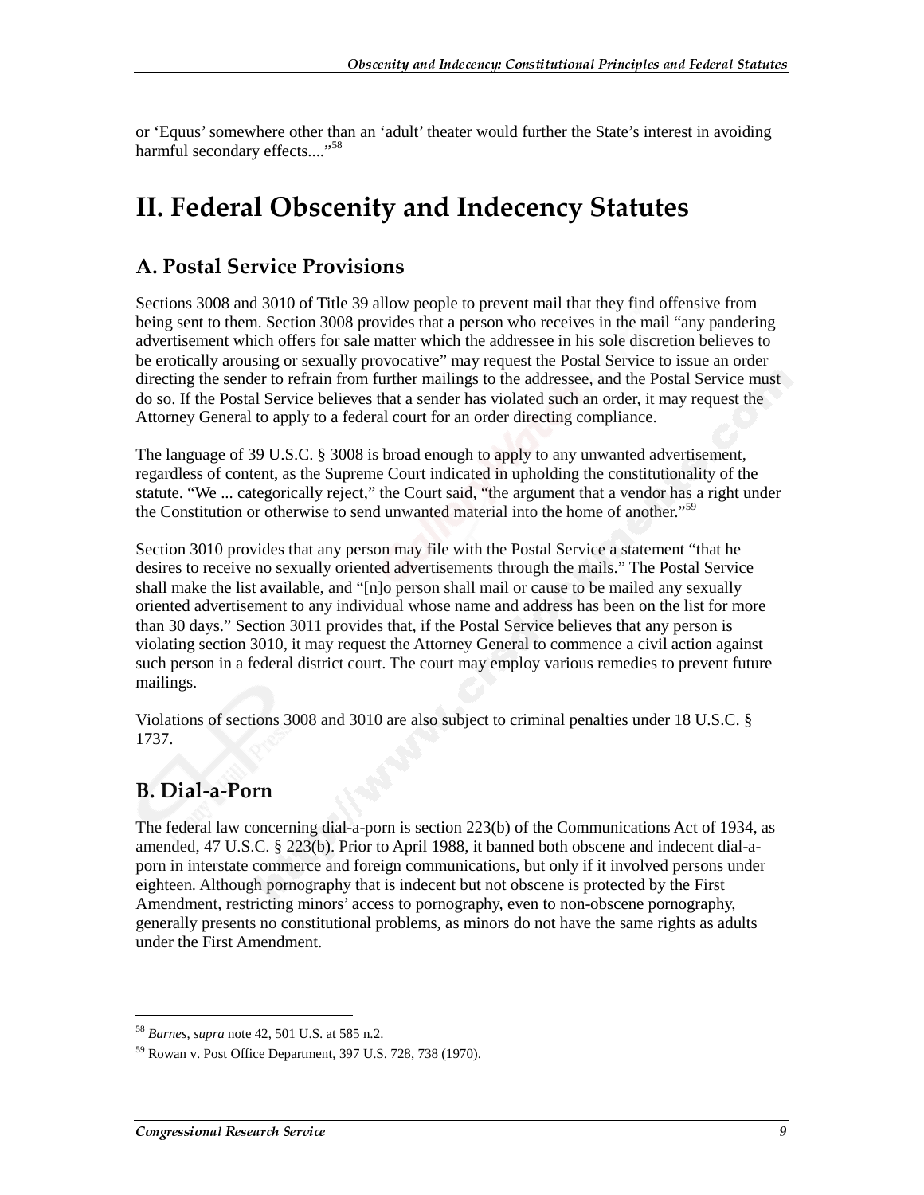or 'Equus' somewhere other than an 'adult' theater would further the State's interest in avoiding harmful secondary effects...."[58]

# II. Federal Obscenity and Indecency Statutes

## A. Postal Service Provisions

Sections 3008 and 3010 of Title 39 allow people to prevent mail that they find offensive from being sent to them. Section 3008 provides that a person who receives in the mail "any pandering advertisement which offers for sale matter which the addressee in his sole discretion believes to be erotically arousing or sexually provocative" may request the Postal Service to issue an order directing the sender to refrain from further mailings to the addressee, and the Postal Service must do so. If the Postal Service believes that a sender has violated such an order, it may request the Attorney General to apply to a federal court for an order directing compliance.

The language of 39 U.S.C. § 3008 is broad enough to apply to any unwanted advertisement, regardless of content, as the Supreme Court indicated in upholding the constitutionality of the statute. "We ... categorically reject," the Court said, "the argument that a vendor has a right under the Constitution or otherwise to send unwanted material into the home of another."[59]

Section 3010 provides that any person may file with the Postal Service a statement "that he desires to receive no sexually oriented advertisements through the mails." The Postal Service shall make the list available, and "[n]o person shall mail or cause to be mailed any sexually oriented advertisement to any individual whose name and address has been on the list for more than 30 days." Section 3011 provides that, if the Postal Service believes that any person is violating section 3010, it may request the Attorney General to commence a civil action against such person in a federal district court. The court may employ various remedies to prevent future mailings.

Violations of sections 3008 and 3010 are also subject to criminal penalties under 18 U.S.C. § 1737.

## B. Dial-a-Porn

The federal law concerning dial-a-porn is section 223(b) of the Communications Act of 1934, as amended, 47 U.S.C. § 223(b). Prior to April 1988, it banned both obscene and indecent dial-a-porn in interstate commerce and foreign communications, but only if it involved persons under eighteen. Although pornography that is indecent but not obscene is protected by the First Amendment, restricting minors' access to pornography, even to non-obscene pornography, generally presents no constitutional problems, as minors do not have the same rights as adults under the First Amendment.

---

[58] *Barnes*, *supra* note 42, 501 U.S. at 585 n.2.

[59] Rowan v. Post Office Department, 397 U.S. 728, 738 (1970).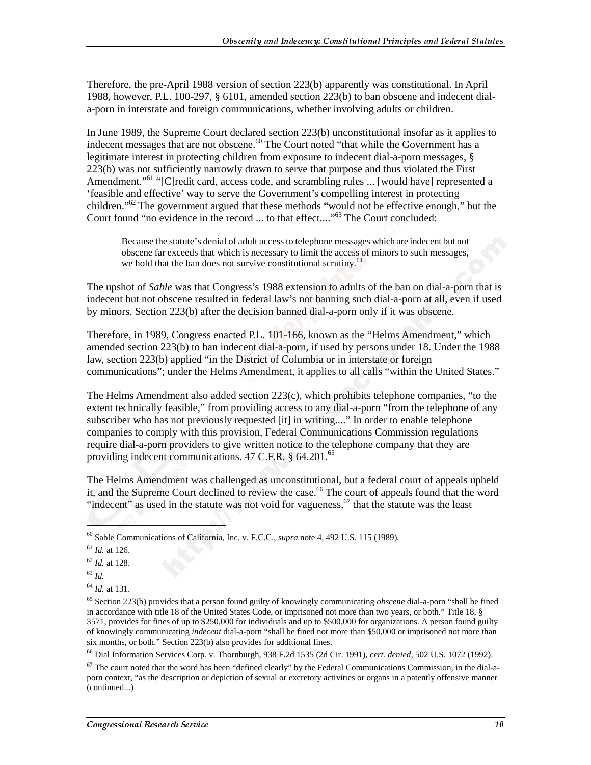Therefore, the pre-April 1988 version of section 223(b) apparently was constitutional. In April 1988, however, P.L. 100-297, § 6101, amended section 223(b) to ban obscene and indecent dial-a-porn in interstate and foreign communications, whether involving adults or children.

In June 1989, the Supreme Court declared section 223(b) unconstitutional insofar as it applies to indecent messages that are not obscene.[60] The Court noted "that while the Government has a legitimate interest in protecting children from exposure to indecent dial-a-porn messages, § 223(b) was not sufficiently narrowly drawn to serve that purpose and thus violated the First Amendment."[61] "[C]redit card, access code, and scrambling rules ... [would have] represented a 'feasible and effective' way to serve the Government's compelling interest in protecting children."[62] The government argued that these methods "would not be effective enough," but the Court found "no evidence in the record ... to that effect...."[63] The Court concluded:

> Because the statute's denial of adult access to telephone messages which are indecent but not obscene far exceeds that which is necessary to limit the access of minors to such messages, we hold that the ban does not survive constitutional scrutiny.[64]

The upshot of *Sable* was that Congress's 1988 extension to adults of the ban on dial-a-porn that is indecent but not obscene resulted in federal law's not banning such dial-a-porn at all, even if used by minors. Section 223(b) after the decision banned dial-a-porn only if it was obscene.

Therefore, in 1989, Congress enacted P.L. 101-166, known as the "Helms Amendment," which amended section 223(b) to ban indecent dial-a-porn, if used by persons under 18. Under the 1988 law, section 223(b) applied "in the District of Columbia or in interstate or foreign communications"; under the Helms Amendment, it applies to all calls "within the United States."

The Helms Amendment also added section 223(c), which prohibits telephone companies, "to the extent technically feasible," from providing access to any dial-a-porn "from the telephone of any subscriber who has not previously requested [it] in writing...." In order to enable telephone companies to comply with this provision, Federal Communications Commission regulations require dial-a-porn providers to give written notice to the telephone company that they are providing indecent communications. 47 C.F.R. § 64.201.[65]

The Helms Amendment was challenged as unconstitutional, but a federal court of appeals upheld it, and the Supreme Court declined to review the case.[66] The court of appeals found that the word "indecent" as used in the statute was not void for vagueness,[67] that the statute was the least

---

[60] Sable Communications of California, Inc. v. F.C.C., *supra* note 4, 492 U.S. 115 (1989).

[61] *Id.* at 126.

[62] *Id.* at 128.

[63] *Id.*

[64] *Id.* at 131.

[65] Section 223(b) provides that a person found guilty of knowingly communicating *obscene* dial-a-porn "shall be fined in accordance with title 18 of the United States Code, or imprisoned not more than two years, or both." Title 18, § 3571, provides for fines of up to $250,000 for individuals and up to $500,000 for organizations. A person found guilty of knowingly communicating *indecent* dial-a-porn "shall be fined not more than $50,000 or imprisoned not more than six months, or both." Section 223(b) also provides for additional fines.

[66] Dial Information Services Corp. v. Thornburgh, 938 F.2d 1535 (2d Cir. 1991), *cert. denied*, 502 U.S. 1072 (1992).

[67] The court noted that the word has been "defined clearly" by the Federal Communications Commission, in the dial-a-porn context, "as the description or depiction of sexual or excretory activities or organs in a patently offensive manner (continued...)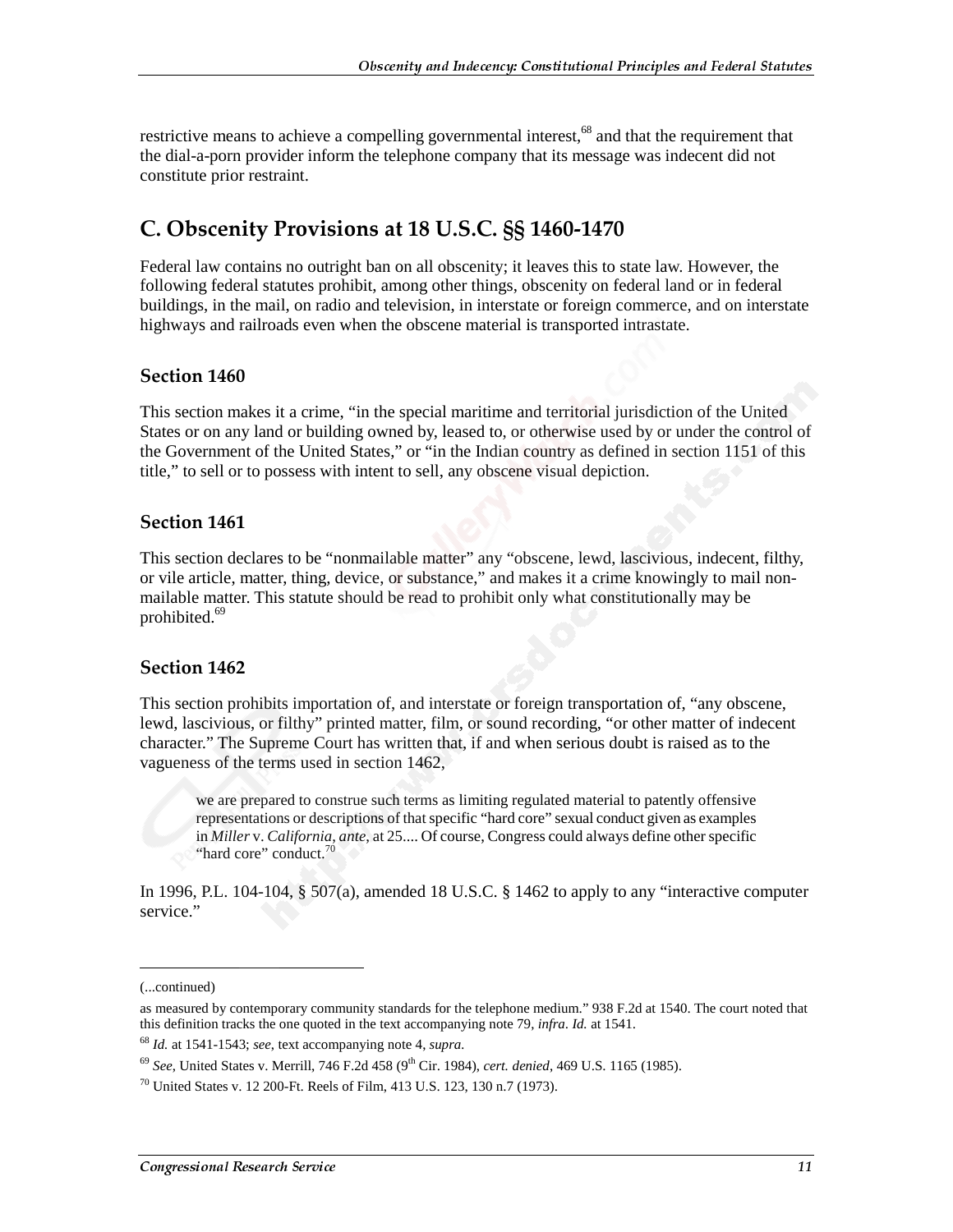restrictive means to achieve a compelling governmental interest,[68] and that the requirement that the dial-a-porn provider inform the telephone company that its message was indecent did not constitute prior restraint.

## C. Obscenity Provisions at 18 U.S.C. §§ 1460-1470

Federal law contains no outright ban on all obscenity; it leaves this to state law. However, the following federal statutes prohibit, among other things, obscenity on federal land or in federal buildings, in the mail, on radio and television, in interstate or foreign commerce, and on interstate highways and railroads even when the obscene material is transported intrastate.

### Section 1460

This section makes it a crime, "in the special maritime and territorial jurisdiction of the United States or on any land or building owned by, leased to, or otherwise used by or under the control of the Government of the United States," or "in the Indian country as defined in section 1151 of this title," to sell or to possess with intent to sell, any obscene visual depiction.

### Section 1461

This section declares to be "nonmailable matter" any "obscene, lewd, lascivious, indecent, filthy, or vile article, matter, thing, device, or substance," and makes it a crime knowingly to mail non-mailable matter. This statute should be read to prohibit only what constitutionally may be prohibited.[69]

### Section 1462

This section prohibits importation of, and interstate or foreign transportation of, "any obscene, lewd, lascivious, or filthy" printed matter, film, or sound recording, "or other matter of indecent character." The Supreme Court has written that, if and when serious doubt is raised as to the vagueness of the terms used in section 1462,

> we are prepared to construe such terms as limiting regulated material to patently offensive representations or descriptions of that specific "hard core" sexual conduct given as examples in *Miller* v. *California*, *ante*, at 25.... Of course, Congress could always define other specific "hard core" conduct.[70]

In 1996, P.L. 104-104, § 507(a), amended 18 U.S.C. § 1462 to apply to any "interactive computer service."

---

(...continued)

as measured by contemporary community standards for the telephone medium." 938 F.2d at 1540. The court noted that this definition tracks the one quoted in the text accompanying note 79, *infra*. *Id.* at 1541.

[68] *Id.* at 1541-1543; *see*, text accompanying note 4, *supra*.

[69] *See*, United States v. Merrill, 746 F.2d 458 (9th Cir. 1984), *cert. denied*, 469 U.S. 1165 (1985).

[70] United States v. 12 200-Ft. Reels of Film, 413 U.S. 123, 130 n.7 (1973).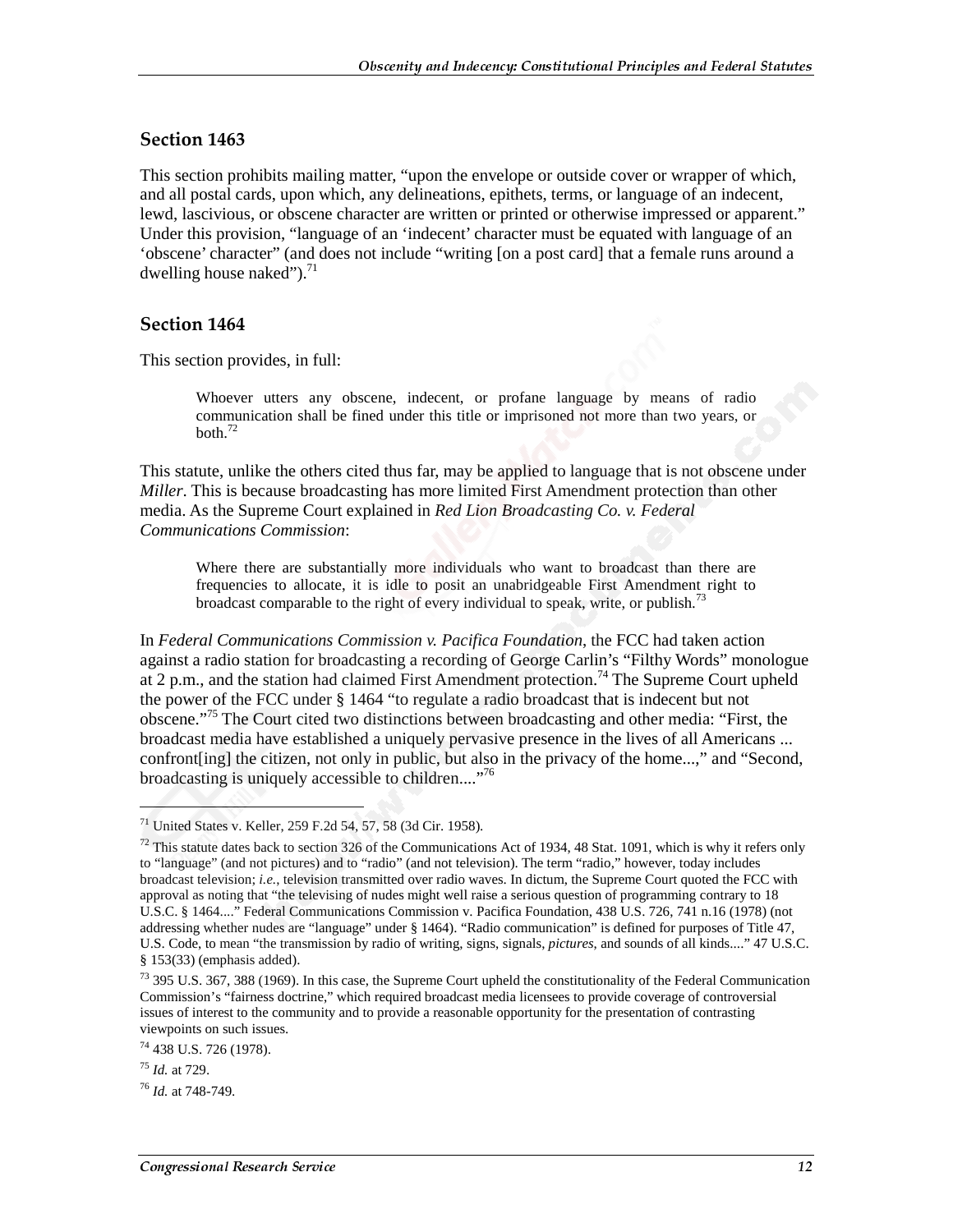## Section 1463

This section prohibits mailing matter, "upon the envelope or outside cover or wrapper of which, and all postal cards, upon which, any delineations, epithets, terms, or language of an indecent, lewd, lascivious, or obscene character are written or printed or otherwise impressed or apparent." Under this provision, "language of an 'indecent' character must be equated with language of an 'obscene' character" (and does not include "writing [on a post card] that a female runs around a dwelling house naked").[71]

## Section 1464

This section provides, in full:

> Whoever utters any obscene, indecent, or profane language by means of radio communication shall be fined under this title or imprisoned not more than two years, or both.[72]

This statute, unlike the others cited thus far, may be applied to language that is not obscene under *Miller*. This is because broadcasting has more limited First Amendment protection than other media. As the Supreme Court explained in *Red Lion Broadcasting Co. v. Federal Communications Commission*:

> Where there are substantially more individuals who want to broadcast than there are frequencies to allocate, it is idle to posit an unabridgeable First Amendment right to broadcast comparable to the right of every individual to speak, write, or publish.[73]

In *Federal Communications Commission v. Pacifica Foundation*, the FCC had taken action against a radio station for broadcasting a recording of George Carlin's "Filthy Words" monologue at 2 p.m., and the station had claimed First Amendment protection.[74] The Supreme Court upheld the power of the FCC under § 1464 "to regulate a radio broadcast that is indecent but not obscene."[75] The Court cited two distinctions between broadcasting and other media: "First, the broadcast media have established a uniquely pervasive presence in the lives of all Americans ... confront[ing] the citizen, not only in public, but also in the privacy of the home...," and "Second, broadcasting is uniquely accessible to children...."[76]

---

[71] United States v. Keller, 259 F.2d 54, 57, 58 (3d Cir. 1958).

[72] This statute dates back to section 326 of the Communications Act of 1934, 48 Stat. 1091, which is why it refers only to "language" (and not pictures) and to "radio" (and not television). The term "radio," however, today includes broadcast television; *i.e.*, television transmitted over radio waves. In dictum, the Supreme Court quoted the FCC with approval as noting that "the televising of nudes might well raise a serious question of programming contrary to 18 U.S.C. § 1464...." Federal Communications Commission v. Pacifica Foundation, 438 U.S. 726, 741 n.16 (1978) (not addressing whether nudes are "language" under § 1464). "Radio communication" is defined for purposes of Title 47, U.S. Code, to mean "the transmission by radio of writing, signs, signals, *pictures*, and sounds of all kinds...." 47 U.S.C. § 153(33) (emphasis added).

[73] 395 U.S. 367, 388 (1969). In this case, the Supreme Court upheld the constitutionality of the Federal Communication Commission's "fairness doctrine," which required broadcast media licensees to provide coverage of controversial issues of interest to the community and to provide a reasonable opportunity for the presentation of contrasting viewpoints on such issues.

[74] 438 U.S. 726 (1978).

[75] *Id.* at 729.

[76] *Id.* at 748-749.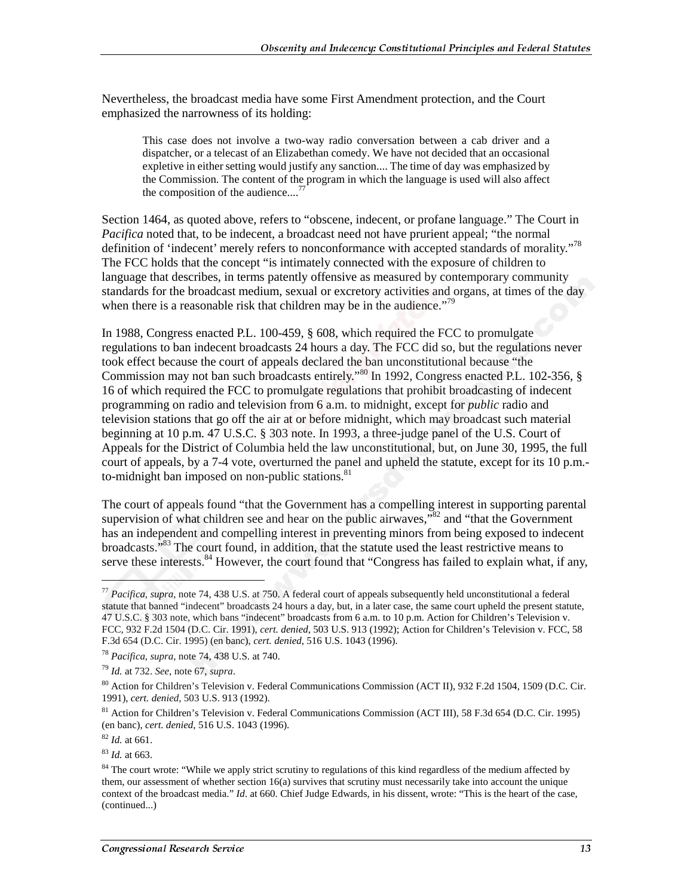Nevertheless, the broadcast media have some First Amendment protection, and the Court emphasized the narrowness of its holding:

> This case does not involve a two-way radio conversation between a cab driver and a dispatcher, or a telecast of an Elizabethan comedy. We have not decided that an occasional expletive in either setting would justify any sanction.... The time of day was emphasized by the Commission. The content of the program in which the language is used will also affect the composition of the audience....[77]

Section 1464, as quoted above, refers to "obscene, indecent, or profane language." The Court in *Pacifica* noted that, to be indecent, a broadcast need not have prurient appeal; "the normal definition of 'indecent' merely refers to nonconformance with accepted standards of morality."[78] The FCC holds that the concept "is intimately connected with the exposure of children to language that describes, in terms patently offensive as measured by contemporary community standards for the broadcast medium, sexual or excretory activities and organs, at times of the day when there is a reasonable risk that children may be in the audience."[79]

In 1988, Congress enacted P.L. 100-459, § 608, which required the FCC to promulgate regulations to ban indecent broadcasts 24 hours a day. The FCC did so, but the regulations never took effect because the court of appeals declared the ban unconstitutional because "the Commission may not ban such broadcasts entirely."[80] In 1992, Congress enacted P.L. 102-356, § 16 of which required the FCC to promulgate regulations that prohibit broadcasting of indecent programming on radio and television from 6 a.m. to midnight, except for *public* radio and television stations that go off the air at or before midnight, which may broadcast such material beginning at 10 p.m. 47 U.S.C. § 303 note. In 1993, a three-judge panel of the U.S. Court of Appeals for the District of Columbia held the law unconstitutional, but, on June 30, 1995, the full court of appeals, by a 7-4 vote, overturned the panel and upheld the statute, except for its 10 p.m.-to-midnight ban imposed on non-public stations.[81]

The court of appeals found "that the Government has a compelling interest in supporting parental supervision of what children see and hear on the public airwaves,"[82] and "that the Government has an independent and compelling interest in preventing minors from being exposed to indecent broadcasts."[83] The court found, in addition, that the statute used the least restrictive means to serve these interests.[84] However, the court found that "Congress has failed to explain what, if any,

---

[77] *Pacifica*, *supra*, note 74, 438 U.S. at 750. A federal court of appeals subsequently held unconstitutional a federal statute that banned "indecent" broadcasts 24 hours a day, but, in a later case, the same court upheld the present statute, 47 U.S.C. § 303 note, which bans "indecent" broadcasts from 6 a.m. to 10 p.m. Action for Children's Television v. FCC, 932 F.2d 1504 (D.C. Cir. 1991), *cert. denied*, 503 U.S. 913 (1992); Action for Children's Television v. FCC, 58 F.3d 654 (D.C. Cir. 1995) (en banc), *cert. denied*, 516 U.S. 1043 (1996).

[78] *Pacifica*, *supra*, note 74, 438 U.S. at 740.

[79] *Id.* at 732. *See*, note 67, *supra*.

[80] Action for Children's Television v. Federal Communications Commission (ACT II), 932 F.2d 1504, 1509 (D.C. Cir. 1991), *cert. denied*, 503 U.S. 913 (1992).

[81] Action for Children's Television v. Federal Communications Commission (ACT III), 58 F.3d 654 (D.C. Cir. 1995) (en banc), *cert. denied*, 516 U.S. 1043 (1996).

[82] *Id.* at 661.

[83] *Id.* at 663.

[84] The court wrote: "While we apply strict scrutiny to regulations of this kind regardless of the medium affected by them, our assessment of whether section 16(a) survives that scrutiny must necessarily take into account the unique context of the broadcast media." *Id.* at 660. Chief Judge Edwards, in his dissent, wrote: "This is the heart of the case, (continued...)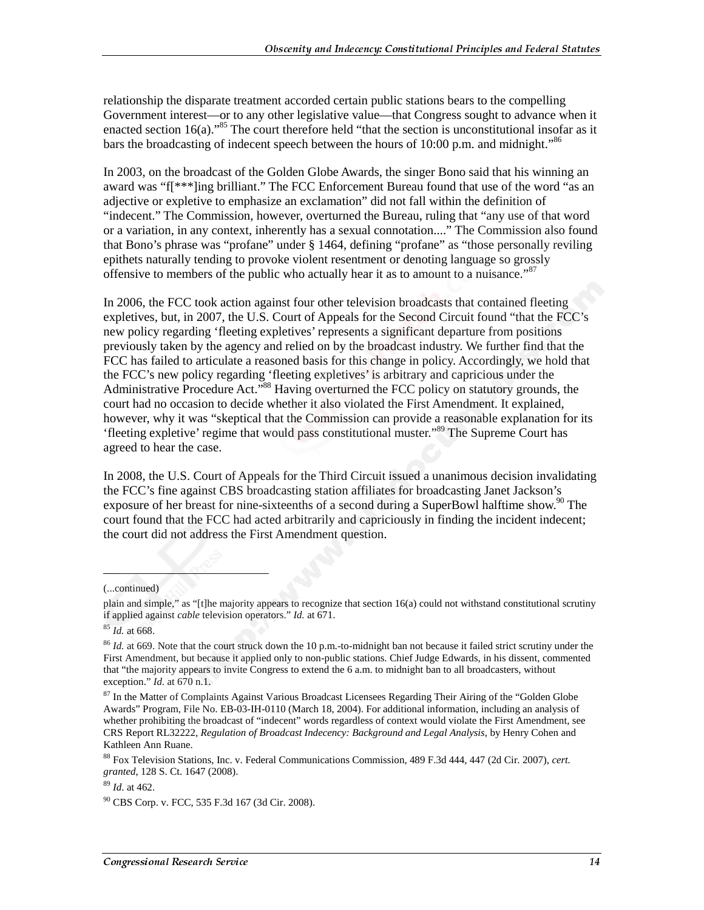relationship the disparate treatment accorded certain public stations bears to the compelling Government interest—or to any other legislative value—that Congress sought to advance when it enacted section 16(a)."[85] The court therefore held "that the section is unconstitutional insofar as it bars the broadcasting of indecent speech between the hours of 10:00 p.m. and midnight."[86]

In 2003, on the broadcast of the Golden Globe Awards, the singer Bono said that his winning an award was "f[***]ing brilliant." The FCC Enforcement Bureau found that use of the word "as an adjective or expletive to emphasize an exclamation" did not fall within the definition of "indecent." The Commission, however, overturned the Bureau, ruling that "any use of that word or a variation, in any context, inherently has a sexual connotation...." The Commission also found that Bono's phrase was "profane" under § 1464, defining "profane" as "those personally reviling epithets naturally tending to provoke violent resentment or denoting language so grossly offensive to members of the public who actually hear it as to amount to a nuisance."[87]

In 2006, the FCC took action against four other television broadcasts that contained fleeting expletives, but, in 2007, the U.S. Court of Appeals for the Second Circuit found "that the FCC's new policy regarding 'fleeting expletives' represents a significant departure from positions previously taken by the agency and relied on by the broadcast industry. We further find that the FCC has failed to articulate a reasoned basis for this change in policy. Accordingly, we hold that the FCC's new policy regarding 'fleeting expletives' is arbitrary and capricious under the Administrative Procedure Act."[88] Having overturned the FCC policy on statutory grounds, the court had no occasion to decide whether it also violated the First Amendment. It explained, however, why it was "skeptical that the Commission can provide a reasonable explanation for its 'fleeting expletive' regime that would pass constitutional muster."[89] The Supreme Court has agreed to hear the case.

In 2008, the U.S. Court of Appeals for the Third Circuit issued a unanimous decision invalidating the FCC's fine against CBS broadcasting station affiliates for broadcasting Janet Jackson's exposure of her breast for nine-sixteenths of a second during a SuperBowl halftime show.[90] The court found that the FCC had acted arbitrarily and capriciously in finding the incident indecent; the court did not address the First Amendment question.

---

(...continued)

plain and simple," as "[t]he majority appears to recognize that section 16(a) could not withstand constitutional scrutiny if applied against *cable* television operators." *Id.* at 671.

[85] *Id.* at 668.

[86] *Id.* at 669. Note that the court struck down the 10 p.m.-to-midnight ban not because it failed strict scrutiny under the First Amendment, but because it applied only to non-public stations. Chief Judge Edwards, in his dissent, commented that "the majority appears to invite Congress to extend the 6 a.m. to midnight ban to all broadcasters, without exception." *Id.* at 670 n.1.

[87] In the Matter of Complaints Against Various Broadcast Licensees Regarding Their Airing of the "Golden Globe Awards" Program, File No. EB-03-IH-0110 (March 18, 2004). For additional information, including an analysis of whether prohibiting the broadcast of "indecent" words regardless of context would violate the First Amendment, see CRS Report RL32222, *Regulation of Broadcast Indecency: Background and Legal Analysis*, by Henry Cohen and Kathleen Ann Ruane.

[88] Fox Television Stations, Inc. v. Federal Communications Commission, 489 F.3d 444, 447 (2d Cir. 2007), *cert. granted*, 128 S. Ct. 1647 (2008).

[89] *Id.* at 462.

[90] CBS Corp. v. FCC, 535 F.3d 167 (3d Cir. 2008).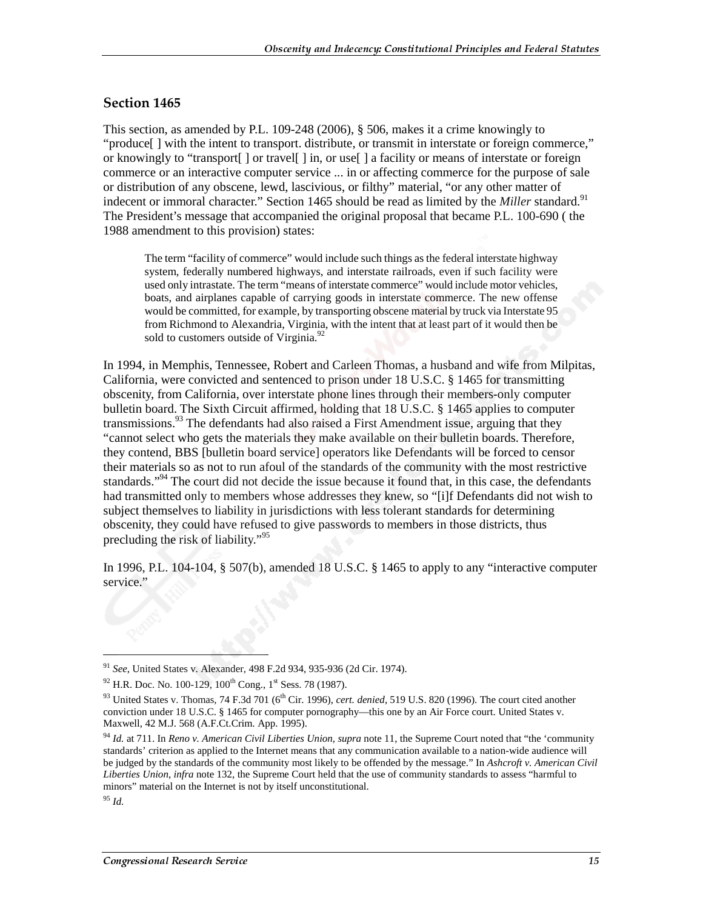## Section 1465

This section, as amended by P.L. 109-248 (2006), § 506, makes it a crime knowingly to "produce[ ] with the intent to transport. distribute, or transmit in interstate or foreign commerce," or knowingly to "transport[ ] or travel[ ] in, or use[ ] a facility or means of interstate or foreign commerce or an interactive computer service ... in or affecting commerce for the purpose of sale or distribution of any obscene, lewd, lascivious, or filthy" material, "or any other matter of indecent or immoral character." Section 1465 should be read as limited by the *Miller* standard.[91] The President's message that accompanied the original proposal that became P.L. 100-690 ( the 1988 amendment to this provision) states:

> The term "facility of commerce" would include such things as the federal interstate highway system, federally numbered highways, and interstate railroads, even if such facility were used only intrastate. The term "means of interstate commerce" would include motor vehicles, boats, and airplanes capable of carrying goods in interstate commerce. The new offense would be committed, for example, by transporting obscene material by truck via Interstate 95 from Richmond to Alexandria, Virginia, with the intent that at least part of it would then be sold to customers outside of Virginia.[92]

In 1994, in Memphis, Tennessee, Robert and Carleen Thomas, a husband and wife from Milpitas, California, were convicted and sentenced to prison under 18 U.S.C. § 1465 for transmitting obscenity, from California, over interstate phone lines through their members-only computer bulletin board. The Sixth Circuit affirmed, holding that 18 U.S.C. § 1465 applies to computer transmissions.[93] The defendants had also raised a First Amendment issue, arguing that they "cannot select who gets the materials they make available on their bulletin boards. Therefore, they contend, BBS [bulletin board service] operators like Defendants will be forced to censor their materials so as not to run afoul of the standards of the community with the most restrictive standards."[94] The court did not decide the issue because it found that, in this case, the defendants had transmitted only to members whose addresses they knew, so "[i]f Defendants did not wish to subject themselves to liability in jurisdictions with less tolerant standards for determining obscenity, they could have refused to give passwords to members in those districts, thus precluding the risk of liability."[95]

In 1996, P.L. 104-104, § 507(b), amended 18 U.S.C. § 1465 to apply to any "interactive computer service."

---

[91] *See*, United States v. Alexander, 498 F.2d 934, 935-936 (2d Cir. 1974).

[92] H.R. Doc. No. 100-129, 100th Cong., 1st Sess. 78 (1987).

[93] United States v. Thomas, 74 F.3d 701 (6th Cir. 1996), *cert. denied*, 519 U.S. 820 (1996). The court cited another conviction under 18 U.S.C. § 1465 for computer pornography—this one by an Air Force court. United States v. Maxwell, 42 M.J. 568 (A.F.Ct.Crim. App. 1995).

[94] *Id.* at 711. In *Reno v. American Civil Liberties Union*, *supra* note 11, the Supreme Court noted that "the 'community standards' criterion as applied to the Internet means that any communication available to a nation-wide audience will be judged by the standards of the community most likely to be offended by the message." In *Ashcroft v. American Civil Liberties Union*, *infra* note 132, the Supreme Court held that the use of community standards to assess "harmful to minors" material on the Internet is not by itself unconstitutional.

[95] *Id.*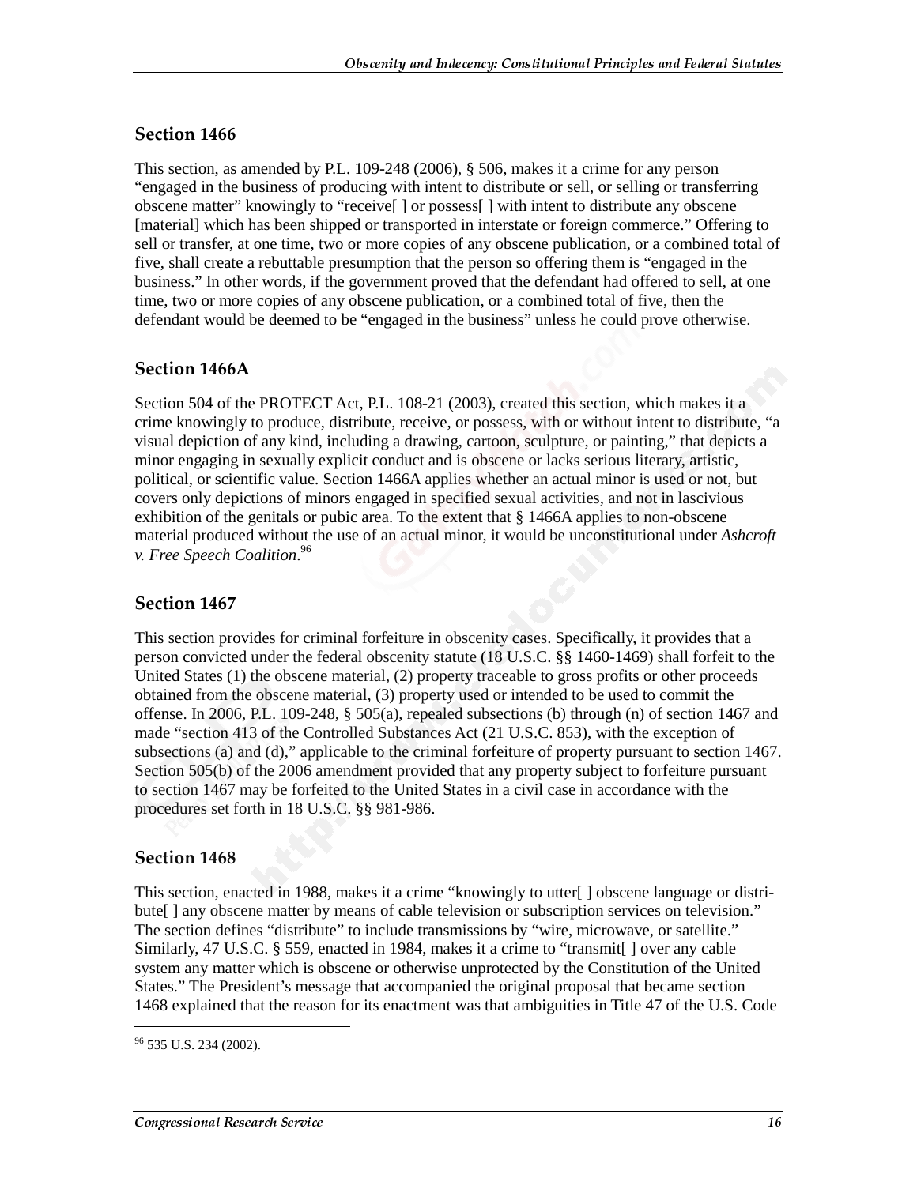## Section 1466

This section, as amended by P.L. 109-248 (2006), § 506, makes it a crime for any person "engaged in the business of producing with intent to distribute or sell, or selling or transferring obscene matter" knowingly to "receive[ ] or possess[ ] with intent to distribute any obscene [material] which has been shipped or transported in interstate or foreign commerce." Offering to sell or transfer, at one time, two or more copies of any obscene publication, or a combined total of five, shall create a rebuttable presumption that the person so offering them is "engaged in the business." In other words, if the government proved that the defendant had offered to sell, at one time, two or more copies of any obscene publication, or a combined total of five, then the defendant would be deemed to be "engaged in the business" unless he could prove otherwise.

## Section 1466A

Section 504 of the PROTECT Act, P.L. 108-21 (2003), created this section, which makes it a crime knowingly to produce, distribute, receive, or possess, with or without intent to distribute, "a visual depiction of any kind, including a drawing, cartoon, sculpture, or painting," that depicts a minor engaging in sexually explicit conduct and is obscene or lacks serious literary, artistic, political, or scientific value. Section 1466A applies whether an actual minor is used or not, but covers only depictions of minors engaged in specified sexual activities, and not in lascivious exhibition of the genitals or pubic area. To the extent that § 1466A applies to non-obscene material produced without the use of an actual minor, it would be unconstitutional under *Ashcroft v. Free Speech Coalition*.[96]

## Section 1467

This section provides for criminal forfeiture in obscenity cases. Specifically, it provides that a person convicted under the federal obscenity statute (18 U.S.C. §§ 1460-1469) shall forfeit to the United States (1) the obscene material, (2) property traceable to gross profits or other proceeds obtained from the obscene material, (3) property used or intended to be used to commit the offense. In 2006, P.L. 109-248, § 505(a), repealed subsections (b) through (n) of section 1467 and made "section 413 of the Controlled Substances Act (21 U.S.C. 853), with the exception of subsections (a) and (d)," applicable to the criminal forfeiture of property pursuant to section 1467. Section 505(b) of the 2006 amendment provided that any property subject to forfeiture pursuant to section 1467 may be forfeited to the United States in a civil case in accordance with the procedures set forth in 18 U.S.C. §§ 981-986.

## Section 1468

This section, enacted in 1988, makes it a crime "knowingly to utter[ ] obscene language or distribute[ ] any obscene matter by means of cable television or subscription services on television." The section defines "distribute" to include transmissions by "wire, microwave, or satellite." Similarly, 47 U.S.C. § 559, enacted in 1984, makes it a crime to "transmit[ ] over any cable system any matter which is obscene or otherwise unprotected by the Constitution of the United States." The President's message that accompanied the original proposal that became section 1468 explained that the reason for its enactment was that ambiguities in Title 47 of the U.S. Code

---

[96] 535 U.S. 234 (2002).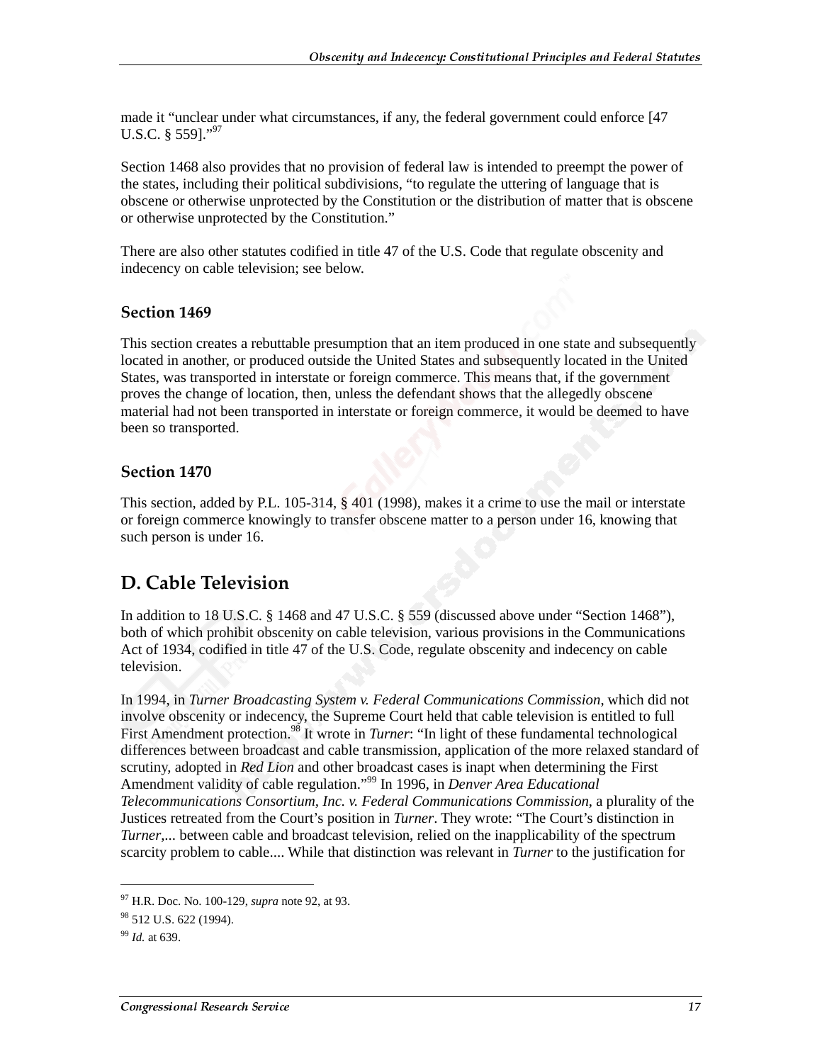made it "unclear under what circumstances, if any, the federal government could enforce [47 U.S.C. § 559]."[97]

Section 1468 also provides that no provision of federal law is intended to preempt the power of the states, including their political subdivisions, "to regulate the uttering of language that is obscene or otherwise unprotected by the Constitution or the distribution of matter that is obscene or otherwise unprotected by the Constitution."

There are also other statutes codified in title 47 of the U.S. Code that regulate obscenity and indecency on cable television; see below.

### Section 1469

This section creates a rebuttable presumption that an item produced in one state and subsequently located in another, or produced outside the United States and subsequently located in the United States, was transported in interstate or foreign commerce. This means that, if the government proves the change of location, then, unless the defendant shows that the allegedly obscene material had not been transported in interstate or foreign commerce, it would be deemed to have been so transported.

### Section 1470

This section, added by P.L. 105-314, § 401 (1998), makes it a crime to use the mail or interstate or foreign commerce knowingly to transfer obscene matter to a person under 16, knowing that such person is under 16.

## D. Cable Television

In addition to 18 U.S.C. § 1468 and 47 U.S.C. § 559 (discussed above under "Section 1468"), both of which prohibit obscenity on cable television, various provisions in the Communications Act of 1934, codified in title 47 of the U.S. Code, regulate obscenity and indecency on cable television.

In 1994, in *Turner Broadcasting System v. Federal Communications Commission*, which did not involve obscenity or indecency, the Supreme Court held that cable television is entitled to full First Amendment protection.[98] It wrote in *Turner*: "In light of these fundamental technological differences between broadcast and cable transmission, application of the more relaxed standard of scrutiny, adopted in *Red Lion* and other broadcast cases is inapt when determining the First Amendment validity of cable regulation."[99] In 1996, in *Denver Area Educational Telecommunications Consortium, Inc. v. Federal Communications Commission*, a plurality of the Justices retreated from the Court's position in *Turner*. They wrote: "The Court's distinction in *Turner*,... between cable and broadcast television, relied on the inapplicability of the spectrum scarcity problem to cable.... While that distinction was relevant in *Turner* to the justification for

---

[97] H.R. Doc. No. 100-129, *supra* note 92, at 93.

[98] 512 U.S. 622 (1994).

[99] *Id.* at 639.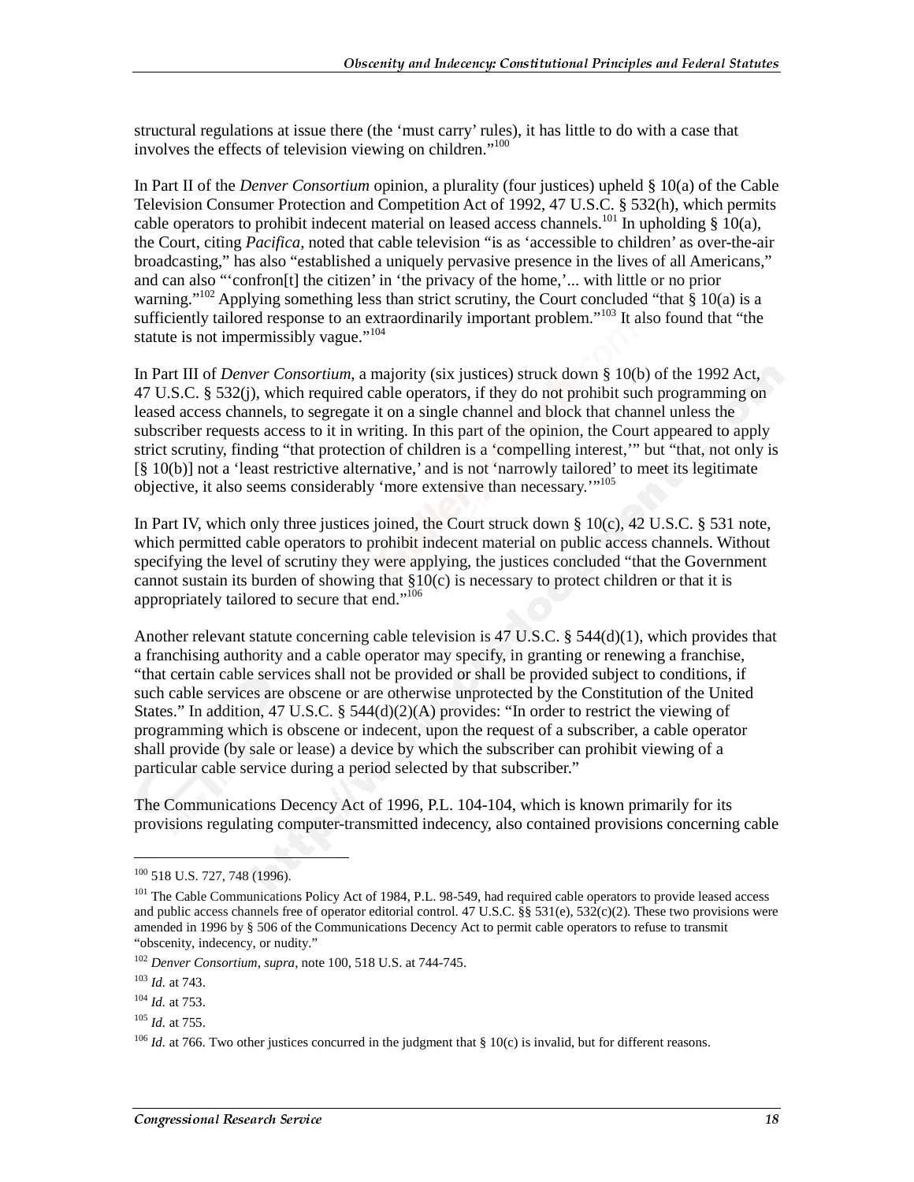structural regulations at issue there (the 'must carry' rules), it has little to do with a case that involves the effects of television viewing on children."[100]

In Part II of the *Denver Consortium* opinion, a plurality (four justices) upheld § 10(a) of the Cable Television Consumer Protection and Competition Act of 1992, 47 U.S.C. § 532(h), which permits cable operators to prohibit indecent material on leased access channels.[101] In upholding § 10(a), the Court, citing *Pacifica*, noted that cable television "is as 'accessible to children' as over-the-air broadcasting," has also "established a uniquely pervasive presence in the lives of all Americans," and can also "'confron[t] the citizen' in 'the privacy of the home,'... with little or no prior warning."[102] Applying something less than strict scrutiny, the Court concluded "that § 10(a) is a sufficiently tailored response to an extraordinarily important problem."[103] It also found that "the statute is not impermissibly vague."[104]

In Part III of *Denver Consortium*, a majority (six justices) struck down § 10(b) of the 1992 Act, 47 U.S.C. § 532(j), which required cable operators, if they do not prohibit such programming on leased access channels, to segregate it on a single channel and block that channel unless the subscriber requests access to it in writing. In this part of the opinion, the Court appeared to apply strict scrutiny, finding "that protection of children is a 'compelling interest,'" but "that, not only is [§ 10(b)] not a 'least restrictive alternative,' and is not 'narrowly tailored' to meet its legitimate objective, it also seems considerably 'more extensive than necessary.'"[105]

In Part IV, which only three justices joined, the Court struck down § 10(c), 42 U.S.C. § 531 note, which permitted cable operators to prohibit indecent material on public access channels. Without specifying the level of scrutiny they were applying, the justices concluded "that the Government cannot sustain its burden of showing that §10(c) is necessary to protect children or that it is appropriately tailored to secure that end."[106]

Another relevant statute concerning cable television is 47 U.S.C. § 544(d)(1), which provides that a franchising authority and a cable operator may specify, in granting or renewing a franchise, "that certain cable services shall not be provided or shall be provided subject to conditions, if such cable services are obscene or are otherwise unprotected by the Constitution of the United States." In addition, 47 U.S.C. § 544(d)(2)(A) provides: "In order to restrict the viewing of programming which is obscene or indecent, upon the request of a subscriber, a cable operator shall provide (by sale or lease) a device by which the subscriber can prohibit viewing of a particular cable service during a period selected by that subscriber."

The Communications Decency Act of 1996, P.L. 104-104, which is known primarily for its provisions regulating computer-transmitted indecency, also contained provisions concerning cable

---

[100] 518 U.S. 727, 748 (1996).

[101] The Cable Communications Policy Act of 1984, P.L. 98-549, had required cable operators to provide leased access and public access channels free of operator editorial control. 47 U.S.C. §§ 531(e), 532(c)(2). These two provisions were amended in 1996 by § 506 of the Communications Decency Act to permit cable operators to refuse to transmit "obscenity, indecency, or nudity."

[102] *Denver Consortium*, *supra*, note 100, 518 U.S. at 744-745.

[103] *Id.* at 743.

[104] *Id.* at 753.

[105] *Id.* at 755.

[106] *Id.* at 766. Two other justices concurred in the judgment that § 10(c) is invalid, but for different reasons.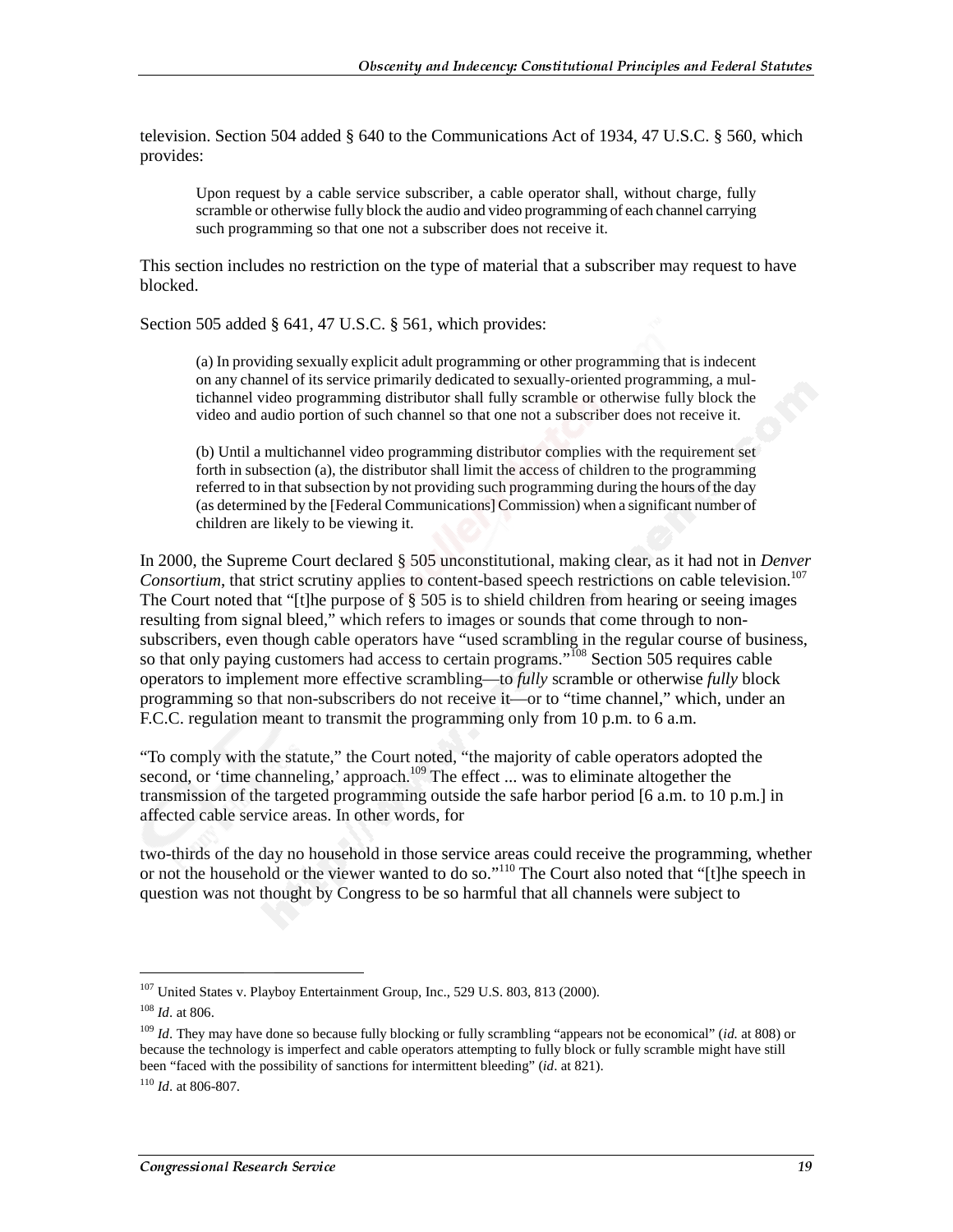television. Section 504 added § 640 to the Communications Act of 1934, 47 U.S.C. § 560, which provides:

> Upon request by a cable service subscriber, a cable operator shall, without charge, fully scramble or otherwise fully block the audio and video programming of each channel carrying such programming so that one not a subscriber does not receive it.

This section includes no restriction on the type of material that a subscriber may request to have blocked.

Section 505 added § 641, 47 U.S.C. § 561, which provides:

> (a) In providing sexually explicit adult programming or other programming that is indecent on any channel of its service primarily dedicated to sexually-oriented programming, a multichannel video programming distributor shall fully scramble or otherwise fully block the video and audio portion of such channel so that one not a subscriber does not receive it.
>
> (b) Until a multichannel video programming distributor complies with the requirement set forth in subsection (a), the distributor shall limit the access of children to the programming referred to in that subsection by not providing such programming during the hours of the day (as determined by the [Federal Communications] Commission) when a significant number of children are likely to be viewing it.

In 2000, the Supreme Court declared § 505 unconstitutional, making clear, as it had not in *Denver Consortium*, that strict scrutiny applies to content-based speech restrictions on cable television.[107] The Court noted that "[t]he purpose of § 505 is to shield children from hearing or seeing images resulting from signal bleed," which refers to images or sounds that come through to non-subscribers, even though cable operators have "used scrambling in the regular course of business, so that only paying customers had access to certain programs."[108] Section 505 requires cable operators to implement more effective scrambling—to *fully* scramble or otherwise *fully* block programming so that non-subscribers do not receive it—or to "time channel," which, under an F.C.C. regulation meant to transmit the programming only from 10 p.m. to 6 a.m.

"To comply with the statute," the Court noted, "the majority of cable operators adopted the second, or 'time channeling,' approach.[109] The effect ... was to eliminate altogether the transmission of the targeted programming outside the safe harbor period [6 a.m. to 10 p.m.] in affected cable service areas. In other words, for two-thirds of the day no household in those service areas could receive the programming, whether or not the household or the viewer wanted to do so."[110] The Court also noted that "[t]he speech in question was not thought by Congress to be so harmful that all channels were subject to

---

[107] United States v. Playboy Entertainment Group, Inc., 529 U.S. 803, 813 (2000).

[108] *Id*. at 806.

[109] *Id*. They may have done so because fully blocking or fully scrambling "appears not be economical" (*id.* at 808) or because the technology is imperfect and cable operators attempting to fully block or fully scramble might have still been "faced with the possibility of sanctions for intermittent bleeding" (*id*. at 821).

[110] *Id*. at 806-807.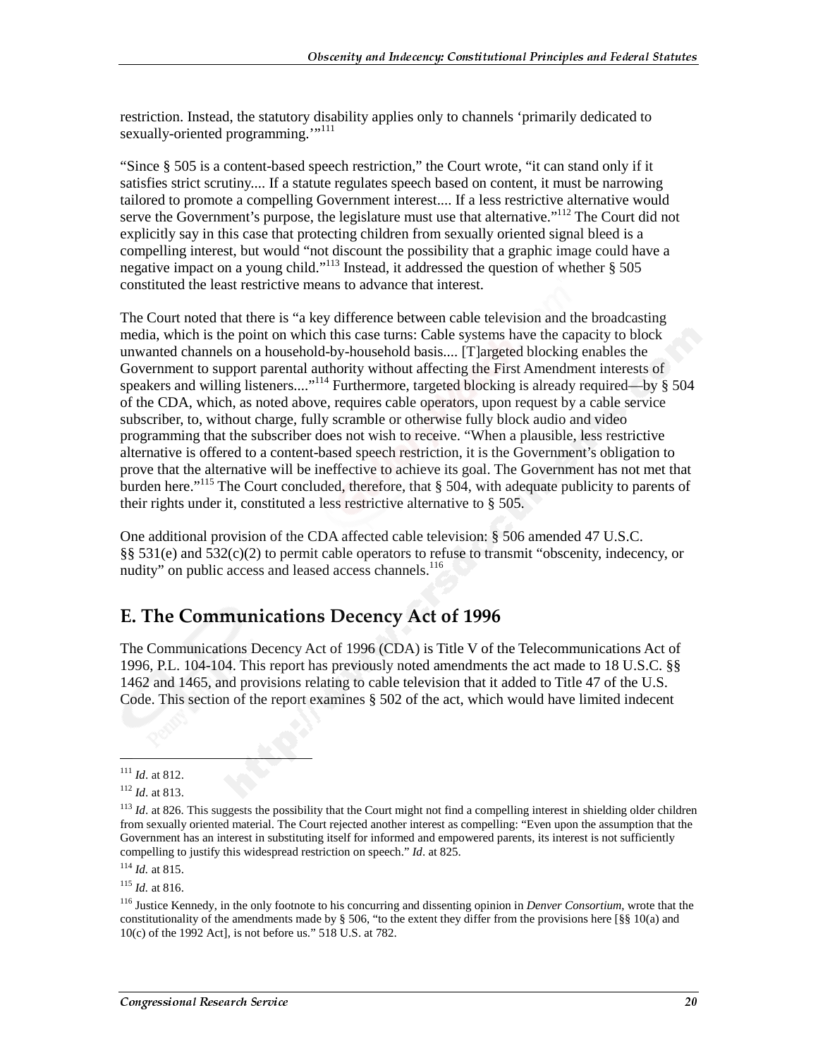restriction. Instead, the statutory disability applies only to channels 'primarily dedicated to sexually-oriented programming.'"[111]

"Since § 505 is a content-based speech restriction," the Court wrote, "it can stand only if it satisfies strict scrutiny.... If a statute regulates speech based on content, it must be narrowing tailored to promote a compelling Government interest.... If a less restrictive alternative would serve the Government's purpose, the legislature must use that alternative."[112] The Court did not explicitly say in this case that protecting children from sexually oriented signal bleed is a compelling interest, but would "not discount the possibility that a graphic image could have a negative impact on a young child."[113] Instead, it addressed the question of whether § 505 constituted the least restrictive means to advance that interest.

The Court noted that there is "a key difference between cable television and the broadcasting media, which is the point on which this case turns: Cable systems have the capacity to block unwanted channels on a household-by-household basis.... [T]argeted blocking enables the Government to support parental authority without affecting the First Amendment interests of speakers and willing listeners...."[114] Furthermore, targeted blocking is already required—by § 504 of the CDA, which, as noted above, requires cable operators, upon request by a cable service subscriber, to, without charge, fully scramble or otherwise fully block audio and video programming that the subscriber does not wish to receive. "When a plausible, less restrictive alternative is offered to a content-based speech restriction, it is the Government's obligation to prove that the alternative will be ineffective to achieve its goal. The Government has not met that burden here."[115] The Court concluded, therefore, that § 504, with adequate publicity to parents of their rights under it, constituted a less restrictive alternative to § 505.

One additional provision of the CDA affected cable television: § 506 amended 47 U.S.C. §§ 531(e) and 532(c)(2) to permit cable operators to refuse to transmit "obscenity, indecency, or nudity" on public access and leased access channels.[116]

## E. The Communications Decency Act of 1996

The Communications Decency Act of 1996 (CDA) is Title V of the Telecommunications Act of 1996, P.L. 104-104. This report has previously noted amendments the act made to 18 U.S.C. §§ 1462 and 1465, and provisions relating to cable television that it added to Title 47 of the U.S. Code. This section of the report examines § 502 of the act, which would have limited indecent

---

[111] *Id*. at 812.

[112] *Id*. at 813.

[113] *Id*. at 826. This suggests the possibility that the Court might not find a compelling interest in shielding older children from sexually oriented material. The Court rejected another interest as compelling: "Even upon the assumption that the Government has an interest in substituting itself for informed and empowered parents, its interest is not sufficiently compelling to justify this widespread restriction on speech." *Id*. at 825.

[114] *Id.* at 815.

[115] *Id.* at 816.

[116] Justice Kennedy, in the only footnote to his concurring and dissenting opinion in *Denver Consortium*, wrote that the constitutionality of the amendments made by § 506, "to the extent they differ from the provisions here [§§ 10(a) and 10(c) of the 1992 Act], is not before us." 518 U.S. at 782.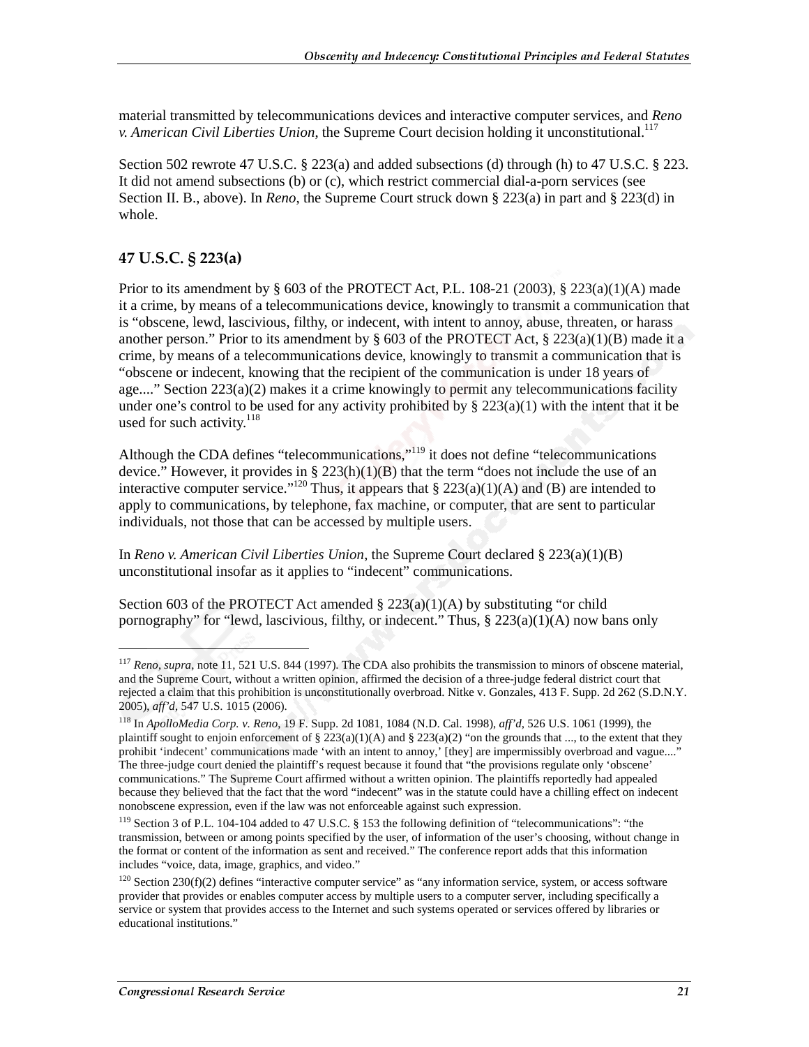material transmitted by telecommunications devices and interactive computer services, and *Reno v. American Civil Liberties Union*, the Supreme Court decision holding it unconstitutional.[117]

Section 502 rewrote 47 U.S.C. § 223(a) and added subsections (d) through (h) to 47 U.S.C. § 223. It did not amend subsections (b) or (c), which restrict commercial dial-a-porn services (see Section II. B., above). In *Reno*, the Supreme Court struck down § 223(a) in part and § 223(d) in whole.

### 47 U.S.C. § 223(a)

Prior to its amendment by § 603 of the PROTECT Act, P.L. 108-21 (2003), § 223(a)(1)(A) made it a crime, by means of a telecommunications device, knowingly to transmit a communication that is "obscene, lewd, lascivious, filthy, or indecent, with intent to annoy, abuse, threaten, or harass another person." Prior to its amendment by § 603 of the PROTECT Act, § 223(a)(1)(B) made it a crime, by means of a telecommunications device, knowingly to transmit a communication that is "obscene or indecent, knowing that the recipient of the communication is under 18 years of age...." Section 223(a)(2) makes it a crime knowingly to permit any telecommunications facility under one's control to be used for any activity prohibited by § 223(a)(1) with the intent that it be used for such activity.[118]

Although the CDA defines "telecommunications,"[119] it does not define "telecommunications device." However, it provides in § 223(h)(1)(B) that the term "does not include the use of an interactive computer service."[120] Thus, it appears that § 223(a)(1)(A) and (B) are intended to apply to communications, by telephone, fax machine, or computer, that are sent to particular individuals, not those that can be accessed by multiple users.

In *Reno v. American Civil Liberties Union*, the Supreme Court declared § 223(a)(1)(B) unconstitutional insofar as it applies to "indecent" communications.

Section 603 of the PROTECT Act amended § 223(a)(1)(A) by substituting "or child pornography" for "lewd, lascivious, filthy, or indecent." Thus, § 223(a)(1)(A) now bans only

---

[117] *Reno*, *supra*, note 11, 521 U.S. 844 (1997). The CDA also prohibits the transmission to minors of obscene material, and the Supreme Court, without a written opinion, affirmed the decision of a three-judge federal district court that rejected a claim that this prohibition is unconstitutionally overbroad. Nitke v. Gonzales, 413 F. Supp. 2d 262 (S.D.N.Y. 2005), *aff'd*, 547 U.S. 1015 (2006).

[118] In *ApolloMedia Corp. v. Reno*, 19 F. Supp. 2d 1081, 1084 (N.D. Cal. 1998), *aff'd*, 526 U.S. 1061 (1999), the plaintiff sought to enjoin enforcement of § 223(a)(1)(A) and § 223(a)(2) "on the grounds that ..., to the extent that they prohibit 'indecent' communications made 'with an intent to annoy,' [they] are impermissibly overbroad and vague...." The three-judge court denied the plaintiff's request because it found that "the provisions regulate only 'obscene' communications." The Supreme Court affirmed without a written opinion. The plaintiffs reportedly had appealed because they believed that the fact that the word "indecent" was in the statute could have a chilling effect on indecent nonobscene expression, even if the law was not enforceable against such expression.

[119] Section 3 of P.L. 104-104 added to 47 U.S.C. § 153 the following definition of "telecommunications": "the transmission, between or among points specified by the user, of information of the user's choosing, without change in the format or content of the information as sent and received." The conference report adds that this information includes "voice, data, image, graphics, and video."

[120] Section 230(f)(2) defines "interactive computer service" as "any information service, system, or access software provider that provides or enables computer access by multiple users to a computer server, including specifically a service or system that provides access to the Internet and such systems operated or services offered by libraries or educational institutions."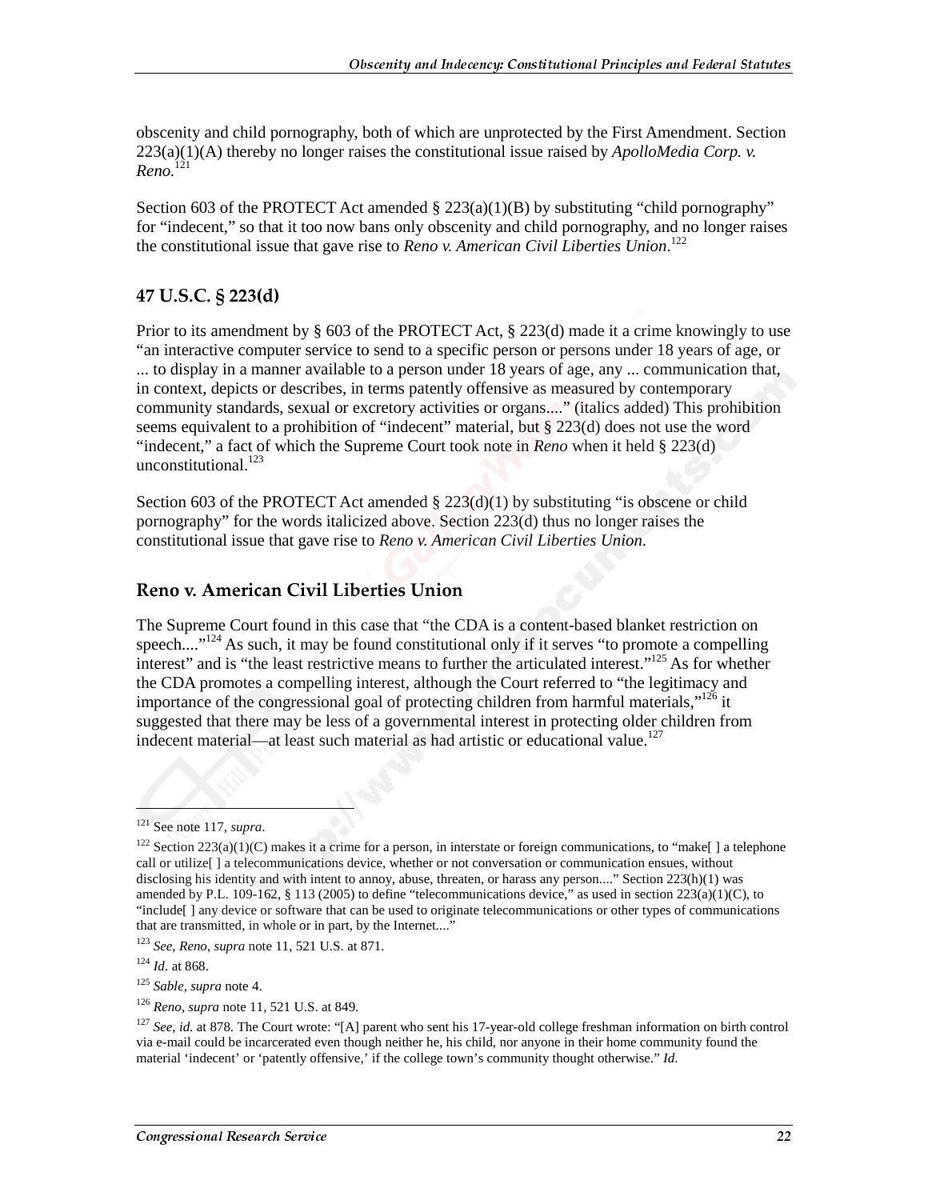obscenity and child pornography, both of which are unprotected by the First Amendment. Section 223(a)(1)(A) thereby no longer raises the constitutional issue raised by *ApolloMedia Corp. v. Reno.*[121]

Section 603 of the PROTECT Act amended § 223(a)(1)(B) by substituting "child pornography" for "indecent," so that it too now bans only obscenity and child pornography, and no longer raises the constitutional issue that gave rise to *Reno v. American Civil Liberties Union*.[122]

## 47 U.S.C. § 223(d)

Prior to its amendment by § 603 of the PROTECT Act, § 223(d) made it a crime knowingly to use "an interactive computer service to send to a specific person or persons under 18 years of age, or ... to display in a manner available to a person under 18 years of age, any ... communication that, in context, depicts or describes, in terms patently offensive as measured by contemporary community standards, sexual or excretory activities or organs...." (italics added) This prohibition seems equivalent to a prohibition of "indecent" material, but § 223(d) does not use the word "indecent," a fact of which the Supreme Court took note in *Reno* when it held § 223(d) unconstitutional.[123]

Section 603 of the PROTECT Act amended § 223(d)(1) by substituting "is obscene or child pornography" for the words italicized above. Section 223(d) thus no longer raises the constitutional issue that gave rise to *Reno v. American Civil Liberties Union.*

## Reno v. American Civil Liberties Union

The Supreme Court found in this case that "the CDA is a content-based blanket restriction on speech...."[124] As such, it may be found constitutional only if it serves "to promote a compelling interest" and is "the least restrictive means to further the articulated interest."[125] As for whether the CDA promotes a compelling interest, although the Court referred to "the legitimacy and importance of the congressional goal of protecting children from harmful materials,"[126] it suggested that there may be less of a governmental interest in protecting older children from indecent material—at least such material as had artistic or educational value.[127]

---

[121] See note 117, *supra*.

[122] Section 223(a)(1)(C) makes it a crime for a person, in interstate or foreign communications, to "make[ ] a telephone call or utilize[ ] a telecommunications device, whether or not conversation or communication ensues, without disclosing his identity and with intent to annoy, abuse, threaten, or harass any person...." Section 223(h)(1) was amended by P.L. 109-162, § 113 (2005) to define "telecommunications device," as used in section 223(a)(1)(C), to "include[ ] any device or software that can be used to originate telecommunications or other types of communications that are transmitted, in whole or in part, by the Internet...."

[123] *See*, *Reno*, *supra* note 11, 521 U.S. at 871.

[124] *Id*. at 868.

[125] *Sable*, *supra* note 4.

[126] *Reno*, *supra* note 11, 521 U.S. at 849.

[127] *See*, *id.* at 878. The Court wrote: "[A] parent who sent his 17-year-old college freshman information on birth control via e-mail could be incarcerated even though neither he, his child, nor anyone in their home community found the material 'indecent' or 'patently offensive,' if the college town's community thought otherwise." *Id*.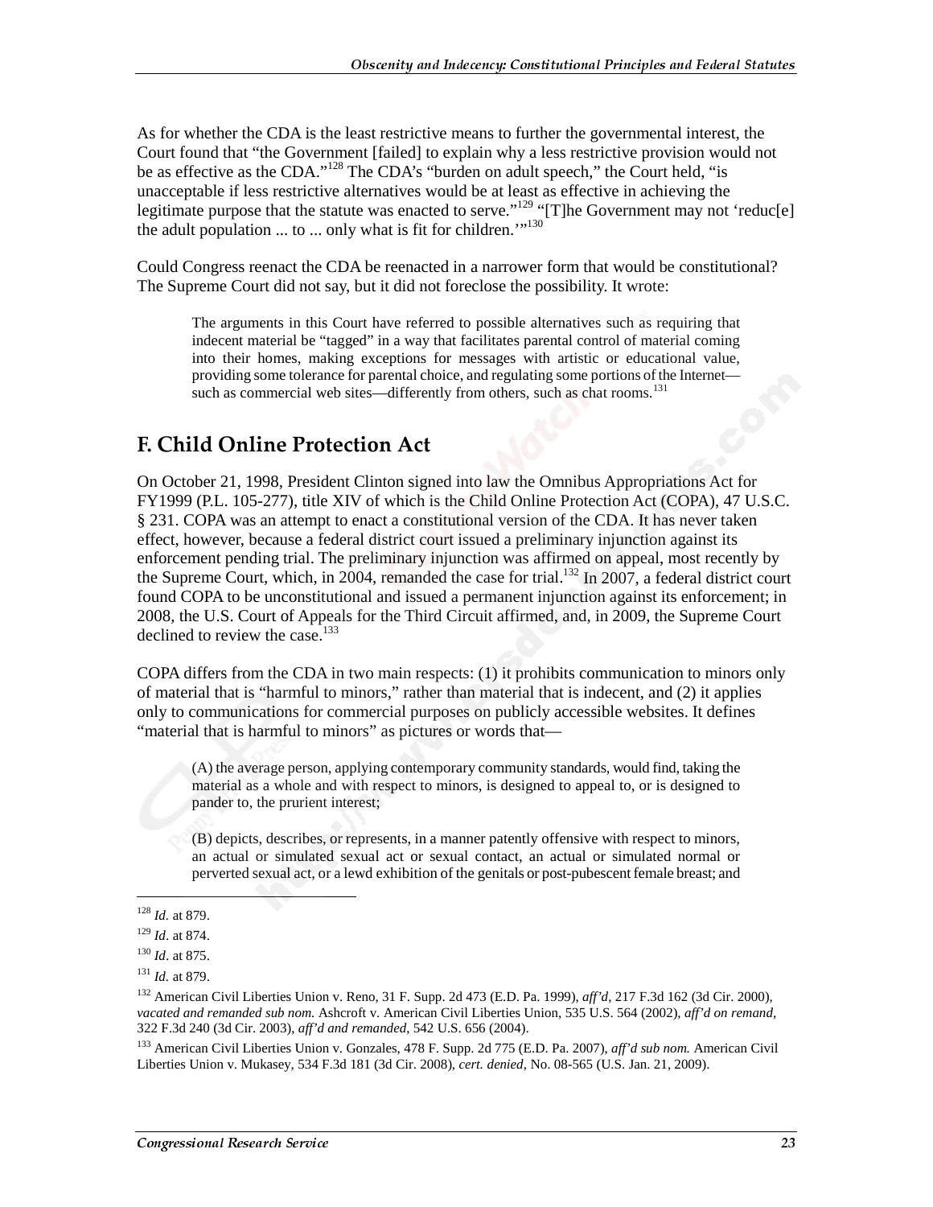As for whether the CDA is the least restrictive means to further the governmental interest, the Court found that "the Government [failed] to explain why a less restrictive provision would not be as effective as the CDA."[128] The CDA's "burden on adult speech," the Court held, "is unacceptable if less restrictive alternatives would be at least as effective in achieving the legitimate purpose that the statute was enacted to serve."[129] "[T]he Government may not 'reduc[e] the adult population ... to ... only what is fit for children.'"[130]

Could Congress reenact the CDA be reenacted in a narrower form that would be constitutional? The Supreme Court did not say, but it did not foreclose the possibility. It wrote:

> The arguments in this Court have referred to possible alternatives such as requiring that indecent material be "tagged" in a way that facilitates parental control of material coming into their homes, making exceptions for messages with artistic or educational value, providing some tolerance for parental choice, and regulating some portions of the Internet—such as commercial web sites—differently from others, such as chat rooms.[131]

## F. Child Online Protection Act

On October 21, 1998, President Clinton signed into law the Omnibus Appropriations Act for FY1999 (P.L. 105-277), title XIV of which is the Child Online Protection Act (COPA), 47 U.S.C. § 231. COPA was an attempt to enact a constitutional version of the CDA. It has never taken effect, however, because a federal district court issued a preliminary injunction against its enforcement pending trial. The preliminary injunction was affirmed on appeal, most recently by the Supreme Court, which, in 2004, remanded the case for trial.[132] In 2007, a federal district court found COPA to be unconstitutional and issued a permanent injunction against its enforcement; in 2008, the U.S. Court of Appeals for the Third Circuit affirmed, and, in 2009, the Supreme Court declined to review the case.[133]

COPA differs from the CDA in two main respects: (1) it prohibits communication to minors only of material that is "harmful to minors," rather than material that is indecent, and (2) it applies only to communications for commercial purposes on publicly accessible websites. It defines "material that is harmful to minors" as pictures or words that—

> (A) the average person, applying contemporary community standards, would find, taking the material as a whole and with respect to minors, is designed to appeal to, or is designed to pander to, the prurient interest;
>
> (B) depicts, describes, or represents, in a manner patently offensive with respect to minors, an actual or simulated sexual act or sexual contact, an actual or simulated normal or perverted sexual act, or a lewd exhibition of the genitals or post-pubescent female breast; and

---

[128] *Id.* at 879.

[129] *Id*. at 874.

[130] *Id*. at 875.

[131] *Id.* at 879.

[132] American Civil Liberties Union v. Reno, 31 F. Supp. 2d 473 (E.D. Pa. 1999), *aff'd*, 217 F.3d 162 (3d Cir. 2000), *vacated and remanded sub nom.* Ashcroft v. American Civil Liberties Union, 535 U.S. 564 (2002), *aff'd on remand*, 322 F.3d 240 (3d Cir. 2003), *aff'd and remanded*, 542 U.S. 656 (2004).

[133] American Civil Liberties Union v. Gonzales, 478 F. Supp. 2d 775 (E.D. Pa. 2007), *aff'd sub nom.* American Civil Liberties Union v. Mukasey, 534 F.3d 181 (3d Cir. 2008), *cert. denied*, No. 08-565 (U.S. Jan. 21, 2009).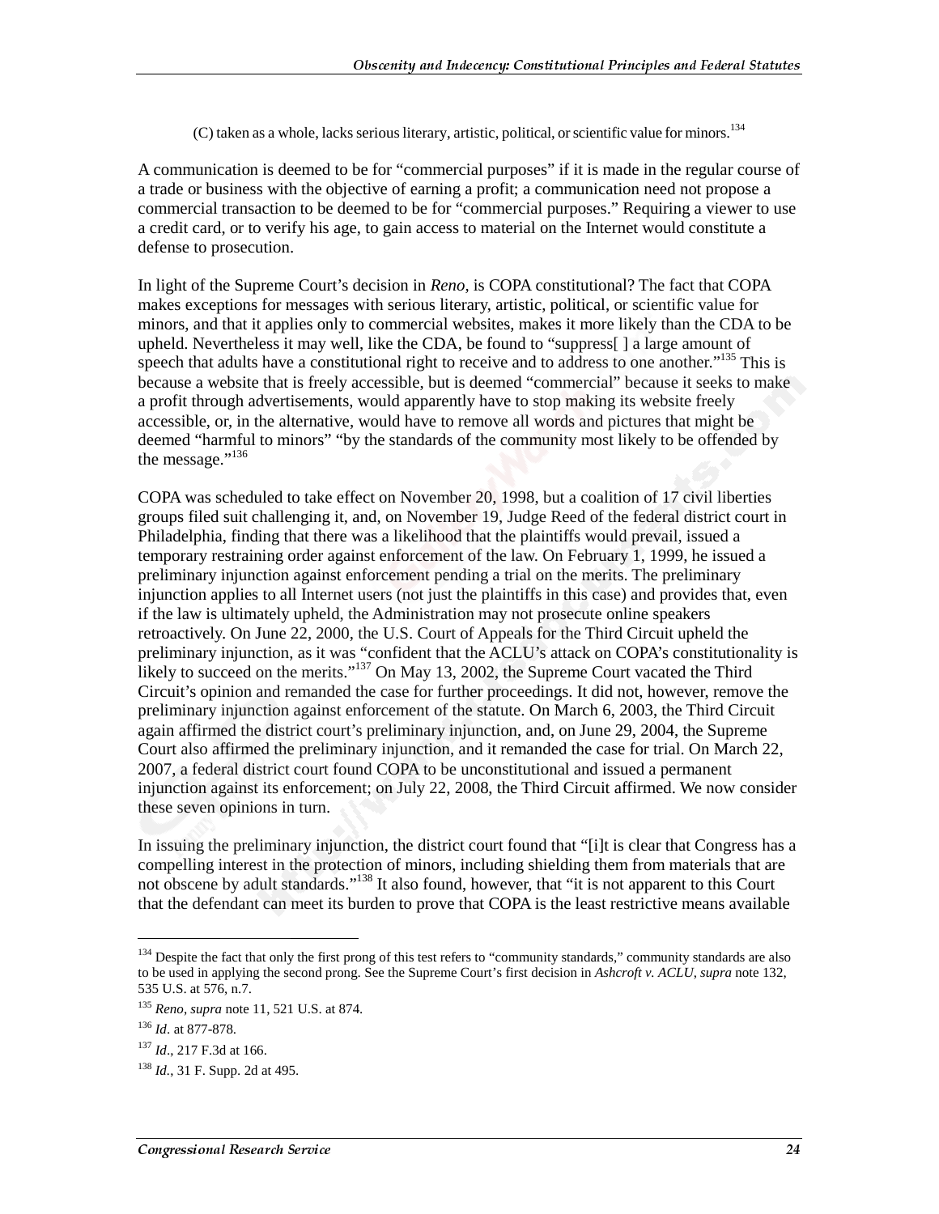(C) taken as a whole, lacks serious literary, artistic, political, or scientific value for minors.[134]

A communication is deemed to be for "commercial purposes" if it is made in the regular course of a trade or business with the objective of earning a profit; a communication need not propose a commercial transaction to be deemed to be for "commercial purposes." Requiring a viewer to use a credit card, or to verify his age, to gain access to material on the Internet would constitute a defense to prosecution.

In light of the Supreme Court's decision in *Reno*, is COPA constitutional? The fact that COPA makes exceptions for messages with serious literary, artistic, political, or scientific value for minors, and that it applies only to commercial websites, makes it more likely than the CDA to be upheld. Nevertheless it may well, like the CDA, be found to "suppress[ ] a large amount of speech that adults have a constitutional right to receive and to address to one another."[135] This is because a website that is freely accessible, but is deemed "commercial" because it seeks to make a profit through advertisements, would apparently have to stop making its website freely accessible, or, in the alternative, would have to remove all words and pictures that might be deemed "harmful to minors" "by the standards of the community most likely to be offended by the message."[136]

COPA was scheduled to take effect on November 20, 1998, but a coalition of 17 civil liberties groups filed suit challenging it, and, on November 19, Judge Reed of the federal district court in Philadelphia, finding that there was a likelihood that the plaintiffs would prevail, issued a temporary restraining order against enforcement of the law. On February 1, 1999, he issued a preliminary injunction against enforcement pending a trial on the merits. The preliminary injunction applies to all Internet users (not just the plaintiffs in this case) and provides that, even if the law is ultimately upheld, the Administration may not prosecute online speakers retroactively. On June 22, 2000, the U.S. Court of Appeals for the Third Circuit upheld the preliminary injunction, as it was "confident that the ACLU's attack on COPA's constitutionality is likely to succeed on the merits."[137] On May 13, 2002, the Supreme Court vacated the Third Circuit's opinion and remanded the case for further proceedings. It did not, however, remove the preliminary injunction against enforcement of the statute. On March 6, 2003, the Third Circuit again affirmed the district court's preliminary injunction, and, on June 29, 2004, the Supreme Court also affirmed the preliminary injunction, and it remanded the case for trial. On March 22, 2007, a federal district court found COPA to be unconstitutional and issued a permanent injunction against its enforcement; on July 22, 2008, the Third Circuit affirmed. We now consider these seven opinions in turn.

In issuing the preliminary injunction, the district court found that "[i]t is clear that Congress has a compelling interest in the protection of minors, including shielding them from materials that are not obscene by adult standards."[138] It also found, however, that "it is not apparent to this Court that the defendant can meet its burden to prove that COPA is the least restrictive means available

---

[134] Despite the fact that only the first prong of this test refers to "community standards," community standards are also to be used in applying the second prong. See the Supreme Court's first decision in *Ashcroft v. ACLU*, *supra* note 132, 535 U.S. at 576, n.7.

[135] *Reno*, *supra* note 11, 521 U.S. at 874.

[136] *Id*. at 877-878.

[137] *Id*., 217 F.3d at 166.

[138] *Id*., 31 F. Supp. 2d at 495.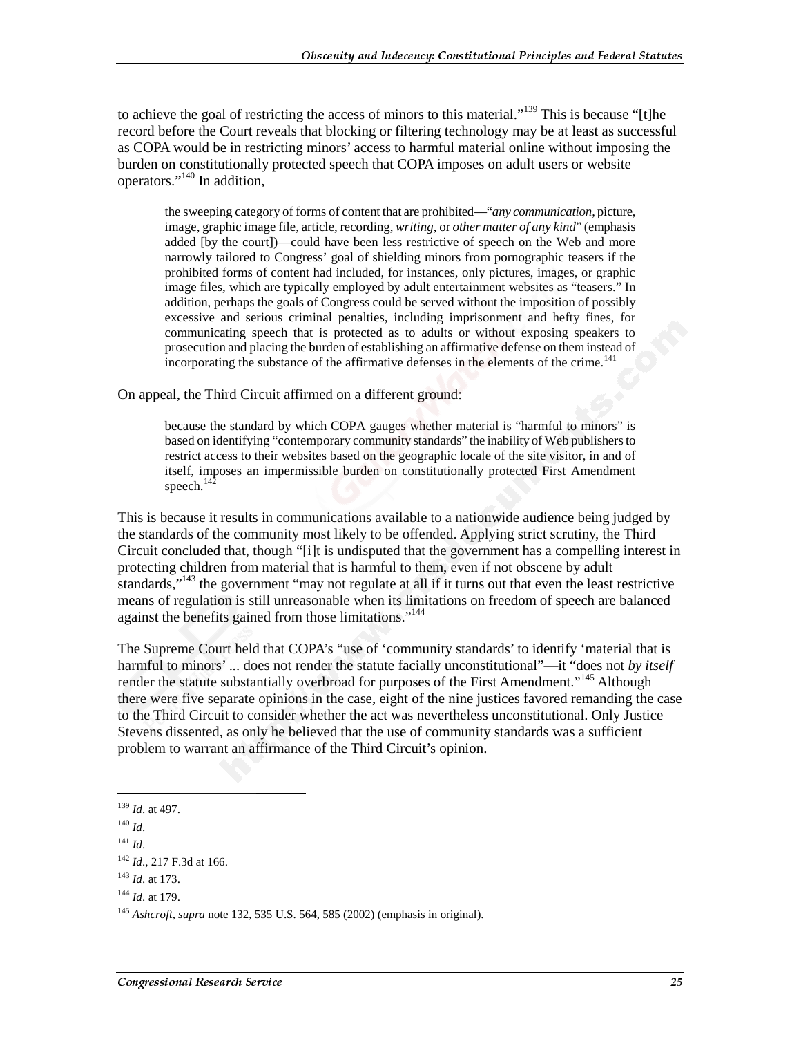to achieve the goal of restricting the access of minors to this material."[139] This is because "[t]he record before the Court reveals that blocking or filtering technology may be at least as successful as COPA would be in restricting minors' access to harmful material online without imposing the burden on constitutionally protected speech that COPA imposes on adult users or website operators."[140] In addition,

> the sweeping category of forms of content that are prohibited—"*any communication*, picture, image, graphic image file, article, recording, *writing*, or *other matter of any kind*" (emphasis added [by the court])—could have been less restrictive of speech on the Web and more narrowly tailored to Congress' goal of shielding minors from pornographic teasers if the prohibited forms of content had included, for instances, only pictures, images, or graphic image files, which are typically employed by adult entertainment websites as "teasers." In addition, perhaps the goals of Congress could be served without the imposition of possibly excessive and serious criminal penalties, including imprisonment and hefty fines, for communicating speech that is protected as to adults or without exposing speakers to prosecution and placing the burden of establishing an affirmative defense on them instead of incorporating the substance of the affirmative defenses in the elements of the crime.[141]

On appeal, the Third Circuit affirmed on a different ground:

> because the standard by which COPA gauges whether material is "harmful to minors" is based on identifying "contemporary community standards" the inability of Web publishers to restrict access to their websites based on the geographic locale of the site visitor, in and of itself, imposes an impermissible burden on constitutionally protected First Amendment speech.[142]

This is because it results in communications available to a nationwide audience being judged by the standards of the community most likely to be offended. Applying strict scrutiny, the Third Circuit concluded that, though "[i]t is undisputed that the government has a compelling interest in protecting children from material that is harmful to them, even if not obscene by adult standards,"[143] the government "may not regulate at all if it turns out that even the least restrictive means of regulation is still unreasonable when its limitations on freedom of speech are balanced against the benefits gained from those limitations."[144]

The Supreme Court held that COPA's "use of 'community standards' to identify 'material that is harmful to minors' ... does not render the statute facially unconstitutional"—it "does not *by itself* render the statute substantially overbroad for purposes of the First Amendment."[145] Although there were five separate opinions in the case, eight of the nine justices favored remanding the case to the Third Circuit to consider whether the act was nevertheless unconstitutional. Only Justice Stevens dissented, as only he believed that the use of community standards was a sufficient problem to warrant an affirmance of the Third Circuit's opinion.

---

[139] *Id*. at 497.

[140] *Id*.

[141] *Id*.

[142] *Id*., 217 F.3d at 166.

[143] *Id*. at 173.

[144] *Id*. at 179.

[145] *Ashcroft*, *supra* note 132, 535 U.S. 564, 585 (2002) (emphasis in original).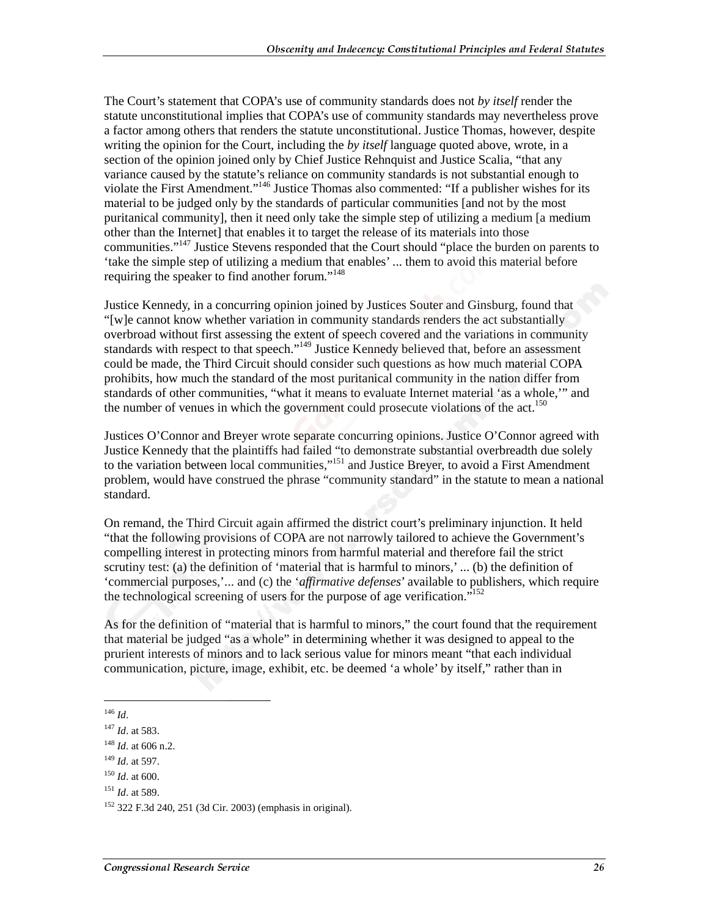The Court's statement that COPA's use of community standards does not *by itself* render the statute unconstitutional implies that COPA's use of community standards may nevertheless prove a factor among others that renders the statute unconstitutional. Justice Thomas, however, despite writing the opinion for the Court, including the *by itself* language quoted above, wrote, in a section of the opinion joined only by Chief Justice Rehnquist and Justice Scalia, "that any variance caused by the statute's reliance on community standards is not substantial enough to violate the First Amendment."[146] Justice Thomas also commented: "If a publisher wishes for its material to be judged only by the standards of particular communities [and not by the most puritanical community], then it need only take the simple step of utilizing a medium [a medium other than the Internet] that enables it to target the release of its materials into those communities."[147] Justice Stevens responded that the Court should "place the burden on parents to 'take the simple step of utilizing a medium that enables' ... them to avoid this material before requiring the speaker to find another forum."[148]

Justice Kennedy, in a concurring opinion joined by Justices Souter and Ginsburg, found that "[w]e cannot know whether variation in community standards renders the act substantially overbroad without first assessing the extent of speech covered and the variations in community standards with respect to that speech."[149] Justice Kennedy believed that, before an assessment could be made, the Third Circuit should consider such questions as how much material COPA prohibits, how much the standard of the most puritanical community in the nation differ from standards of other communities, "what it means to evaluate Internet material 'as a whole,'" and the number of venues in which the government could prosecute violations of the act.[150]

Justices O'Connor and Breyer wrote separate concurring opinions. Justice O'Connor agreed with Justice Kennedy that the plaintiffs had failed "to demonstrate substantial overbreadth due solely to the variation between local communities,"[151] and Justice Breyer, to avoid a First Amendment problem, would have construed the phrase "community standard" in the statute to mean a national standard.

On remand, the Third Circuit again affirmed the district court's preliminary injunction. It held "that the following provisions of COPA are not narrowly tailored to achieve the Government's compelling interest in protecting minors from harmful material and therefore fail the strict scrutiny test: (a) the definition of 'material that is harmful to minors,' ... (b) the definition of 'commercial purposes,'... and (c) the '*affirmative defenses*' available to publishers, which require the technological screening of users for the purpose of age verification."[152]

As for the definition of "material that is harmful to minors," the court found that the requirement that material be judged "as a whole" in determining whether it was designed to appeal to the prurient interests of minors and to lack serious value for minors meant "that each individual communication, picture, image, exhibit, etc. be deemed 'a whole' by itself," rather than in

---

[146] *Id*.

[147] *Id*. at 583.

[148] *Id*. at 606 n.2.

[149] *Id*. at 597.

[150] *Id*. at 600.

[151] *Id*. at 589.

[152] 322 F.3d 240, 251 (3d Cir. 2003) (emphasis in original).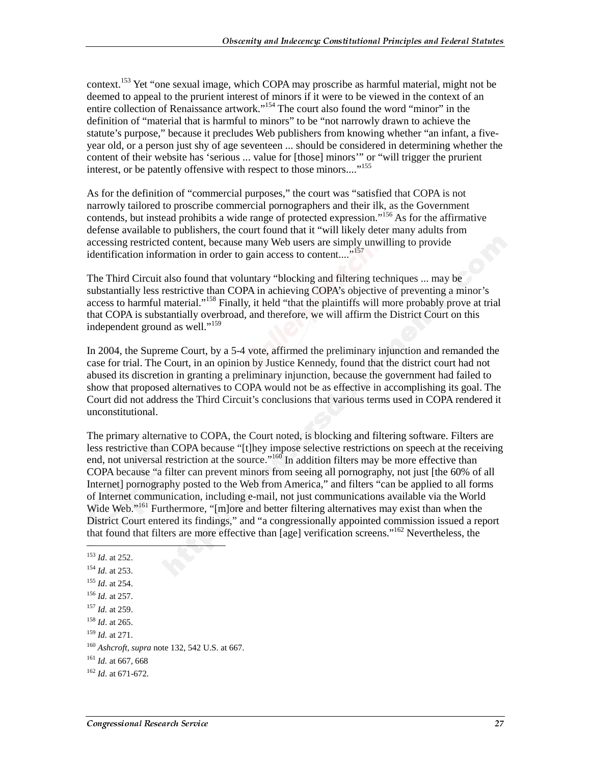context.[153] Yet "one sexual image, which COPA may proscribe as harmful material, might not be deemed to appeal to the prurient interest of minors if it were to be viewed in the context of an entire collection of Renaissance artwork."[154] The court also found the word "minor" in the definition of "material that is harmful to minors" to be "not narrowly drawn to achieve the statute's purpose," because it precludes Web publishers from knowing whether "an infant, a five-year old, or a person just shy of age seventeen ... should be considered in determining whether the content of their website has 'serious ... value for [those] minors'" or "will trigger the prurient interest, or be patently offensive with respect to those minors...."[155]

As for the definition of "commercial purposes," the court was "satisfied that COPA is not narrowly tailored to proscribe commercial pornographers and their ilk, as the Government contends, but instead prohibits a wide range of protected expression."[156] As for the affirmative defense available to publishers, the court found that it "will likely deter many adults from accessing restricted content, because many Web users are simply unwilling to provide identification information in order to gain access to content...."[157]

The Third Circuit also found that voluntary "blocking and filtering techniques ... may be substantially less restrictive than COPA in achieving COPA's objective of preventing a minor's access to harmful material."[158] Finally, it held "that the plaintiffs will more probably prove at trial that COPA is substantially overbroad, and therefore, we will affirm the District Court on this independent ground as well."[159]

In 2004, the Supreme Court, by a 5-4 vote, affirmed the preliminary injunction and remanded the case for trial. The Court, in an opinion by Justice Kennedy, found that the district court had not abused its discretion in granting a preliminary injunction, because the government had failed to show that proposed alternatives to COPA would not be as effective in accomplishing its goal. The Court did not address the Third Circuit's conclusions that various terms used in COPA rendered it unconstitutional.

The primary alternative to COPA, the Court noted, is blocking and filtering software. Filters are less restrictive than COPA because "[t]hey impose selective restrictions on speech at the receiving end, not universal restriction at the source."[160] In addition filters may be more effective than COPA because "a filter can prevent minors from seeing all pornography, not just [the 60% of all Internet] pornography posted to the Web from America," and filters "can be applied to all forms of Internet communication, including e-mail, not just communications available via the World Wide Web."[161] Furthermore, "[m]ore and better filtering alternatives may exist than when the District Court entered its findings," and "a congressionally appointed commission issued a report that found that filters are more effective than [age] verification screens."[162] Nevertheless, the

---

[153] *Id*. at 252.

[154] *Id.* at 253.

[155] *Id*. at 254.

[156] *Id.* at 257.

[157] *Id.* at 259.

[158] *Id*. at 265.

[159] *Id.* at 271.

[160] *Ashcroft*, *supra* note 132, 542 U.S. at 667.

[161] *Id.* at 667, 668

[162] *Id*. at 671-672.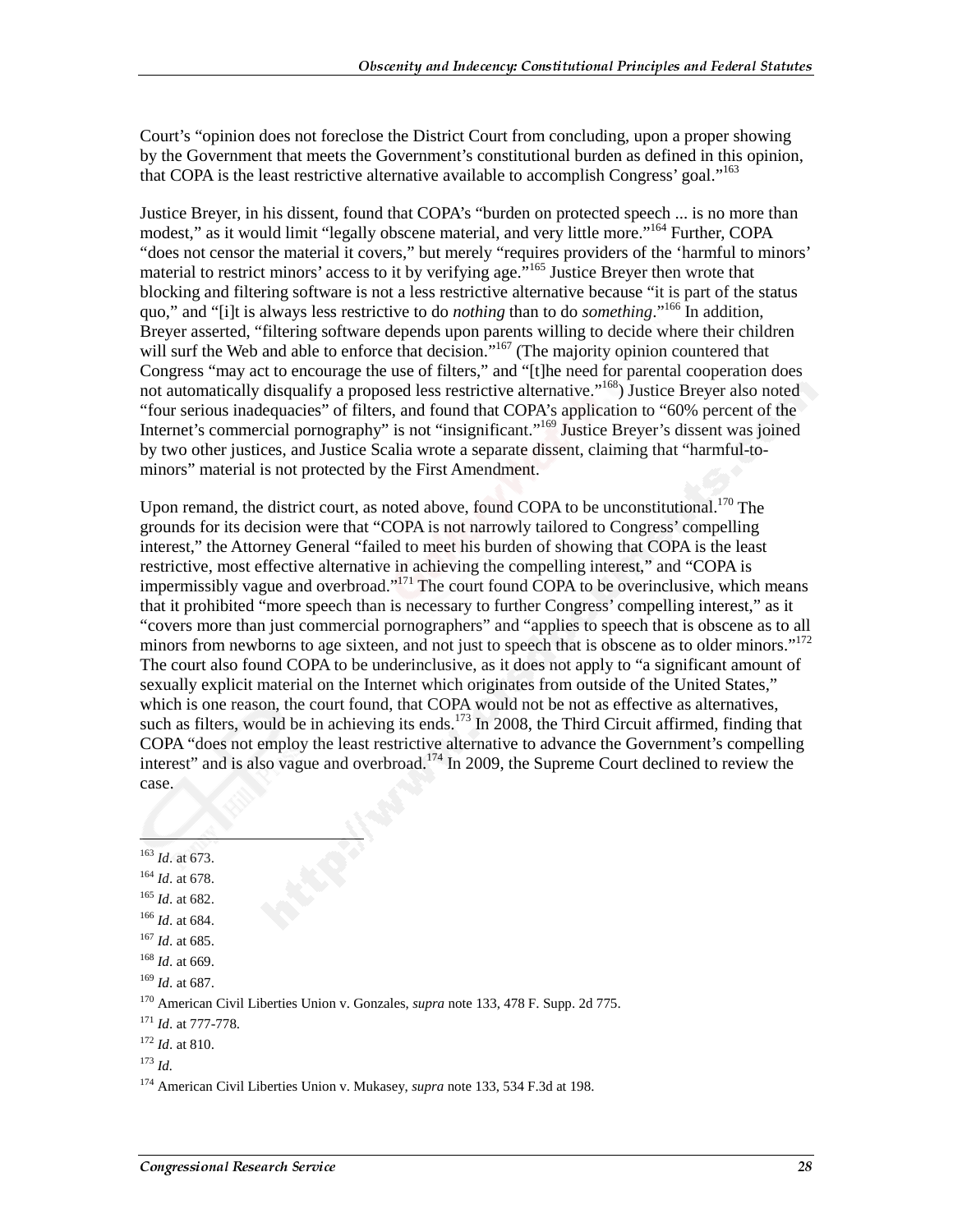Court's "opinion does not foreclose the District Court from concluding, upon a proper showing by the Government that meets the Government's constitutional burden as defined in this opinion, that COPA is the least restrictive alternative available to accomplish Congress' goal."[163]

Justice Breyer, in his dissent, found that COPA's "burden on protected speech ... is no more than modest," as it would limit "legally obscene material, and very little more."[164] Further, COPA "does not censor the material it covers," but merely "requires providers of the 'harmful to minors' material to restrict minors' access to it by verifying age."[165] Justice Breyer then wrote that blocking and filtering software is not a less restrictive alternative because "it is part of the status quo," and "[i]t is always less restrictive to do *nothing* than to do *something*."[166] In addition, Breyer asserted, "filtering software depends upon parents willing to decide where their children will surf the Web and able to enforce that decision."[167] (The majority opinion countered that Congress "may act to encourage the use of filters," and "[t]he need for parental cooperation does not automatically disqualify a proposed less restrictive alternative."[168]) Justice Breyer also noted "four serious inadequacies" of filters, and found that COPA's application to "60% percent of the Internet's commercial pornography" is not "insignificant."[169] Justice Breyer's dissent was joined by two other justices, and Justice Scalia wrote a separate dissent, claiming that "harmful-to-minors" material is not protected by the First Amendment.

Upon remand, the district court, as noted above, found COPA to be unconstitutional.[170] The grounds for its decision were that "COPA is not narrowly tailored to Congress' compelling interest," the Attorney General "failed to meet his burden of showing that COPA is the least restrictive, most effective alternative in achieving the compelling interest," and "COPA is impermissibly vague and overbroad."[171] The court found COPA to be overinclusive, which means that it prohibited "more speech than is necessary to further Congress' compelling interest," as it "covers more than just commercial pornographers" and "applies to speech that is obscene as to all minors from newborns to age sixteen, and not just to speech that is obscene as to older minors."[172] The court also found COPA to be underinclusive, as it does not apply to "a significant amount of sexually explicit material on the Internet which originates from outside of the United States," which is one reason, the court found, that COPA would not be not as effective as alternatives, such as filters, would be in achieving its ends.[173] In 2008, the Third Circuit affirmed, finding that COPA "does not employ the least restrictive alternative to advance the Government's compelling interest" and is also vague and overbroad.[174] In 2009, the Supreme Court declined to review the case.

---

[163] *Id*. at 673.

[164] *Id*. at 678.

[165] *Id*. at 682.

[166] *Id*. at 684.

[167] *Id*. at 685.

[168] *Id*. at 669.

[169] *Id*. at 687.

[170] American Civil Liberties Union v. Gonzales, *supra* note 133, 478 F. Supp. 2d 775.

[171] *Id*. at 777-778.

[172] *Id*. at 810.

[173] *Id.*

[174] American Civil Liberties Union v. Mukasey, *supra* note 133, 534 F.3d at 198.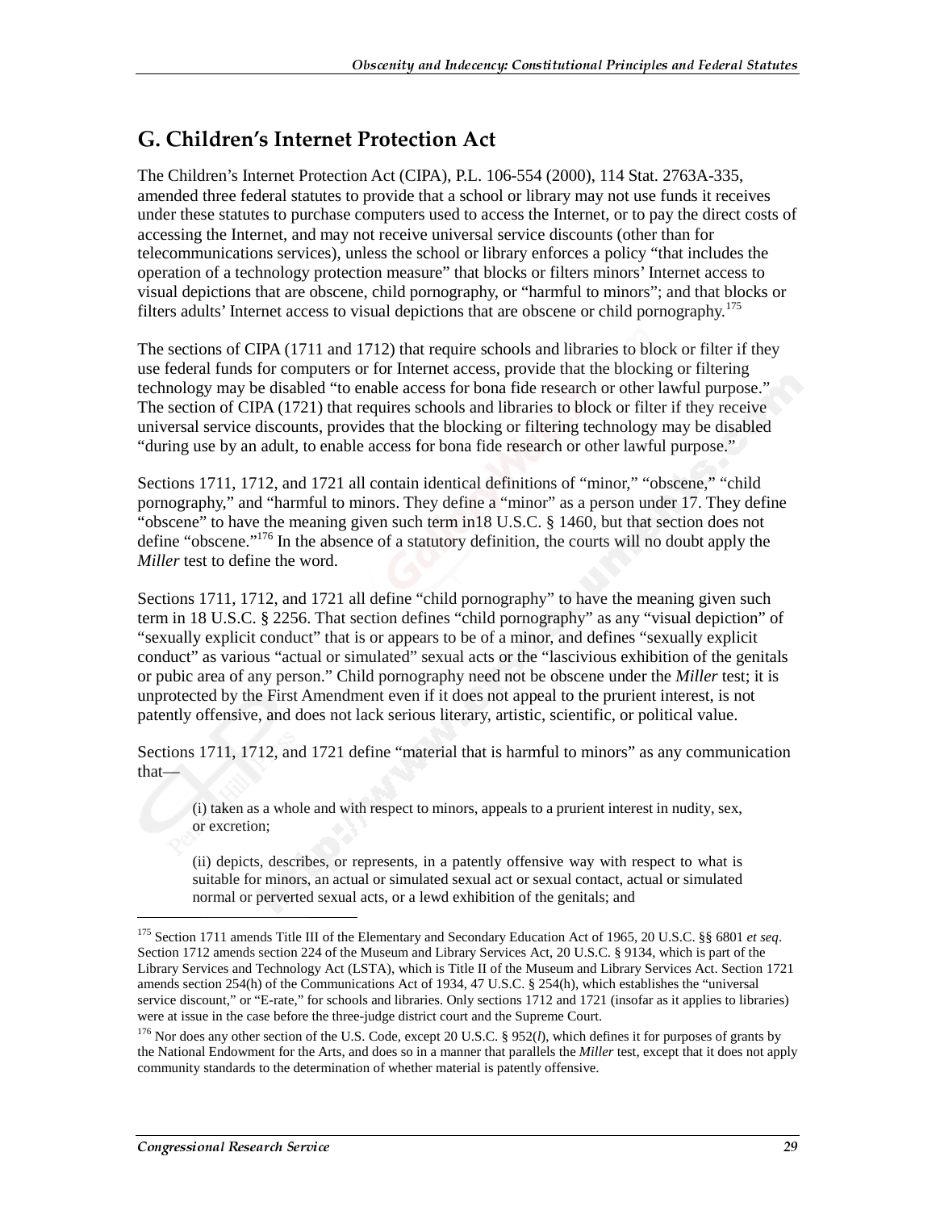## G. Children's Internet Protection Act

The Children's Internet Protection Act (CIPA), P.L. 106-554 (2000), 114 Stat. 2763A-335, amended three federal statutes to provide that a school or library may not use funds it receives under these statutes to purchase computers used to access the Internet, or to pay the direct costs of accessing the Internet, and may not receive universal service discounts (other than for telecommunications services), unless the school or library enforces a policy "that includes the operation of a technology protection measure" that blocks or filters minors' Internet access to visual depictions that are obscene, child pornography, or "harmful to minors"; and that blocks or filters adults' Internet access to visual depictions that are obscene or child pornography.[175]

The sections of CIPA (1711 and 1712) that require schools and libraries to block or filter if they use federal funds for computers or for Internet access, provide that the blocking or filtering technology may be disabled "to enable access for bona fide research or other lawful purpose." The section of CIPA (1721) that requires schools and libraries to block or filter if they receive universal service discounts, provides that the blocking or filtering technology may be disabled "during use by an adult, to enable access for bona fide research or other lawful purpose."

Sections 1711, 1712, and 1721 all contain identical definitions of "minor," "obscene," "child pornography," and "harmful to minors." They define a "minor" as a person under 17. They define "obscene" to have the meaning given such term in18 U.S.C. § 1460, but that section does not define "obscene."[176] In the absence of a statutory definition, the courts will no doubt apply the *Miller* test to define the word.

Sections 1711, 1712, and 1721 all define "child pornography" to have the meaning given such term in 18 U.S.C. § 2256. That section defines "child pornography" as any "visual depiction" of "sexually explicit conduct" that is or appears to be of a minor, and defines "sexually explicit conduct" as various "actual or simulated" sexual acts or the "lascivious exhibition of the genitals or pubic area of any person." Child pornography need not be obscene under the *Miller* test; it is unprotected by the First Amendment even if it does not appeal to the prurient interest, is not patently offensive, and does not lack serious literary, artistic, scientific, or political value.

Sections 1711, 1712, and 1721 define "material that is harmful to minors" as any communication that—

> (i) taken as a whole and with respect to minors, appeals to a prurient interest in nudity, sex, or excretion;
>
> (ii) depicts, describes, or represents, in a patently offensive way with respect to what is suitable for minors, an actual or simulated sexual act or sexual contact, actual or simulated normal or perverted sexual acts, or a lewd exhibition of the genitals; and

---

[175] Section 1711 amends Title III of the Elementary and Secondary Education Act of 1965, 20 U.S.C. §§ 6801 *et seq*. Section 1712 amends section 224 of the Museum and Library Services Act, 20 U.S.C. § 9134, which is part of the Library Services and Technology Act (LSTA), which is Title II of the Museum and Library Services Act. Section 1721 amends section 254(h) of the Communications Act of 1934, 47 U.S.C. § 254(h), which establishes the "universal service discount," or "E-rate," for schools and libraries. Only sections 1712 and 1721 (insofar as it applies to libraries) were at issue in the case before the three-judge district court and the Supreme Court.

[176] Nor does any other section of the U.S. Code, except 20 U.S.C. § 952(*l*), which defines it for purposes of grants by the National Endowment for the Arts, and does so in a manner that parallels the *Miller* test, except that it does not apply community standards to the determination of whether material is patently offensive.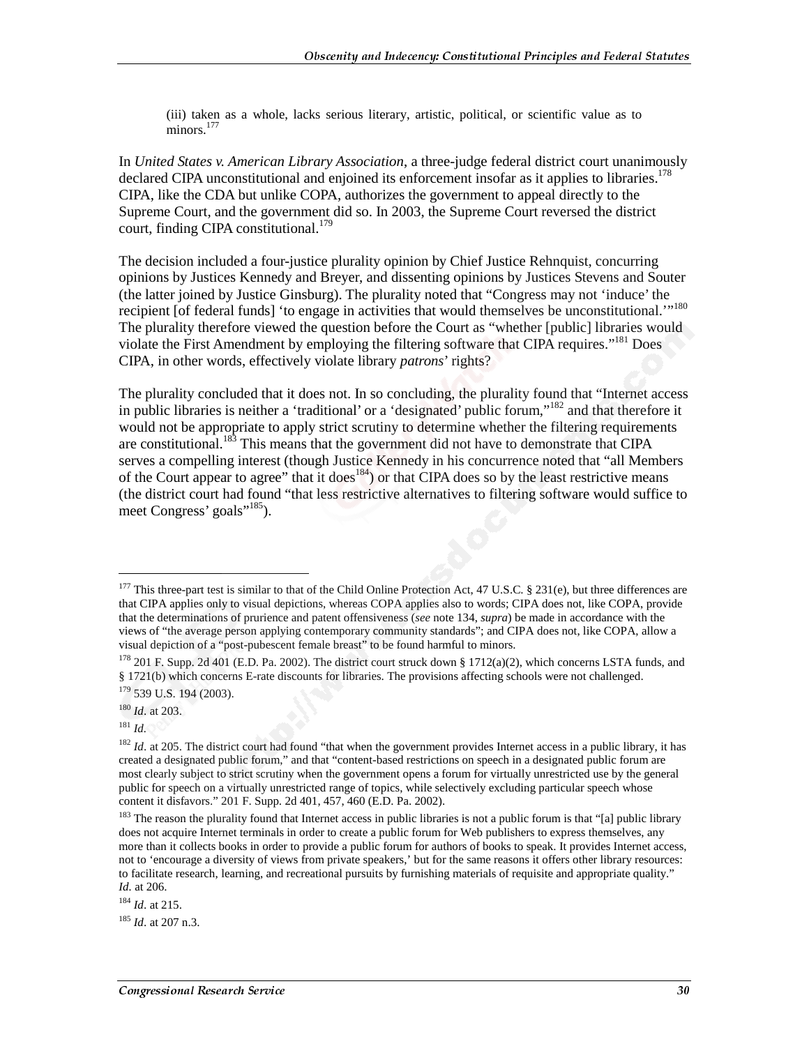(iii) taken as a whole, lacks serious literary, artistic, political, or scientific value as to minors.[177]

In *United States v. American Library Association*, a three-judge federal district court unanimously declared CIPA unconstitutional and enjoined its enforcement insofar as it applies to libraries.[178] CIPA, like the CDA but unlike COPA, authorizes the government to appeal directly to the Supreme Court, and the government did so. In 2003, the Supreme Court reversed the district court, finding CIPA constitutional.[179]

The decision included a four-justice plurality opinion by Chief Justice Rehnquist, concurring opinions by Justices Kennedy and Breyer, and dissenting opinions by Justices Stevens and Souter (the latter joined by Justice Ginsburg). The plurality noted that "Congress may not 'induce' the recipient [of federal funds] 'to engage in activities that would themselves be unconstitutional.'"[180] The plurality therefore viewed the question before the Court as "whether [public] libraries would violate the First Amendment by employing the filtering software that CIPA requires."[181] Does CIPA, in other words, effectively violate library *patrons'* rights?

The plurality concluded that it does not. In so concluding, the plurality found that "Internet access in public libraries is neither a 'traditional' or a 'designated' public forum,"[182] and that therefore it would not be appropriate to apply strict scrutiny to determine whether the filtering requirements are constitutional.[183] This means that the government did not have to demonstrate that CIPA serves a compelling interest (though Justice Kennedy in his concurrence noted that "all Members of the Court appear to agree" that it does[184]) or that CIPA does so by the least restrictive means (the district court had found "that less restrictive alternatives to filtering software would suffice to meet Congress' goals"[185]).

---

[177] This three-part test is similar to that of the Child Online Protection Act, 47 U.S.C. § 231(e), but three differences are that CIPA applies only to visual depictions, whereas COPA applies also to words; CIPA does not, like COPA, provide that the determinations of prurience and patent offensiveness (*see* note 134, *supra*) be made in accordance with the views of "the average person applying contemporary community standards"; and CIPA does not, like COPA, allow a visual depiction of a "post-pubescent female breast" to be found harmful to minors.

[178] 201 F. Supp. 2d 401 (E.D. Pa. 2002). The district court struck down § 1712(a)(2), which concerns LSTA funds, and § 1721(b) which concerns E-rate discounts for libraries. The provisions affecting schools were not challenged.

[179] 539 U.S. 194 (2003).

[180] *Id*. at 203.

[181] *Id*.

[182] *Id*. at 205. The district court had found "that when the government provides Internet access in a public library, it has created a designated public forum," and that "content-based restrictions on speech in a designated public forum are most clearly subject to strict scrutiny when the government opens a forum for virtually unrestricted use by the general public for speech on a virtually unrestricted range of topics, while selectively excluding particular speech whose content it disfavors." 201 F. Supp. 2d 401, 457, 460 (E.D. Pa. 2002).

[183] The reason the plurality found that Internet access in public libraries is not a public forum is that "[a] public library does not acquire Internet terminals in order to create a public forum for Web publishers to express themselves, any more than it collects books in order to provide a public forum for authors of books to speak. It provides Internet access, not to 'encourage a diversity of views from private speakers,' but for the same reasons it offers other library resources: to facilitate research, learning, and recreational pursuits by furnishing materials of requisite and appropriate quality." *Id.* at 206.

[184] *Id*. at 215.

[185] *Id*. at 207 n.3.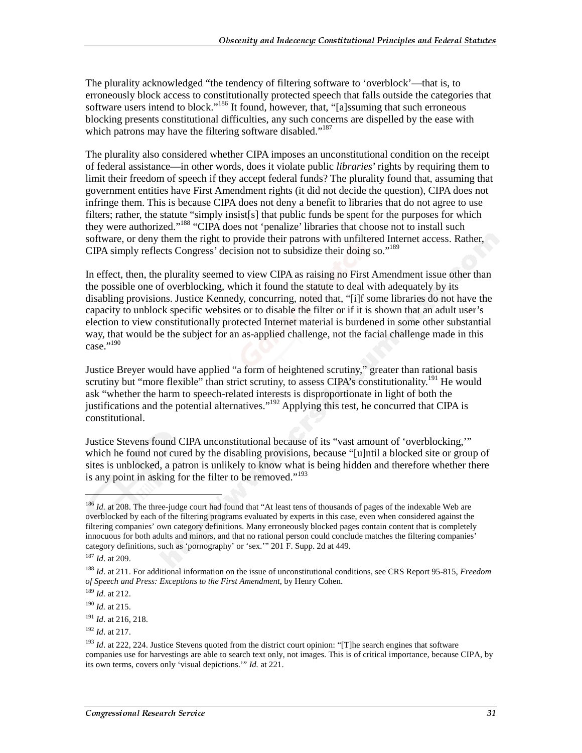The plurality acknowledged "the tendency of filtering software to 'overblock'—that is, to erroneously block access to constitutionally protected speech that falls outside the categories that software users intend to block."[186] It found, however, that, "[a]ssuming that such erroneous blocking presents constitutional difficulties, any such concerns are dispelled by the ease with which patrons may have the filtering software disabled."[187]

The plurality also considered whether CIPA imposes an unconstitutional condition on the receipt of federal assistance—in other words, does it violate public *libraries'* rights by requiring them to limit their freedom of speech if they accept federal funds? The plurality found that, assuming that government entities have First Amendment rights (it did not decide the question), CIPA does not infringe them. This is because CIPA does not deny a benefit to libraries that do not agree to use filters; rather, the statute "simply insist[s] that public funds be spent for the purposes for which they were authorized."[188] "CIPA does not 'penalize' libraries that choose not to install such software, or deny them the right to provide their patrons with unfiltered Internet access. Rather, CIPA simply reflects Congress' decision not to subsidize their doing so."[189]

In effect, then, the plurality seemed to view CIPA as raising no First Amendment issue other than the possible one of overblocking, which it found the statute to deal with adequately by its disabling provisions. Justice Kennedy, concurring, noted that, "[i]f some libraries do not have the capacity to unblock specific websites or to disable the filter or if it is shown that an adult user's election to view constitutionally protected Internet material is burdened in some other substantial way, that would be the subject for an as-applied challenge, not the facial challenge made in this case."[190]

Justice Breyer would have applied "a form of heightened scrutiny," greater than rational basis scrutiny but "more flexible" than strict scrutiny, to assess CIPA's constitutionality.[191] He would ask "whether the harm to speech-related interests is disproportionate in light of both the justifications and the potential alternatives."[192] Applying this test, he concurred that CIPA is constitutional.

Justice Stevens found CIPA unconstitutional because of its "vast amount of 'overblocking,'" which he found not cured by the disabling provisions, because "[u]ntil a blocked site or group of sites is unblocked, a patron is unlikely to know what is being hidden and therefore whether there is any point in asking for the filter to be removed."[193]

---

[186] *Id.* at 208. The three-judge court had found that "At least tens of thousands of pages of the indexable Web are overblocked by each of the filtering programs evaluated by experts in this case, even when considered against the filtering companies' own category definitions. Many erroneously blocked pages contain content that is completely innocuous for both adults and minors, and that no rational person could conclude matches the filtering companies' category definitions, such as 'pornography' or 'sex.'" 201 F. Supp. 2d at 449.

[187] *Id*. at 209.

[188] *Id*. at 211. For additional information on the issue of unconstitutional conditions, see CRS Report 95-815, *Freedom of Speech and Press: Exceptions to the First Amendment*, by Henry Cohen.

[189] *Id.* at 212.

[190] *Id.* at 215.

[191] *Id*. at 216, 218.

[192] *Id*. at 217.

[193] *Id*. at 222, 224. Justice Stevens quoted from the district court opinion: "[T]he search engines that software companies use for harvestings are able to search text only, not images. This is of critical importance, because CIPA, by its own terms, covers only 'visual depictions.'" *Id.* at 221.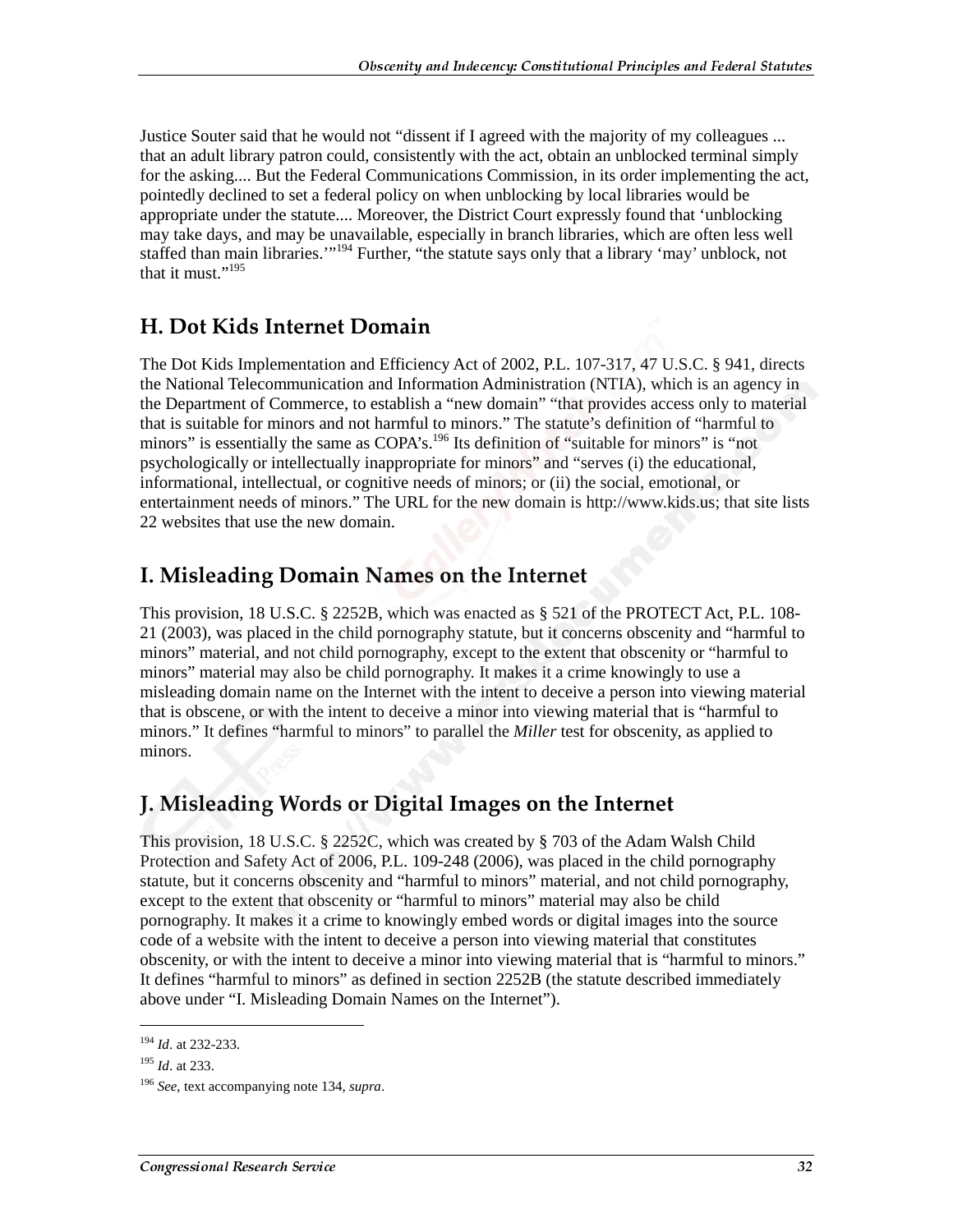Justice Souter said that he would not "dissent if I agreed with the majority of my colleagues ... that an adult library patron could, consistently with the act, obtain an unblocked terminal simply for the asking.... But the Federal Communications Commission, in its order implementing the act, pointedly declined to set a federal policy on when unblocking by local libraries would be appropriate under the statute.... Moreover, the District Court expressly found that 'unblocking may take days, and may be unavailable, especially in branch libraries, which are often less well staffed than main libraries.'"[194] Further, "the statute says only that a library 'may' unblock, not that it must."[195]

## H. Dot Kids Internet Domain

The Dot Kids Implementation and Efficiency Act of 2002, P.L. 107-317, 47 U.S.C. § 941, directs the National Telecommunication and Information Administration (NTIA), which is an agency in the Department of Commerce, to establish a "new domain" "that provides access only to material that is suitable for minors and not harmful to minors." The statute's definition of "harmful to minors" is essentially the same as COPA's.[196] Its definition of "suitable for minors" is "not psychologically or intellectually inappropriate for minors" and "serves (i) the educational, informational, intellectual, or cognitive needs of minors; or (ii) the social, emotional, or entertainment needs of minors." The URL for the new domain is http://www.kids.us; that site lists 22 websites that use the new domain.

## I. Misleading Domain Names on the Internet

This provision, 18 U.S.C. § 2252B, which was enacted as § 521 of the PROTECT Act, P.L. 108-21 (2003), was placed in the child pornography statute, but it concerns obscenity and "harmful to minors" material, and not child pornography, except to the extent that obscenity or "harmful to minors" material may also be child pornography. It makes it a crime knowingly to use a misleading domain name on the Internet with the intent to deceive a person into viewing material that is obscene, or with the intent to deceive a minor into viewing material that is "harmful to minors." It defines "harmful to minors" to parallel the *Miller* test for obscenity, as applied to minors.

## J. Misleading Words or Digital Images on the Internet

This provision, 18 U.S.C. § 2252C, which was created by § 703 of the Adam Walsh Child Protection and Safety Act of 2006, P.L. 109-248 (2006), was placed in the child pornography statute, but it concerns obscenity and "harmful to minors" material, and not child pornography, except to the extent that obscenity or "harmful to minors" material may also be child pornography. It makes it a crime to knowingly embed words or digital images into the source code of a website with the intent to deceive a person into viewing material that constitutes obscenity, or with the intent to deceive a minor into viewing material that is "harmful to minors." It defines "harmful to minors" as defined in section 2252B (the statute described immediately above under "I. Misleading Domain Names on the Internet").

---

[194] *Id*. at 232-233.

[195] *Id*. at 233.

[196] *See*, text accompanying note 134, *supra*.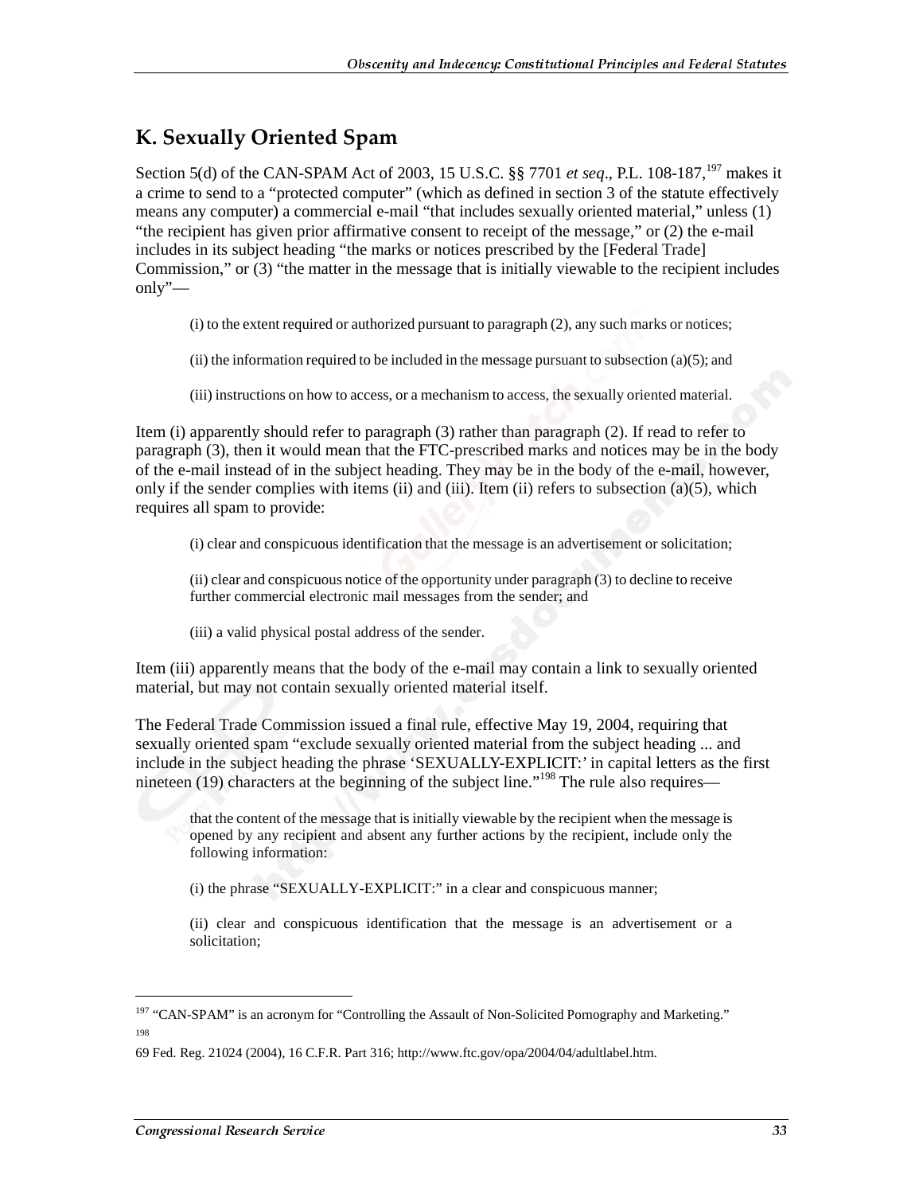## K. Sexually Oriented Spam

Section 5(d) of the CAN-SPAM Act of 2003, 15 U.S.C. §§ 7701 *et seq*., P.L. 108-187,[197] makes it a crime to send to a "protected computer" (which as defined in section 3 of the statute effectively means any computer) a commercial e-mail "that includes sexually oriented material," unless (1) "the recipient has given prior affirmative consent to receipt of the message," or (2) the e-mail includes in its subject heading "the marks or notices prescribed by the [Federal Trade] Commission," or (3) "the matter in the message that is initially viewable to the recipient includes only"—

> (i) to the extent required or authorized pursuant to paragraph (2), any such marks or notices;
>
> (ii) the information required to be included in the message pursuant to subsection (a)(5); and
>
> (iii) instructions on how to access, or a mechanism to access, the sexually oriented material.

Item (i) apparently should refer to paragraph (3) rather than paragraph (2). If read to refer to paragraph (3), then it would mean that the FTC-prescribed marks and notices may be in the body of the e-mail instead of in the subject heading. They may be in the body of the e-mail, however, only if the sender complies with items (ii) and (iii). Item (ii) refers to subsection (a)(5), which requires all spam to provide:

> (i) clear and conspicuous identification that the message is an advertisement or solicitation;
>
> (ii) clear and conspicuous notice of the opportunity under paragraph (3) to decline to receive further commercial electronic mail messages from the sender; and
>
> (iii) a valid physical postal address of the sender.

Item (iii) apparently means that the body of the e-mail may contain a link to sexually oriented material, but may not contain sexually oriented material itself.

The Federal Trade Commission issued a final rule, effective May 19, 2004, requiring that sexually oriented spam "exclude sexually oriented material from the subject heading ... and include in the subject heading the phrase 'SEXUALLY-EXPLICIT:' in capital letters as the first nineteen (19) characters at the beginning of the subject line."[198] The rule also requires—

> that the content of the message that is initially viewable by the recipient when the message is opened by any recipient and absent any further actions by the recipient, include only the following information:
>
> (i) the phrase "SEXUALLY-EXPLICIT:" in a clear and conspicuous manner;
>
> (ii) clear and conspicuous identification that the message is an advertisement or a solicitation;

---

[197] "CAN-SPAM" is an acronym for "Controlling the Assault of Non-Solicited Pornography and Marketing."

[198] 69 Fed. Reg. 21024 (2004), 16 C.F.R. Part 316; http://www.ftc.gov/opa/2004/04/adultlabel.htm.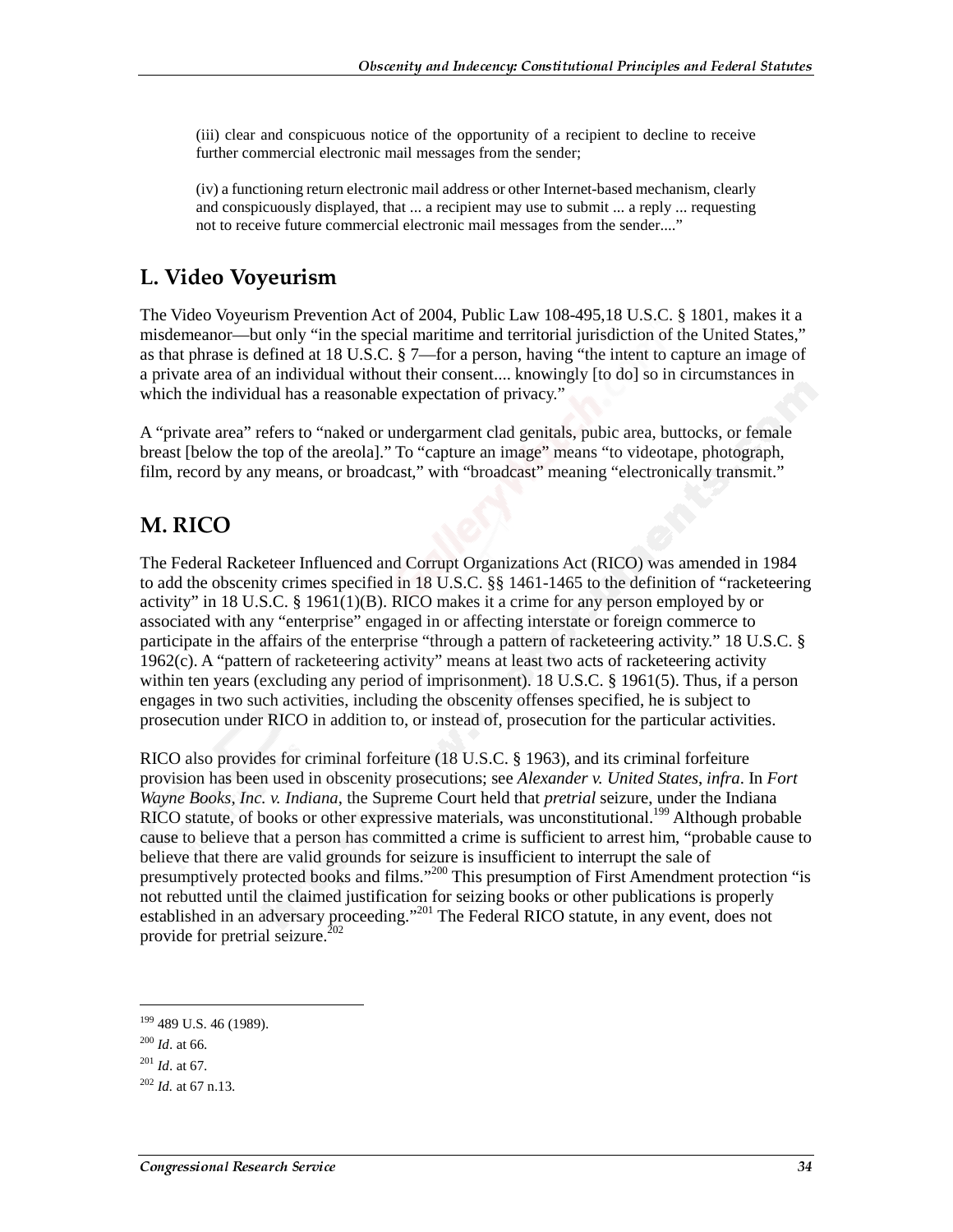(iii) clear and conspicuous notice of the opportunity of a recipient to decline to receive further commercial electronic mail messages from the sender;

(iv) a functioning return electronic mail address or other Internet-based mechanism, clearly and conspicuously displayed, that ... a recipient may use to submit ... a reply ... requesting not to receive future commercial electronic mail messages from the sender...."

## L. Video Voyeurism

The Video Voyeurism Prevention Act of 2004, Public Law 108-495,18 U.S.C. § 1801, makes it a misdemeanor—but only "in the special maritime and territorial jurisdiction of the United States," as that phrase is defined at 18 U.S.C. § 7—for a person, having "the intent to capture an image of a private area of an individual without their consent.... knowingly [to do] so in circumstances in which the individual has a reasonable expectation of privacy."

A "private area" refers to "naked or undergarment clad genitals, pubic area, buttocks, or female breast [below the top of the areola]." To "capture an image" means "to videotape, photograph, film, record by any means, or broadcast," with "broadcast" meaning "electronically transmit."

## M. RICO

The Federal Racketeer Influenced and Corrupt Organizations Act (RICO) was amended in 1984 to add the obscenity crimes specified in 18 U.S.C. §§ 1461-1465 to the definition of "racketeering activity" in 18 U.S.C. § 1961(1)(B). RICO makes it a crime for any person employed by or associated with any "enterprise" engaged in or affecting interstate or foreign commerce to participate in the affairs of the enterprise "through a pattern of racketeering activity." 18 U.S.C. § 1962(c). A "pattern of racketeering activity" means at least two acts of racketeering activity within ten years (excluding any period of imprisonment). 18 U.S.C. § 1961(5). Thus, if a person engages in two such activities, including the obscenity offenses specified, he is subject to prosecution under RICO in addition to, or instead of, prosecution for the particular activities.

RICO also provides for criminal forfeiture (18 U.S.C. § 1963), and its criminal forfeiture provision has been used in obscenity prosecutions; see *Alexander v. United States*, *infra*. In *Fort Wayne Books, Inc. v. Indiana*, the Supreme Court held that *pretrial* seizure, under the Indiana RICO statute, of books or other expressive materials, was unconstitutional.[199] Although probable cause to believe that a person has committed a crime is sufficient to arrest him, "probable cause to believe that there are valid grounds for seizure is insufficient to interrupt the sale of presumptively protected books and films."[200] This presumption of First Amendment protection "is not rebutted until the claimed justification for seizing books or other publications is properly established in an adversary proceeding."[201] The Federal RICO statute, in any event, does not provide for pretrial seizure.[202]

---

[199] 489 U.S. 46 (1989).

[200] *Id*. at 66.

[201] *Id*. at 67.

[202] *Id.* at 67 n.13.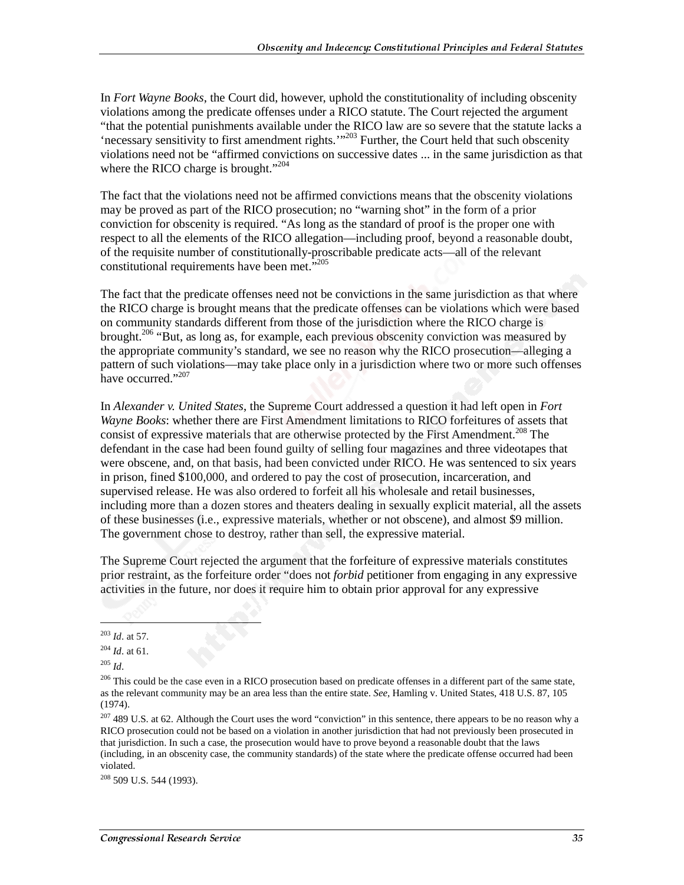In *Fort Wayne Books*, the Court did, however, uphold the constitutionality of including obscenity violations among the predicate offenses under a RICO statute. The Court rejected the argument "that the potential punishments available under the RICO law are so severe that the statute lacks a 'necessary sensitivity to first amendment rights.'"[203] Further, the Court held that such obscenity violations need not be "affirmed convictions on successive dates ... in the same jurisdiction as that where the RICO charge is brought."[204]

The fact that the violations need not be affirmed convictions means that the obscenity violations may be proved as part of the RICO prosecution; no "warning shot" in the form of a prior conviction for obscenity is required. "As long as the standard of proof is the proper one with respect to all the elements of the RICO allegation—including proof, beyond a reasonable doubt, of the requisite number of constitutionally-proscribable predicate acts—all of the relevant constitutional requirements have been met."[205]

The fact that the predicate offenses need not be convictions in the same jurisdiction as that where the RICO charge is brought means that the predicate offenses can be violations which were based on community standards different from those of the jurisdiction where the RICO charge is brought.[206] "But, as long as, for example, each previous obscenity conviction was measured by the appropriate community's standard, we see no reason why the RICO prosecution—alleging a pattern of such violations—may take place only in a jurisdiction where two or more such offenses have occurred."[207]

In *Alexander v. United States*, the Supreme Court addressed a question it had left open in *Fort Wayne Books*: whether there are First Amendment limitations to RICO forfeitures of assets that consist of expressive materials that are otherwise protected by the First Amendment.[208] The defendant in the case had been found guilty of selling four magazines and three videotapes that were obscene, and, on that basis, had been convicted under RICO. He was sentenced to six years in prison, fined $100,000, and ordered to pay the cost of prosecution, incarceration, and supervised release. He was also ordered to forfeit all his wholesale and retail businesses, including more than a dozen stores and theaters dealing in sexually explicit material, all the assets of these businesses (i.e., expressive materials, whether or not obscene), and almost $9 million. The government chose to destroy, rather than sell, the expressive material.

The Supreme Court rejected the argument that the forfeiture of expressive materials constitutes prior restraint, as the forfeiture order "does not *forbid* petitioner from engaging in any expressive activities in the future, nor does it require him to obtain prior approval for any expressive

---

[203] *Id*. at 57.

[204] *Id*. at 61.

[205] *Id*.

[206] This could be the case even in a RICO prosecution based on predicate offenses in a different part of the same state, as the relevant community may be an area less than the entire state. *See*, Hamling v. United States, 418 U.S. 87, 105 (1974).

[207] 489 U.S. at 62. Although the Court uses the word "conviction" in this sentence, there appears to be no reason why a RICO prosecution could not be based on a violation in another jurisdiction that had not previously been prosecuted in that jurisdiction. In such a case, the prosecution would have to prove beyond a reasonable doubt that the laws (including, in an obscenity case, the community standards) of the state where the predicate offense occurred had been violated.

[208] 509 U.S. 544 (1993).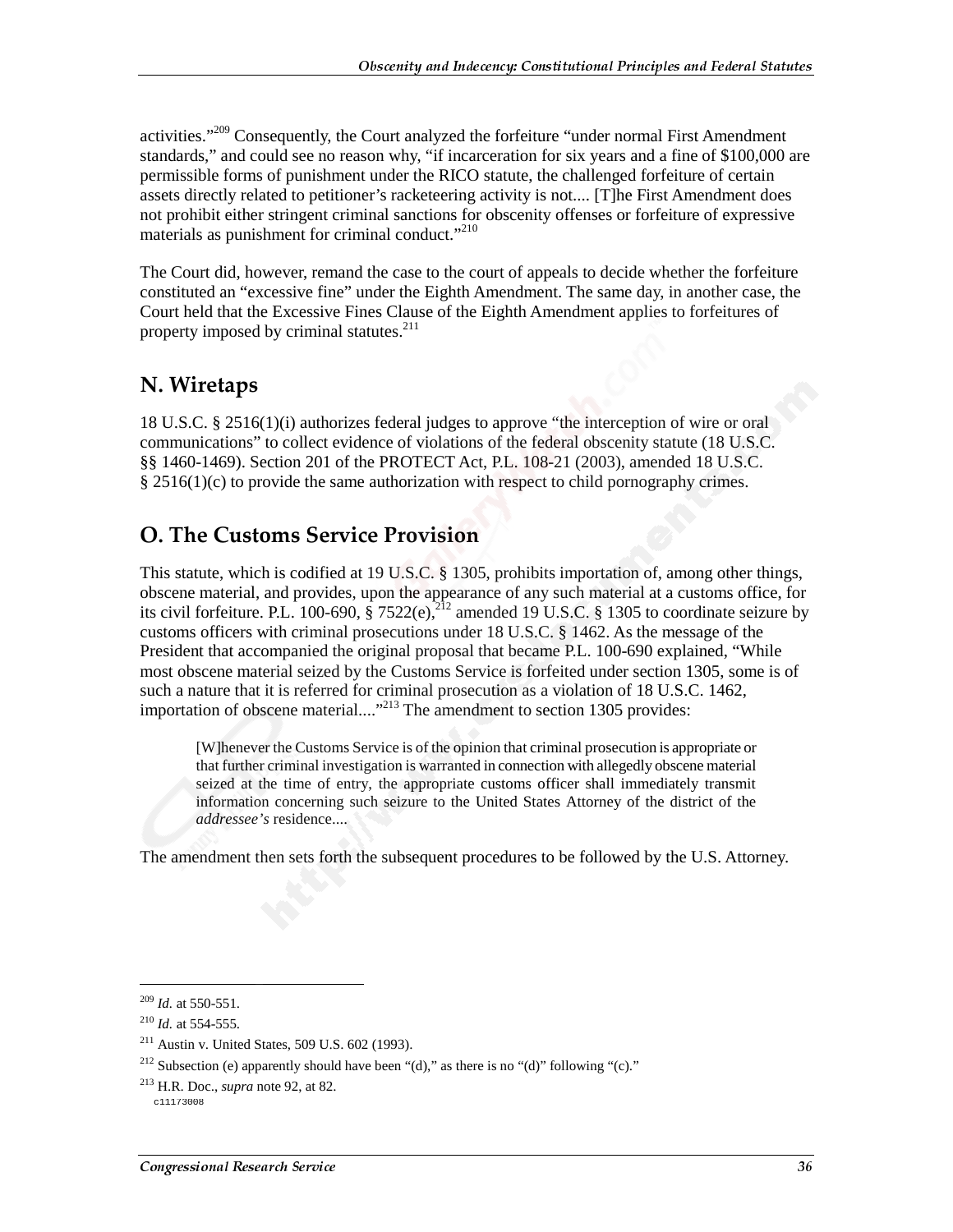activities."[209] Consequently, the Court analyzed the forfeiture "under normal First Amendment standards," and could see no reason why, "if incarceration for six years and a fine of $100,000 are permissible forms of punishment under the RICO statute, the challenged forfeiture of certain assets directly related to petitioner's racketeering activity is not.... [T]he First Amendment does not prohibit either stringent criminal sanctions for obscenity offenses or forfeiture of expressive materials as punishment for criminal conduct."[210]

The Court did, however, remand the case to the court of appeals to decide whether the forfeiture constituted an "excessive fine" under the Eighth Amendment. The same day, in another case, the Court held that the Excessive Fines Clause of the Eighth Amendment applies to forfeitures of property imposed by criminal statutes.[211]

## N. Wiretaps

18 U.S.C. § 2516(1)(i) authorizes federal judges to approve "the interception of wire or oral communications" to collect evidence of violations of the federal obscenity statute (18 U.S.C. §§ 1460-1469). Section 201 of the PROTECT Act, P.L. 108-21 (2003), amended 18 U.S.C. § 2516(1)(c) to provide the same authorization with respect to child pornography crimes.

## O. The Customs Service Provision

This statute, which is codified at 19 U.S.C. § 1305, prohibits importation of, among other things, obscene material, and provides, upon the appearance of any such material at a customs office, for its civil forfeiture. P.L. 100-690, § 7522(e),[212] amended 19 U.S.C. § 1305 to coordinate seizure by customs officers with criminal prosecutions under 18 U.S.C. § 1462. As the message of the President that accompanied the original proposal that became P.L. 100-690 explained, "While most obscene material seized by the Customs Service is forfeited under section 1305, some is of such a nature that it is referred for criminal prosecution as a violation of 18 U.S.C. 1462, importation of obscene material...."[213] The amendment to section 1305 provides:

> [W]henever the Customs Service is of the opinion that criminal prosecution is appropriate or that further criminal investigation is warranted in connection with allegedly obscene material seized at the time of entry, the appropriate customs officer shall immediately transmit information concerning such seizure to the United States Attorney of the district of the *addressee's* residence....

The amendment then sets forth the subsequent procedures to be followed by the U.S. Attorney.

---

[209] *Id.* at 550-551.

[210] *Id.* at 554-555.

[211] Austin v. United States, 509 U.S. 602 (1993).

[212] Subsection (e) apparently should have been "(d)," as there is no "(d)" following "(c)."

[213] H.R. Doc., *supra* note 92, at 82.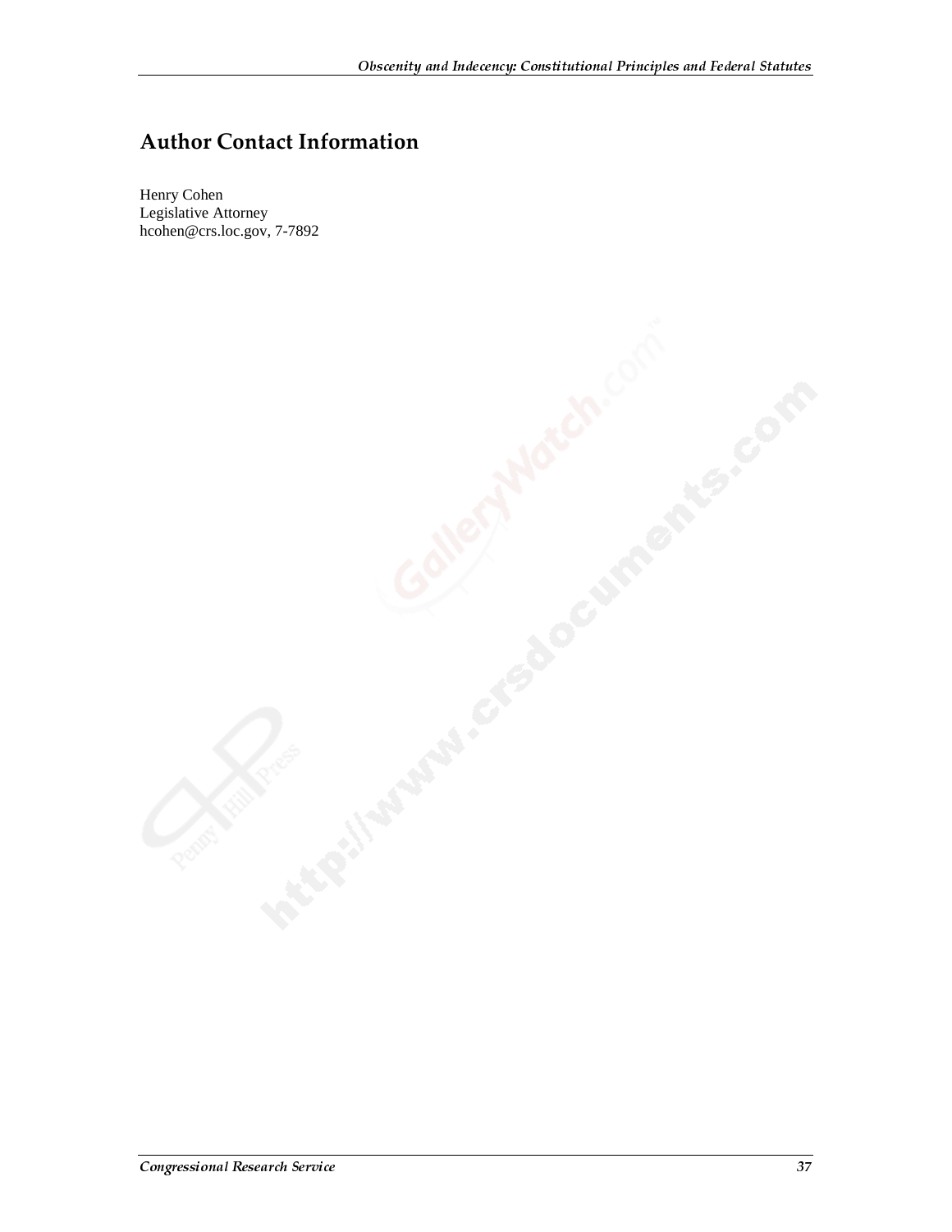## Author Contact Information

Henry Cohen
Legislative Attorney
hcohen@crs.loc.gov, 7-7892